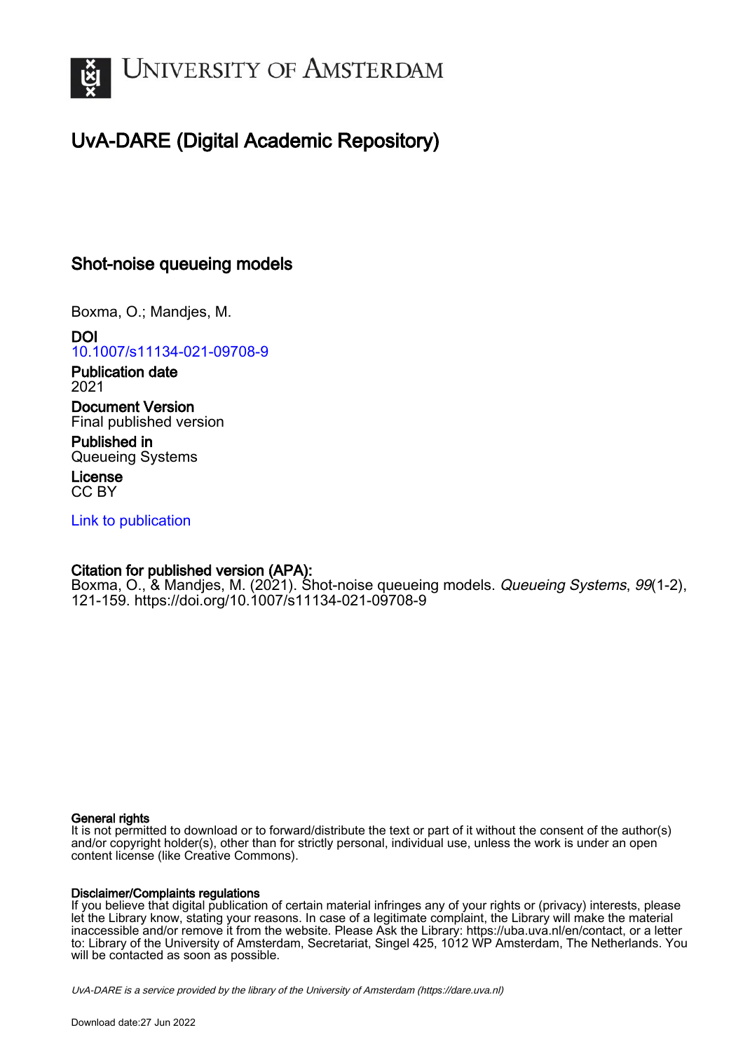# UNIVERSITY OF AMSTERDAM

## UvA-DARE (Digital Academic Repository)

### Shot-noise queueing models

Boxma, O.; Mandjes, M.

**DOI**
10.1007/s11134-021-09708-9

**Publication date**
2021

**Document Version**
Final published version

**Published in**
Queueing Systems

**License**
CC BY

Link to publication

**Citation for published version (APA):**
Boxma, O., & Mandjes, M. (2021). Shot-noise queueing models. *Queueing Systems*, *99*(1-2), 121-159. https://doi.org/10.1007/s11134-021-09708-9

**General rights**
It is not permitted to download or to forward/distribute the text or part of it without the consent of the author(s) and/or copyright holder(s), other than for strictly personal, individual use, unless the work is under an open content license (like Creative Commons).

**Disclaimer/Complaints regulations**
If you believe that digital publication of certain material infringes any of your rights or (privacy) interests, please let the Library know, stating your reasons. In case of a legitimate complaint, the Library will make the material inaccessible and/or remove it from the website. Please Ask the Library: https://uba.uva.nl/en/contact, or a letter to: Library of the University of Amsterdam, Secretariat, Singel 425, 1012 WP Amsterdam, The Netherlands. You will be contacted as soon as possible.

UvA-DARE is a service provided by the library of the University of Amsterdam (https://dare.uva.nl)

Download date:27 Jun 2022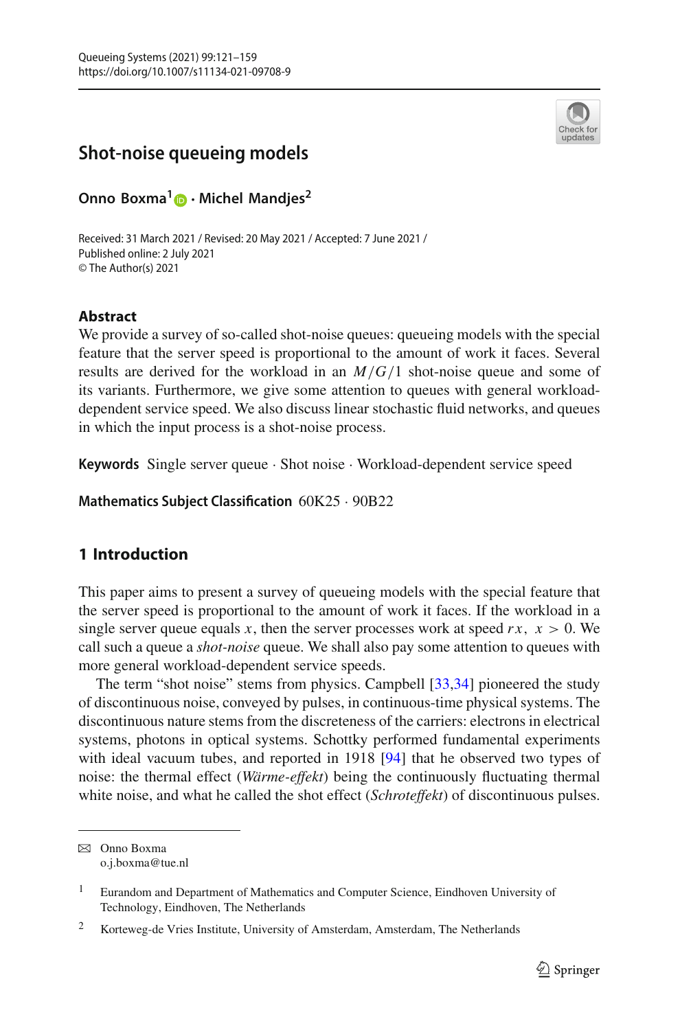# Shot-noise queueing models

**Onno Boxma**[1] · **Michel Mandjes**[2]

Received: 31 March 2021 / Revised: 20 May 2021 / Accepted: 7 June 2021 /
Published online: 2 July 2021
© The Author(s) 2021

## Abstract

We provide a survey of so-called shot-noise queues: queueing models with the special feature that the server speed is proportional to the amount of work it faces. Several results are derived for the workload in an $M/G/1$ shot-noise queue and some of its variants. Furthermore, we give some attention to queues with general workload-dependent service speed. We also discuss linear stochastic fluid networks, and queues in which the input process is a shot-noise process.

**Keywords** Single server queue · Shot noise · Workload-dependent service speed

**Mathematics Subject Classification** 60K25 · 90B22

## 1 Introduction

This paper aims to present a survey of queueing models with the special feature that the server speed is proportional to the amount of work it faces. If the workload in a single server queue equals $x$, then the server processes work at speed $rx$, $x > 0$. We call such a queue a *shot-noise* queue. We shall also pay some attention to queues with more general workload-dependent service speeds.

The term "shot noise" stems from physics. Campbell [33,34] pioneered the study of discontinuous noise, conveyed by pulses, in continuous-time physical systems. The discontinuous nature stems from the discreteness of the carriers: electrons in electrical systems, photons in optical systems. Schottky performed fundamental experiments with ideal vacuum tubes, and reported in 1918 [94] that he observed two types of noise: the thermal effect (*Wärme-effekt*) being the continuously fluctuating thermal white noise, and what he called the shot effect (*Schroteffekt*) of discontinuous pulses.

✉ Onno Boxma
o.j.boxma@tue.nl

[1] Eurandom and Department of Mathematics and Computer Science, Eindhoven University of Technology, Eindhoven, The Netherlands

[2] Korteweg-de Vries Institute, University of Amsterdam, Amsterdam, The Netherlands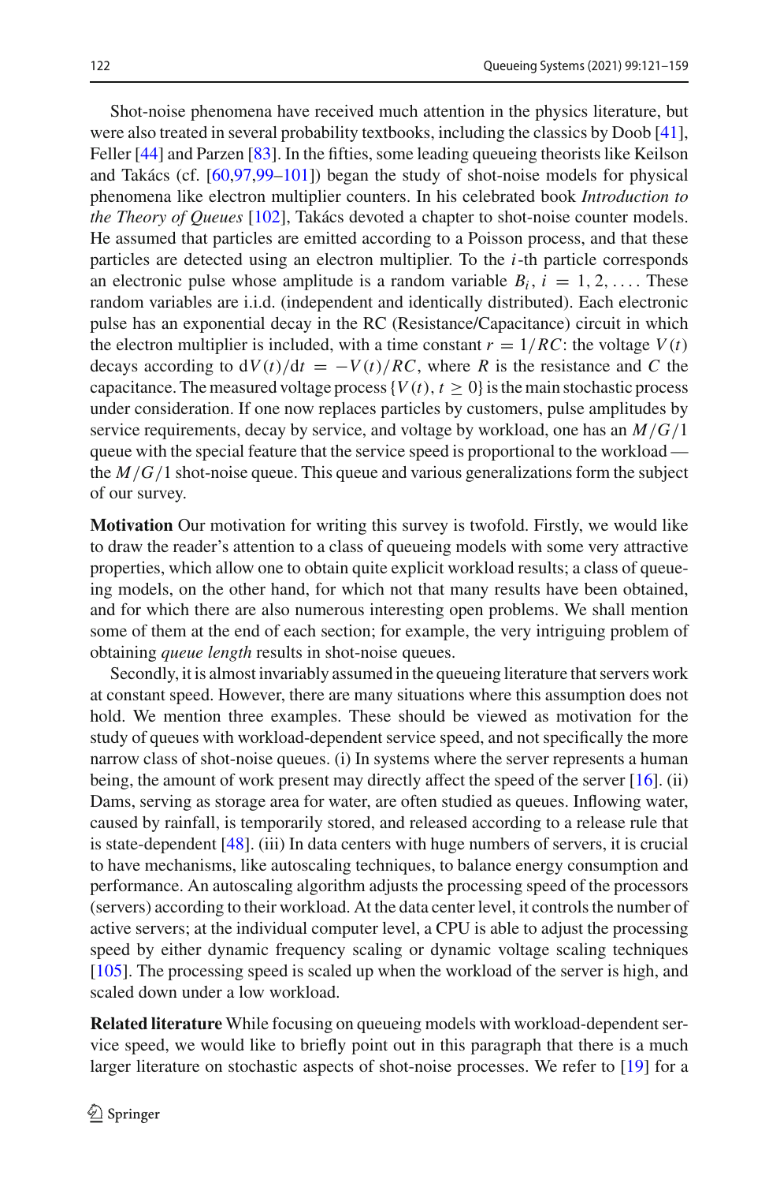Shot-noise phenomena have received much attention in the physics literature, but were also treated in several probability textbooks, including the classics by Doob [41], Feller [44] and Parzen [83]. In the fifties, some leading queueing theorists like Keilson and Takács (cf. [60,97,99–101]) began the study of shot-noise models for physical phenomena like electron multiplier counters. In his celebrated book *Introduction to the Theory of Queues* [102], Takács devoted a chapter to shot-noise counter models. He assumed that particles are emitted according to a Poisson process, and that these particles are detected using an electron multiplier. To the $i$-th particle corresponds an electronic pulse whose amplitude is a random variable $B_i$, $i = 1, 2, \ldots$. These random variables are i.i.d. (independent and identically distributed). Each electronic pulse has an exponential decay in the RC (Resistance/Capacitance) circuit in which the electron multiplier is included, with a time constant $r = 1/RC$: the voltage $V(t)$ decays according to $\mathrm{d}V(t)/\mathrm{d}t = -V(t)/RC$, where $R$ is the resistance and $C$ the capacitance. The measured voltage process $\{V(t), t \geq 0\}$ is the main stochastic process under consideration. If one now replaces particles by customers, pulse amplitudes by service requirements, decay by service, and voltage by workload, one has an $M/G/1$ queue with the special feature that the service speed is proportional to the workload — the $M/G/1$ shot-noise queue. This queue and various generalizations form the subject of our survey.

**Motivation** Our motivation for writing this survey is twofold. Firstly, we would like to draw the reader's attention to a class of queueing models with some very attractive properties, which allow one to obtain quite explicit workload results; a class of queueing models, on the other hand, for which not that many results have been obtained, and for which there are also numerous interesting open problems. We shall mention some of them at the end of each section; for example, the very intriguing problem of obtaining *queue length* results in shot-noise queues.

Secondly, it is almost invariably assumed in the queueing literature that servers work at constant speed. However, there are many situations where this assumption does not hold. We mention three examples. These should be viewed as motivation for the study of queues with workload-dependent service speed, and not specifically the more narrow class of shot-noise queues. (i) In systems where the server represents a human being, the amount of work present may directly affect the speed of the server [16]. (ii) Dams, serving as storage area for water, are often studied as queues. Inflowing water, caused by rainfall, is temporarily stored, and released according to a release rule that is state-dependent [48]. (iii) In data centers with huge numbers of servers, it is crucial to have mechanisms, like autoscaling techniques, to balance energy consumption and performance. An autoscaling algorithm adjusts the processing speed of the processors (servers) according to their workload. At the data center level, it controls the number of active servers; at the individual computer level, a CPU is able to adjust the processing speed by either dynamic frequency scaling or dynamic voltage scaling techniques [105]. The processing speed is scaled up when the workload of the server is high, and scaled down under a low workload.

**Related literature** While focusing on queueing models with workload-dependent service speed, we would like to briefly point out in this paragraph that there is a much larger literature on stochastic aspects of shot-noise processes. We refer to [19] for a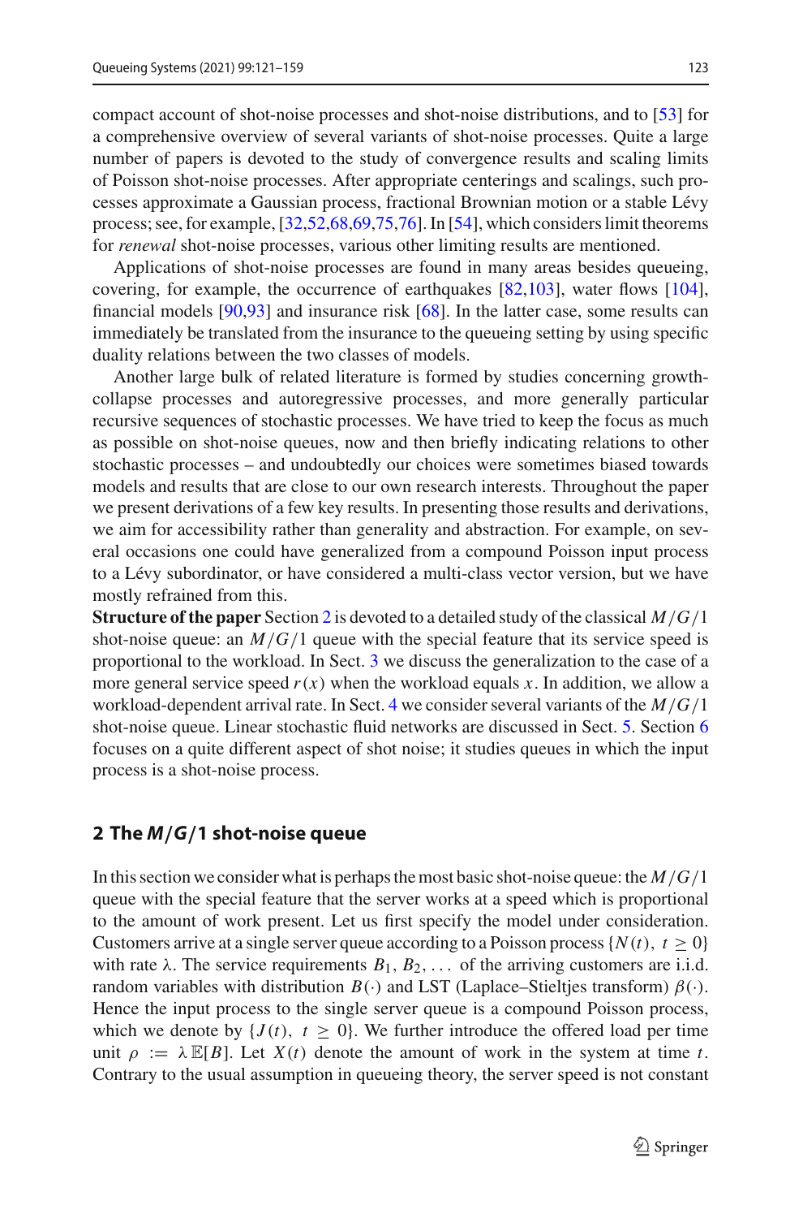compact account of shot-noise processes and shot-noise distributions, and to [53] for a comprehensive overview of several variants of shot-noise processes. Quite a large number of papers is devoted to the study of convergence results and scaling limits of Poisson shot-noise processes. After appropriate centerings and scalings, such processes approximate a Gaussian process, fractional Brownian motion or a stable Lévy process; see, for example, [32,52,68,69,75,76]. In [54], which considers limit theorems for *renewal* shot-noise processes, various other limiting results are mentioned.

Applications of shot-noise processes are found in many areas besides queueing, covering, for example, the occurrence of earthquakes [82,103], water flows [104], financial models [90,93] and insurance risk [68]. In the latter case, some results can immediately be translated from the insurance to the queueing setting by using specific duality relations between the two classes of models.

Another large bulk of related literature is formed by studies concerning growth-collapse processes and autoregressive processes, and more generally particular recursive sequences of stochastic processes. We have tried to keep the focus as much as possible on shot-noise queues, now and then briefly indicating relations to other stochastic processes – and undoubtedly our choices were sometimes biased towards models and results that are close to our own research interests. Throughout the paper we present derivations of a few key results. In presenting those results and derivations, we aim for accessibility rather than generality and abstraction. For example, on several occasions one could have generalized from a compound Poisson input process to a Lévy subordinator, or have considered a multi-class vector version, but we have mostly refrained from this.

**Structure of the paper** Section 2 is devoted to a detailed study of the classical $M/G/1$ shot-noise queue: an $M/G/1$ queue with the special feature that its service speed is proportional to the workload. In Sect. 3 we discuss the generalization to the case of a more general service speed $r(x)$ when the workload equals $x$. In addition, we allow a workload-dependent arrival rate. In Sect. 4 we consider several variants of the $M/G/1$ shot-noise queue. Linear stochastic fluid networks are discussed in Sect. 5. Section 6 focuses on a quite different aspect of shot noise; it studies queues in which the input process is a shot-noise process.

## 2 The $M/G/1$ shot-noise queue

In this section we consider what is perhaps the most basic shot-noise queue: the $M/G/1$ queue with the special feature that the server works at a speed which is proportional to the amount of work present. Let us first specify the model under consideration. Customers arrive at a single server queue according to a Poisson process $\{N(t),\ t \geq 0\}$ with rate $\lambda$. The service requirements $B_1, B_2, \ldots$ of the arriving customers are i.i.d. random variables with distribution $B(\cdot)$ and LST (Laplace–Stieltjes transform) $\beta(\cdot)$. Hence the input process to the single server queue is a compound Poisson process, which we denote by $\{J(t),\ t \geq 0\}$. We further introduce the offered load per time unit $\rho := \lambda\,\mathbb{E}[B]$. Let $X(t)$ denote the amount of work in the system at time $t$. Contrary to the usual assumption in queueing theory, the server speed is not constant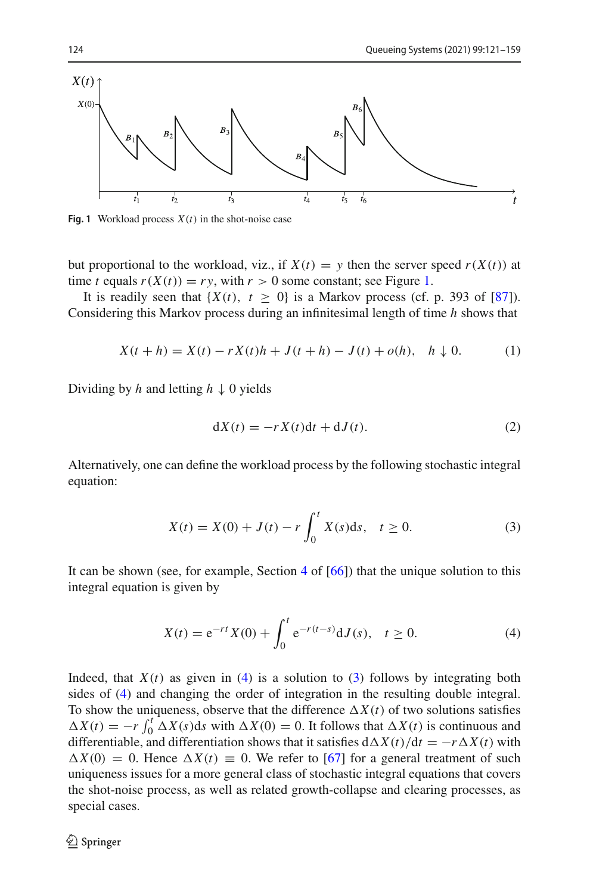**Fig. 1** Workload process $X(t)$ in the shot-noise case

but proportional to the workload, viz., if $X(t) = y$ then the server speed $r(X(t))$ at time $t$ equals $r(X(t)) = ry$, with $r > 0$ some constant; see Figure 1.

It is readily seen that $\{X(t),\ t \geq 0\}$ is a Markov process (cf. p. 393 of [87]). Considering this Markov process during an infinitesimal length of time $h$ shows that

$$X(t + h) = X(t) - rX(t)h + J(t + h) - J(t) + o(h), \quad h \downarrow 0. \tag{1}$$

Dividing by $h$ and letting $h \downarrow 0$ yields

$$\mathrm{d}X(t) = -rX(t)\mathrm{d}t + \mathrm{d}J(t). \tag{2}$$

Alternatively, one can define the workload process by the following stochastic integral equation:

$$X(t) = X(0) + J(t) - r\int_0^t X(s)\mathrm{d}s, \quad t \geq 0. \tag{3}$$

It can be shown (see, for example, Section 4 of [66]) that the unique solution to this integral equation is given by

$$X(t) = \mathrm{e}^{-rt}X(0) + \int_0^t \mathrm{e}^{-r(t-s)}\mathrm{d}J(s), \quad t \geq 0. \tag{4}$$

Indeed, that $X(t)$ as given in (4) is a solution to (3) follows by integrating both sides of (4) and changing the order of integration in the resulting double integral. To show the uniqueness, observe that the difference $\Delta X(t)$ of two solutions satisfies $\Delta X(t) = -r\int_0^t \Delta X(s)\mathrm{d}s$ with $\Delta X(0) = 0$. It follows that $\Delta X(t)$ is continuous and differentiable, and differentiation shows that it satisfies $\mathrm{d}\Delta X(t)/\mathrm{d}t = -r\Delta X(t)$ with $\Delta X(0) = 0$. Hence $\Delta X(t) \equiv 0$. We refer to [67] for a general treatment of such uniqueness issues for a more general class of stochastic integral equations that covers the shot-noise process, as well as related growth-collapse and clearing processes, as special cases.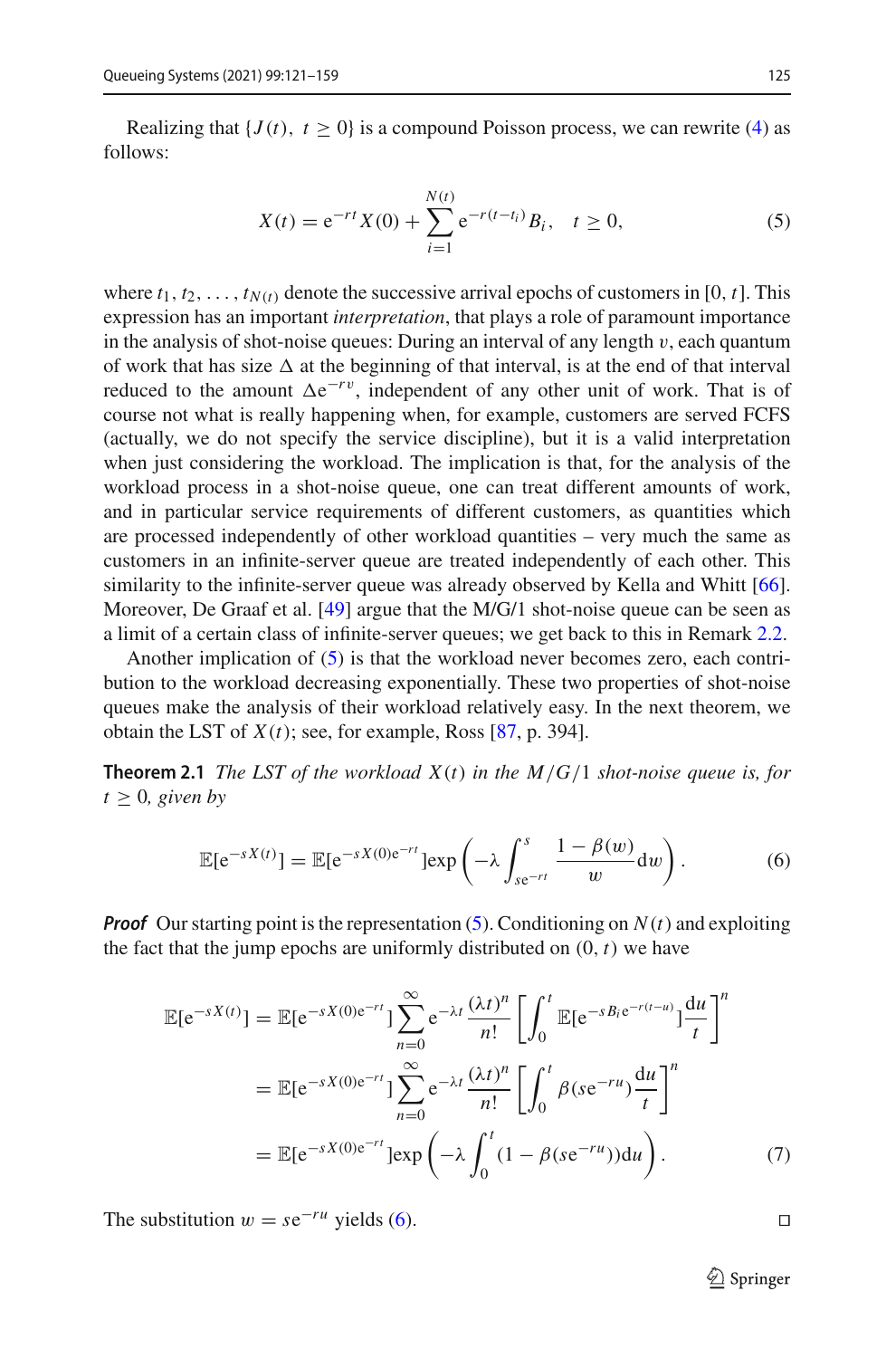Realizing that $\{J(t),\ t \geq 0\}$ is a compound Poisson process, we can rewrite (4) as follows:

$$X(t) = \mathrm{e}^{-rt} X(0) + \sum_{i=1}^{N(t)} \mathrm{e}^{-r(t-t_i)} B_i, \quad t \geq 0, \tag{5}$$

where $t_1, t_2, \ldots, t_{N(t)}$ denote the successive arrival epochs of customers in $[0, t]$. This expression has an important *interpretation*, that plays a role of paramount importance in the analysis of shot-noise queues: During an interval of any length $v$, each quantum of work that has size $\Delta$ at the beginning of that interval, is at the end of that interval reduced to the amount $\Delta \mathrm{e}^{-rv}$, independent of any other unit of work. That is of course not what is really happening when, for example, customers are served FCFS (actually, we do not specify the service discipline), but it is a valid interpretation when just considering the workload. The implication is that, for the analysis of the workload process in a shot-noise queue, one can treat different amounts of work, and in particular service requirements of different customers, as quantities which are processed independently of other workload quantities – very much the same as customers in an infinite-server queue are treated independently of each other. This similarity to the infinite-server queue was already observed by Kella and Whitt [66]. Moreover, De Graaf et al. [49] argue that the M/G/1 shot-noise queue can be seen as a limit of a certain class of infinite-server queues; we get back to this in Remark 2.2.

Another implication of (5) is that the workload never becomes zero, each contribution to the workload decreasing exponentially. These two properties of shot-noise queues make the analysis of their workload relatively easy. In the next theorem, we obtain the LST of $X(t)$; see, for example, Ross [87, p. 394].

**Theorem 2.1** *The LST of the workload $X(t)$ in the $M/G/1$ shot-noise queue is, for $t \geq 0$, given by*

$$\mathbb{E}[\mathrm{e}^{-sX(t)}] = \mathbb{E}[\mathrm{e}^{-sX(0)\mathrm{e}^{-rt}}] \exp\left(-\lambda \int_{s\mathrm{e}^{-rt}}^{s} \frac{1-\beta(w)}{w} \mathrm{d}w\right). \tag{6}$$

***Proof*** Our starting point is the representation (5). Conditioning on $N(t)$ and exploiting the fact that the jump epochs are uniformly distributed on $(0, t)$ we have

$$\begin{aligned}
\mathbb{E}[\mathrm{e}^{-sX(t)}] &= \mathbb{E}[\mathrm{e}^{-sX(0)\mathrm{e}^{-rt}}] \sum_{n=0}^{\infty} \mathrm{e}^{-\lambda t} \frac{(\lambda t)^n}{n!} \left[\int_0^t \mathbb{E}[\mathrm{e}^{-sB_i \mathrm{e}^{-r(t-u)}}] \frac{\mathrm{d}u}{t}\right]^n \\
&= \mathbb{E}[\mathrm{e}^{-sX(0)\mathrm{e}^{-rt}}] \sum_{n=0}^{\infty} \mathrm{e}^{-\lambda t} \frac{(\lambda t)^n}{n!} \left[\int_0^t \beta(s\mathrm{e}^{-ru}) \frac{\mathrm{d}u}{t}\right]^n \\
&= \mathbb{E}[\mathrm{e}^{-sX(0)\mathrm{e}^{-rt}}] \exp\left(-\lambda \int_0^t (1-\beta(s\mathrm{e}^{-ru}))\mathrm{d}u\right).
\end{aligned} \tag{7}$$

The substitution $w = s\mathrm{e}^{-ru}$ yields (6). □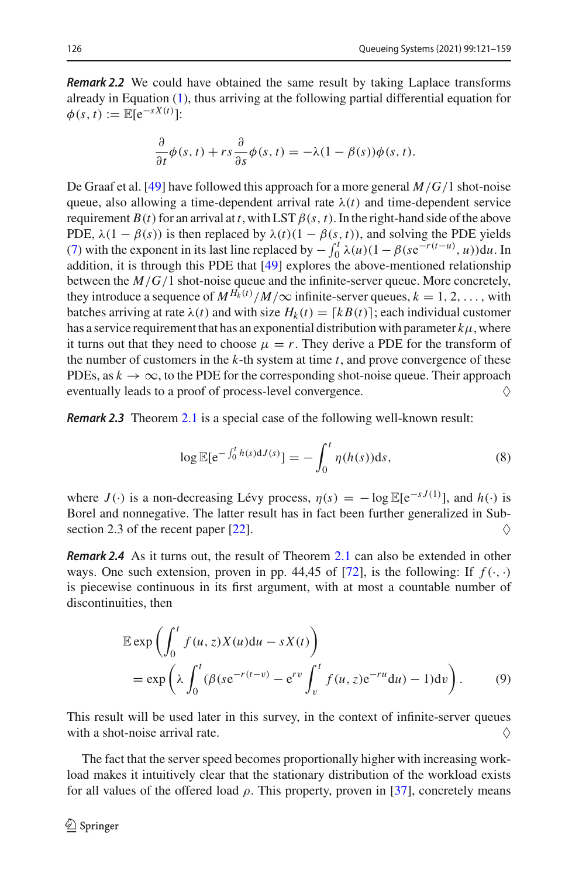***Remark 2.2*** We could have obtained the same result by taking Laplace transforms already in Equation (1), thus arriving at the following partial differential equation for $\phi(s,t) := \mathbb{E}[\mathrm{e}^{-sX(t)}]$:

$$\frac{\partial}{\partial t}\phi(s,t) + rs\frac{\partial}{\partial s}\phi(s,t) = -\lambda(1-\beta(s))\phi(s,t).$$

De Graaf et al. [49] have followed this approach for a more general $M/G/1$ shot-noise queue, also allowing a time-dependent arrival rate $\lambda(t)$ and time-dependent service requirement $B(t)$ for an arrival at $t$, with LST $\beta(s,t)$. In the right-hand side of the above PDE, $\lambda(1-\beta(s))$ is then replaced by $\lambda(t)(1-\beta(s,t))$, and solving the PDE yields (7) with the exponent in its last line replaced by $-\int_0^t \lambda(u)(1-\beta(s\mathrm{e}^{-r(t-u)},u))\mathrm{d}u$. In addition, it is through this PDE that [49] explores the above-mentioned relationship between the $M/G/1$ shot-noise queue and the infinite-server queue. More concretely, they introduce a sequence of $M^{H_k(t)}/M/\infty$ infinite-server queues, $k = 1, 2, \ldots$, with batches arriving at rate $\lambda(t)$ and with size $H_k(t) = \lceil kB(t) \rceil$; each individual customer has a service requirement that has an exponential distribution with parameter $k\mu$, where it turns out that they need to choose $\mu = r$. They derive a PDE for the transform of the number of customers in the $k$-th system at time $t$, and prove convergence of these PDEs, as $k \to \infty$, to the PDE for the corresponding shot-noise queue. Their approach eventually leads to a proof of process-level convergence. ♢

***Remark 2.3*** Theorem 2.1 is a special case of the following well-known result:

$$\log \mathbb{E}[\mathrm{e}^{-\int_0^t h(s)\mathrm{d}J(s)}] = -\int_0^t \eta(h(s))\mathrm{d}s, \tag{8}$$

where $J(\cdot)$ is a non-decreasing Lévy process, $\eta(s) = -\log \mathbb{E}[\mathrm{e}^{-sJ(1)}]$, and $h(\cdot)$ is Borel and nonnegative. The latter result has in fact been further generalized in Subsection 2.3 of the recent paper [22]. ♢

***Remark 2.4*** As it turns out, the result of Theorem 2.1 can also be extended in other ways. One such extension, proven in pp. 44,45 of [72], is the following: If $f(\cdot,\cdot)$ is piecewise continuous in its first argument, with at most a countable number of discontinuities, then

$$\begin{aligned}
&\mathbb{E}\exp\left(\int_0^t f(u,z)X(u)\mathrm{d}u - sX(t)\right)\\
&\quad = \exp\left(\lambda\int_0^t (\beta(s\mathrm{e}^{-r(t-v)} - \mathrm{e}^{rv}\int_v^t f(u,z)\mathrm{e}^{-ru}\mathrm{d}u) - 1)\mathrm{d}v\right).
\end{aligned} \tag{9}$$

This result will be used later in this survey, in the context of infinite-server queues with a shot-noise arrival rate. ♢

The fact that the server speed becomes proportionally higher with increasing workload makes it intuitively clear that the stationary distribution of the workload exists for all values of the offered load $\rho$. This property, proven in [37], concretely means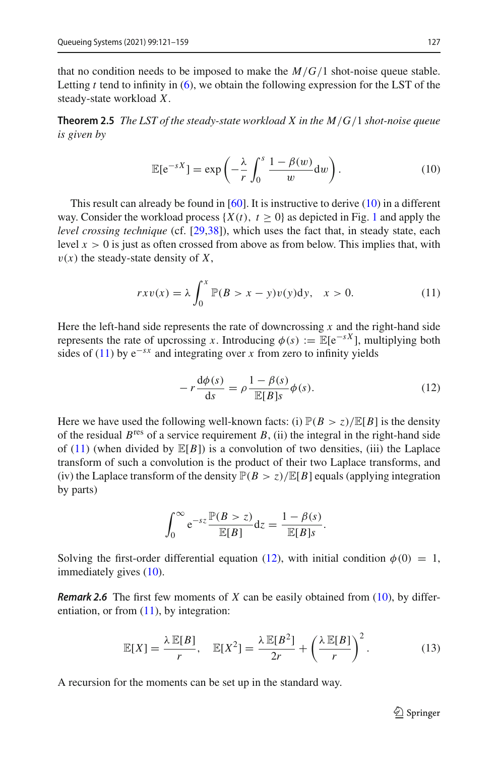that no condition needs to be imposed to make the $M/G/1$ shot-noise queue stable. Letting $t$ tend to infinity in (6), we obtain the following expression for the LST of the steady-state workload $X$.

**Theorem 2.5** *The LST of the steady-state workload $X$ in the $M/G/1$ shot-noise queue is given by*

$$\mathbb{E}[\mathrm{e}^{-sX}] = \exp\left(-\frac{\lambda}{r}\int_0^s \frac{1-\beta(w)}{w}\mathrm{d}w\right). \tag{10}$$

This result can already be found in [60]. It is instructive to derive (10) in a different way. Consider the workload process $\{X(t),\ t \geq 0\}$ as depicted in Fig. 1 and apply the *level crossing technique* (cf. [29,38]), which uses the fact that, in steady state, each level $x > 0$ is just as often crossed from above as from below. This implies that, with $v(x)$ the steady-state density of $X$,

$$rxv(x) = \lambda \int_0^x \mathbb{P}(B > x-y)v(y)\mathrm{d}y, \quad x > 0. \tag{11}$$

Here the left-hand side represents the rate of downcrossing $x$ and the right-hand side represents the rate of upcrossing $x$. Introducing $\phi(s) := \mathbb{E}[\mathrm{e}^{-sX}]$, multiplying both sides of (11) by $\mathrm{e}^{-sx}$ and integrating over $x$ from zero to infinity yields

$$-r\frac{\mathrm{d}\phi(s)}{\mathrm{d}s} = \rho\frac{1-\beta(s)}{\mathbb{E}[B]s}\phi(s). \tag{12}$$

Here we have used the following well-known facts: (i) $\mathbb{P}(B > z)/\mathbb{E}[B]$ is the density of the residual $B^{\mathrm{res}}$ of a service requirement $B$, (ii) the integral in the right-hand side of (11) (when divided by $\mathbb{E}[B]$) is a convolution of two densities, (iii) the Laplace transform of such a convolution is the product of their two Laplace transforms, and (iv) the Laplace transform of the density $\mathbb{P}(B > z)/\mathbb{E}[B]$ equals (applying integration by parts)

$$\int_0^\infty \mathrm{e}^{-sz}\frac{\mathbb{P}(B > z)}{\mathbb{E}[B]}\mathrm{d}z = \frac{1-\beta(s)}{\mathbb{E}[B]s}.$$

Solving the first-order differential equation (12), with initial condition $\phi(0) = 1$, immediately gives (10).

***Remark 2.6*** The first few moments of $X$ can be easily obtained from (10), by differentiation, or from (11), by integration:

$$\mathbb{E}[X] = \frac{\lambda\,\mathbb{E}[B]}{r}, \quad \mathbb{E}[X^2] = \frac{\lambda\,\mathbb{E}[B^2]}{2r} + \left(\frac{\lambda\,\mathbb{E}[B]}{r}\right)^2. \tag{13}$$

A recursion for the moments can be set up in the standard way.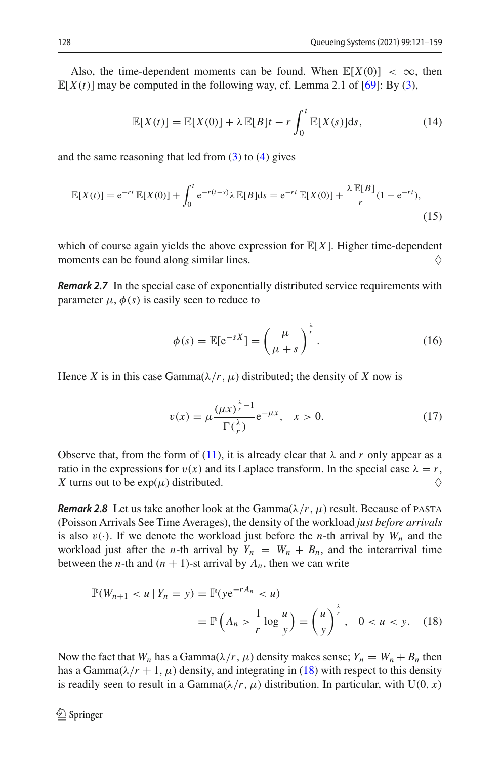Also, the time-dependent moments can be found. When $\mathbb{E}[X(0)] < \infty$, then $\mathbb{E}[X(t)]$ may be computed in the following way, cf. Lemma 2.1 of [69]: By (3),

$$\mathbb{E}[X(t)] = \mathbb{E}[X(0)] + \lambda\,\mathbb{E}[B]t - r\int_0^t \mathbb{E}[X(s)]\mathrm{d}s, \tag{14}$$

and the same reasoning that led from (3) to (4) gives

$$\mathbb{E}[X(t)] = \mathrm{e}^{-rt}\,\mathbb{E}[X(0)] + \int_0^t \mathrm{e}^{-r(t-s)}\lambda\,\mathbb{E}[B]\mathrm{d}s = \mathrm{e}^{-rt}\,\mathbb{E}[X(0)] + \frac{\lambda\,\mathbb{E}[B]}{r}(1-\mathrm{e}^{-rt}), \tag{15}$$

which of course again yields the above expression for $\mathbb{E}[X]$. Higher time-dependent moments can be found along similar lines. ♢

***Remark 2.7*** In the special case of exponentially distributed service requirements with parameter $\mu$, $\phi(s)$ is easily seen to reduce to

$$\phi(s) = \mathbb{E}[\mathrm{e}^{-sX}] = \left(\frac{\mu}{\mu+s}\right)^{\frac{\lambda}{r}}. \tag{16}$$

Hence $X$ is in this case Gamma($\lambda/r,\mu$) distributed; the density of $X$ now is

$$v(x) = \mu\frac{(\mu x)^{\frac{\lambda}{r}-1}}{\Gamma(\frac{\lambda}{r})}\mathrm{e}^{-\mu x}, \quad x > 0. \tag{17}$$

Observe that, from the form of (11), it is already clear that $\lambda$ and $r$ only appear as a ratio in the expressions for $v(x)$ and its Laplace transform. In the special case $\lambda = r$, $X$ turns out to be exp($\mu$) distributed. ♢

***Remark 2.8*** Let us take another look at the Gamma($\lambda/r,\mu$) result. Because of PASTA (Poisson Arrivals See Time Averages), the density of the workload *just before arrivals* is also $v(\cdot)$. If we denote the workload just before the $n$-th arrival by $W_n$ and the workload just after the $n$-th arrival by $Y_n = W_n + B_n$, and the interarrival time between the $n$-th and $(n+1)$-st arrival by $A_n$, then we can write

$$\mathbb{P}(W_{n+1} < u \,|\, Y_n = y) = \mathbb{P}(y\mathrm{e}^{-rA_n} < u)$$
$$= \mathbb{P}\left(A_n > \frac{1}{r}\log\frac{u}{y}\right) = \left(\frac{u}{y}\right)^{\frac{\lambda}{r}}, \quad 0 < u < y. \tag{18}$$

Now the fact that $W_n$ has a Gamma($\lambda/r,\mu$) density makes sense; $Y_n = W_n + B_n$ then has a Gamma($\lambda/r+1,\mu$) density, and integrating in (18) with respect to this density is readily seen to result in a Gamma($\lambda/r,\mu$) distribution. In particular, with U$(0,x)$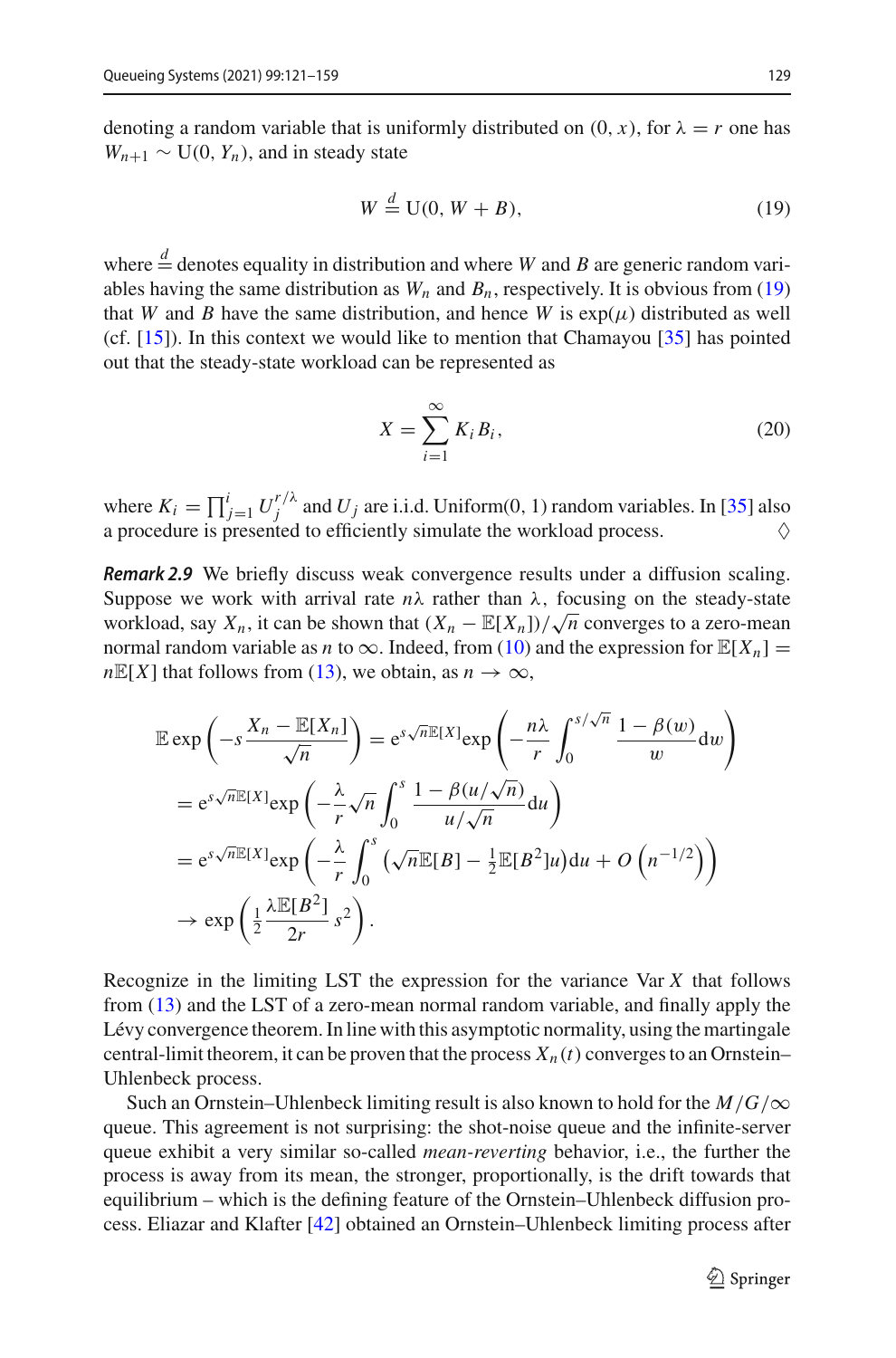denoting a random variable that is uniformly distributed on $(0, x)$, for $\lambda = r$ one has $W_{n+1} \sim \mathrm{U}(0, Y_n)$, and in steady state

$$W \stackrel{d}{=} \mathrm{U}(0, W + B), \tag{19}$$

where $\stackrel{d}{=}$ denotes equality in distribution and where $W$ and $B$ are generic random variables having the same distribution as $W_n$ and $B_n$, respectively. It is obvious from (19) that $W$ and $B$ have the same distribution, and hence $W$ is $\exp(\mu)$ distributed as well (cf. [15]). In this context we would like to mention that Chamayou [35] has pointed out that the steady-state workload can be represented as

$$X = \sum_{i=1}^{\infty} K_i B_i, \tag{20}$$

where $K_i = \prod_{j=1}^{i} U_j^{r/\lambda}$ and $U_j$ are i.i.d. Uniform(0, 1) random variables. In [35] also a procedure is presented to efficiently simulate the workload process. $\diamondsuit$

***Remark 2.9*** We briefly discuss weak convergence results under a diffusion scaling. Suppose we work with arrival rate $n\lambda$ rather than $\lambda$, focusing on the steady-state workload, say $X_n$, it can be shown that $(X_n - \mathbb{E}[X_n])/\sqrt{n}$ converges to a zero-mean normal random variable as $n$ to $\infty$. Indeed, from (10) and the expression for $\mathbb{E}[X_n] = n\mathbb{E}[X]$ that follows from (13), we obtain, as $n \to \infty$,

$$\begin{aligned}
\mathbb{E}\exp\left(-s\frac{X_n - \mathbb{E}[X_n]}{\sqrt{n}}\right) &= \mathrm{e}^{s\sqrt{n}\mathbb{E}[X]}\exp\left(-\frac{n\lambda}{r}\int_0^{s/\sqrt{n}}\frac{1-\beta(w)}{w}\mathrm{d}w\right)\\
&= \mathrm{e}^{s\sqrt{n}\mathbb{E}[X]}\exp\left(-\frac{\lambda}{r}\sqrt{n}\int_0^{s}\frac{1-\beta(u/\sqrt{n})}{u/\sqrt{n}}\mathrm{d}u\right)\\
&= \mathrm{e}^{s\sqrt{n}\mathbb{E}[X]}\exp\left(-\frac{\lambda}{r}\int_0^{s}\left(\sqrt{n}\mathbb{E}[B] - \tfrac{1}{2}\mathbb{E}[B^2]u\right)\mathrm{d}u + O\left(n^{-1/2}\right)\right)\\
&\to \exp\left(\tfrac{1}{2}\frac{\lambda\mathbb{E}[B^2]}{2r}s^2\right).
\end{aligned}$$

Recognize in the limiting LST the expression for the variance $\mathrm{Var}\, X$ that follows from (13) and the LST of a zero-mean normal random variable, and finally apply the Lévy convergence theorem. In line with this asymptotic normality, using the martingale central-limit theorem, it can be proven that the process $X_n(t)$ converges to an Ornstein–Uhlenbeck process.

Such an Ornstein–Uhlenbeck limiting result is also known to hold for the $M/G/\infty$ queue. This agreement is not surprising: the shot-noise queue and the infinite-server queue exhibit a very similar so-called *mean-reverting* behavior, i.e., the further the process is away from its mean, the stronger, proportionally, is the drift towards that equilibrium – which is the defining feature of the Ornstein–Uhlenbeck diffusion process. Eliazar and Klafter [42] obtained an Ornstein–Uhlenbeck limiting process after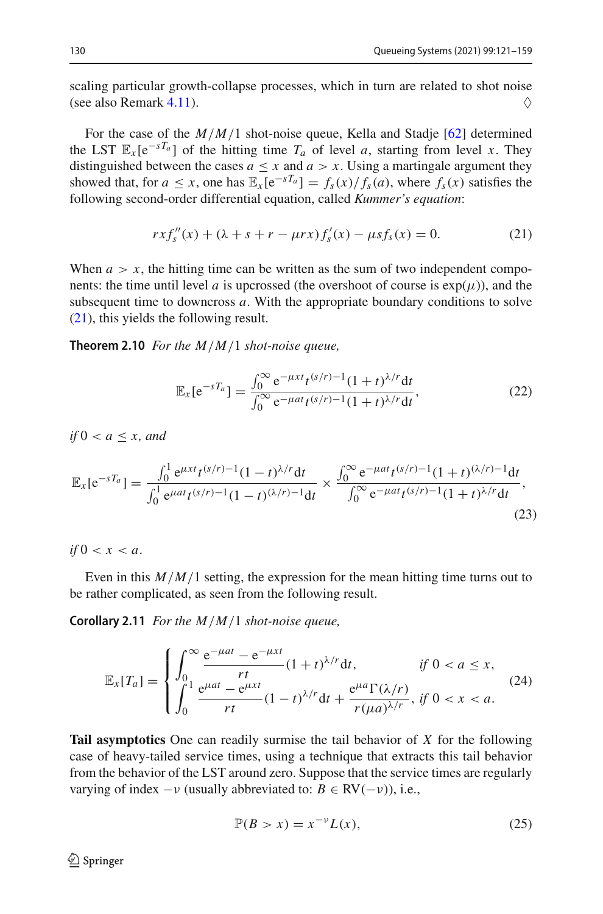scaling particular growth-collapse processes, which in turn are related to shot noise (see also Remark 4.11). $\diamondsuit$

For the case of the $M/M/1$ shot-noise queue, Kella and Stadje [62] determined the LST $\mathbb{E}_x[\mathrm{e}^{-sT_a}]$ of the hitting time $T_a$ of level $a$, starting from level $x$. They distinguished between the cases $a \leq x$ and $a > x$. Using a martingale argument they showed that, for $a \leq x$, one has $\mathbb{E}_x[\mathrm{e}^{-sT_a}] = f_s(x)/f_s(a)$, where $f_s(x)$ satisfies the following second-order differential equation, called *Kummer's equation*:

$$r x f_s''(x) + (\lambda + s + r - \mu r x) f_s'(x) - \mu s f_s(x) = 0. \tag{21}$$

When $a > x$, the hitting time can be written as the sum of two independent components: the time until level $a$ is upcrossed (the overshoot of course is $\exp(\mu)$), and the subsequent time to downcross $a$. With the appropriate boundary conditions to solve (21), this yields the following result.

**Theorem 2.10** *For the $M/M/1$ shot-noise queue,*

$$\mathbb{E}_x[\mathrm{e}^{-sT_a}] = \frac{\int_0^\infty \mathrm{e}^{-\mu x t} t^{(s/r)-1}(1+t)^{\lambda/r}\mathrm{d}t}{\int_0^\infty \mathrm{e}^{-\mu a t} t^{(s/r)-1}(1+t)^{\lambda/r}\mathrm{d}t}, \tag{22}$$

*if $0 < a \leq x$, and*

$$\mathbb{E}_x[\mathrm{e}^{-sT_a}] = \frac{\int_0^1 \mathrm{e}^{\mu x t} t^{(s/r)-1}(1-t)^{\lambda/r}\mathrm{d}t}{\int_0^1 \mathrm{e}^{\mu a t} t^{(s/r)-1}(1-t)^{(\lambda/r)-1}\mathrm{d}t} \times \frac{\int_0^\infty \mathrm{e}^{-\mu a t} t^{(s/r)-1}(1+t)^{(\lambda/r)-1}\mathrm{d}t}{\int_0^\infty \mathrm{e}^{-\mu a t} t^{(s/r)-1}(1+t)^{\lambda/r}\mathrm{d}t}, \tag{23}$$

*if $0 < x < a$.*

Even in this $M/M/1$ setting, the expression for the mean hitting time turns out to be rather complicated, as seen from the following result.

**Corollary 2.11** *For the $M/M/1$ shot-noise queue,*

$$\mathbb{E}_x[T_a] = \begin{cases} \displaystyle\int_0^\infty \frac{\mathrm{e}^{-\mu a t} - \mathrm{e}^{-\mu x t}}{r t}(1+t)^{\lambda/r}\mathrm{d}t, & \text{if } 0 < a \leq x, \\ \displaystyle\int_0^1 \frac{\mathrm{e}^{\mu a t} - \mathrm{e}^{\mu x t}}{r t}(1-t)^{\lambda/r}\mathrm{d}t + \frac{\mathrm{e}^{\mu a}\Gamma(\lambda/r)}{r(\mu a)^{\lambda/r}}, & \text{if } 0 < x < a. \end{cases} \tag{24}$$

**Tail asymptotics** One can readily surmise the tail behavior of $X$ for the following case of heavy-tailed service times, using a technique that extracts this tail behavior from the behavior of the LST around zero. Suppose that the service times are regularly varying of index $-\nu$ (usually abbreviated to: $B \in \mathrm{RV}(-\nu)$), i.e.,

$$\mathbb{P}(B > x) = x^{-\nu} L(x), \tag{25}$$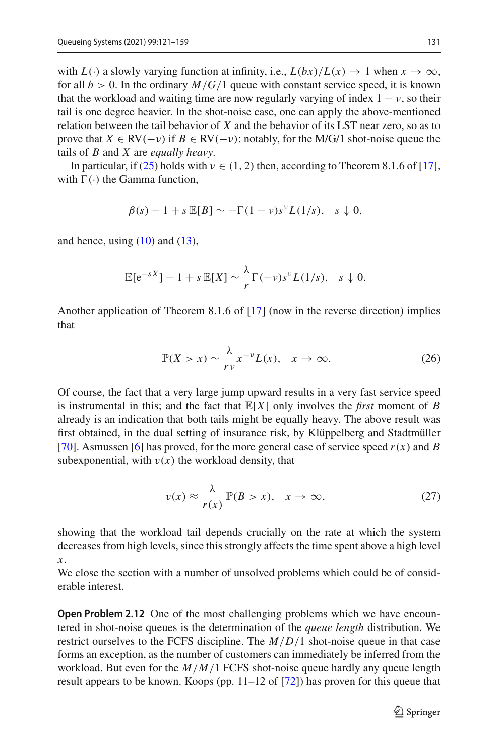with $L(\cdot)$ a slowly varying function at infinity, i.e., $L(bx)/L(x) \to 1$ when $x \to \infty$, for all $b > 0$. In the ordinary $M/G/1$ queue with constant service speed, it is known that the workload and waiting time are now regularly varying of index $1 - \nu$, so their tail is one degree heavier. In the shot-noise case, one can apply the above-mentioned relation between the tail behavior of $X$ and the behavior of its LST near zero, so as to prove that $X \in \text{RV}(-\nu)$ if $B \in \text{RV}(-\nu)$: notably, for the M/G/1 shot-noise queue the tails of $B$ and $X$ are *equally heavy*.

In particular, if (25) holds with $\nu \in (1, 2)$ then, according to Theorem 8.1.6 of [17], with $\Gamma(\cdot)$ the Gamma function,

$$\beta(s) - 1 + s\,\mathbb{E}[B] \sim -\Gamma(1-\nu)s^{\nu}L(1/s), \quad s \downarrow 0,$$

and hence, using (10) and (13),

$$\mathbb{E}[\mathrm{e}^{-sX}] - 1 + s\,\mathbb{E}[X] \sim \frac{\lambda}{r}\Gamma(-\nu)s^{\nu}L(1/s), \quad s \downarrow 0.$$

Another application of Theorem 8.1.6 of [17] (now in the reverse direction) implies that

$$\mathbb{P}(X > x) \sim \frac{\lambda}{r\nu}x^{-\nu}L(x), \quad x \to \infty. \tag{26}$$

Of course, the fact that a very large jump upward results in a very fast service speed is instrumental in this; and the fact that $\mathbb{E}[X]$ only involves the *first* moment of $B$ already is an indication that both tails might be equally heavy. The above result was first obtained, in the dual setting of insurance risk, by Klüppelberg and Stadtmüller [70]. Asmussen [6] has proved, for the more general case of service speed $r(x)$ and $B$ subexponential, with $v(x)$ the workload density, that

$$v(x) \approx \frac{\lambda}{r(x)}\mathbb{P}(B > x), \quad x \to \infty, \tag{27}$$

showing that the workload tail depends crucially on the rate at which the system decreases from high levels, since this strongly affects the time spent above a high level $x$.

We close the section with a number of unsolved problems which could be of considerable interest.

**Open Problem 2.12** One of the most challenging problems which we have encountered in shot-noise queues is the determination of the *queue length* distribution. We restrict ourselves to the FCFS discipline. The $M/D/1$ shot-noise queue in that case forms an exception, as the number of customers can immediately be inferred from the workload. But even for the $M/M/1$ FCFS shot-noise queue hardly any queue length result appears to be known. Koops (pp. 11–12 of [72]) has proven for this queue that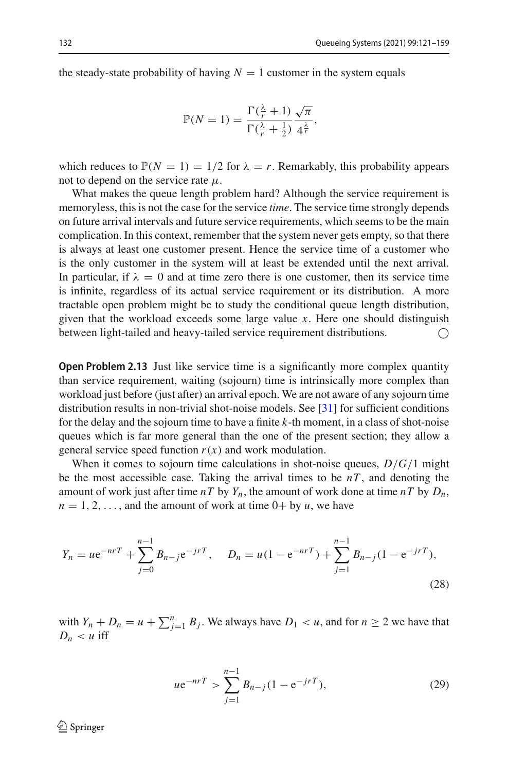the steady-state probability of having $N = 1$ customer in the system equals

$$\mathbb{P}(N = 1) = \frac{\Gamma(\frac{\lambda}{r} + 1)}{\Gamma(\frac{\lambda}{r} + \frac{1}{2})} \frac{\sqrt{\pi}}{4^{\frac{\lambda}{r}}},$$

which reduces to $\mathbb{P}(N = 1) = 1/2$ for $\lambda = r$. Remarkably, this probability appears not to depend on the service rate $\mu$.

What makes the queue length problem hard? Although the service requirement is memoryless, this is not the case for the service *time*. The service time strongly depends on future arrival intervals and future service requirements, which seems to be the main complication. In this context, remember that the system never gets empty, so that there is always at least one customer present. Hence the service time of a customer who is the only customer in the system will at least be extended until the next arrival. In particular, if $\lambda = 0$ and at time zero there is one customer, then its service time is infinite, regardless of its actual service requirement or its distribution. A more tractable open problem might be to study the conditional queue length distribution, given that the workload exceeds some large value $x$. Here one should distinguish between light-tailed and heavy-tailed service requirement distributions. ◯

**Open Problem 2.13** Just like service time is a significantly more complex quantity than service requirement, waiting (sojourn) time is intrinsically more complex than workload just before (just after) an arrival epoch. We are not aware of any sojourn time distribution results in non-trivial shot-noise models. See [31] for sufficient conditions for the delay and the sojourn time to have a finite $k$-th moment, in a class of shot-noise queues which is far more general than the one of the present section; they allow a general service speed function $r(x)$ and work modulation.

When it comes to sojourn time calculations in shot-noise queues, $D/G/1$ might be the most accessible case. Taking the arrival times to be $nT$, and denoting the amount of work just after time $nT$ by $Y_n$, the amount of work done at time $nT$ by $D_n$, $n = 1, 2, \ldots$, and the amount of work at time $0+$ by $u$, we have

$$Y_n = u\mathrm{e}^{-nrT} + \sum_{j=0}^{n-1} B_{n-j}\mathrm{e}^{-jrT}, \quad D_n = u(1 - \mathrm{e}^{-nrT}) + \sum_{j=1}^{n-1} B_{n-j}(1 - \mathrm{e}^{-jrT}), \tag{28}$$

with $Y_n + D_n = u + \sum_{j=1}^{n} B_j$. We always have $D_1 < u$, and for $n \geq 2$ we have that $D_n < u$ iff

$$u\mathrm{e}^{-nrT} > \sum_{j=1}^{n-1} B_{n-j}(1 - \mathrm{e}^{-jrT}), \tag{29}$$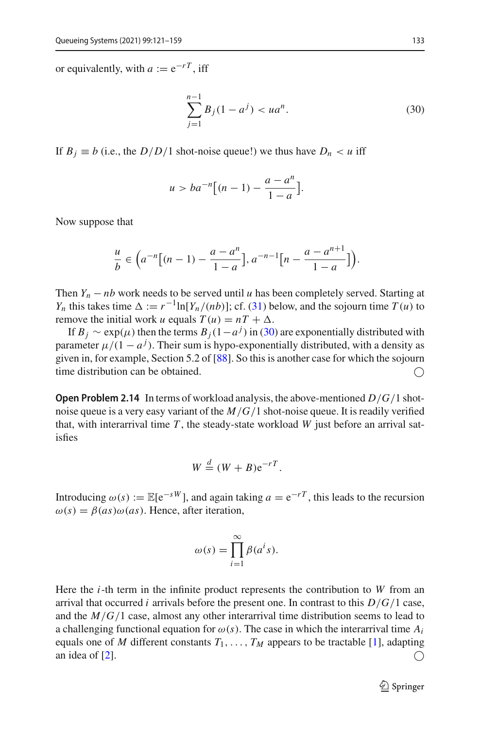or equivalently, with $a := \mathrm{e}^{-rT}$, iff

$$\sum_{j=1}^{n-1} B_j(1-a^j) < ua^n. \tag{30}$$

If $B_j \equiv b$ (i.e., the $D/D/1$ shot-noise queue!) we thus have $D_n < u$ iff

$$u > ba^{-n}\Big[(n-1) - \frac{a-a^n}{1-a}\Big].$$

Now suppose that

$$\frac{u}{b} \in \Big(a^{-n}\Big[(n-1) - \frac{a-a^n}{1-a}\Big], a^{-n-1}\Big[n - \frac{a-a^{n+1}}{1-a}\Big]\Big).$$

Then $Y_n - nb$ work needs to be served until $u$ has been completely served. Starting at $Y_n$ this takes time $\Delta := r^{-1}\ln[Y_n/(nb)]$; cf. (31) below, and the sojourn time $T(u)$ to remove the initial work $u$ equals $T(u) = nT + \Delta$.

If $B_j \sim \exp(\mu)$ then the terms $B_j(1-a^j)$ in (30) are exponentially distributed with parameter $\mu/(1-a^j)$. Their sum is hypo-exponentially distributed, with a density as given in, for example, Section 5.2 of [88]. So this is another case for which the sojourn time distribution can be obtained. ◯

**Open Problem 2.14** In terms of workload analysis, the above-mentioned $D/G/1$ shot-noise queue is a very easy variant of the $M/G/1$ shot-noise queue. It is readily verified that, with interarrival time $T$, the steady-state workload $W$ just before an arrival satisfies

$$W \stackrel{d}{=} (W + B)\mathrm{e}^{-rT}.$$

Introducing $\omega(s) := \mathbb{E}[\mathrm{e}^{-sW}]$, and again taking $a = \mathrm{e}^{-rT}$, this leads to the recursion $\omega(s) = \beta(as)\omega(as)$. Hence, after iteration,

$$\omega(s) = \prod_{i=1}^{\infty} \beta(a^i s).$$

Here the $i$-th term in the infinite product represents the contribution to $W$ from an arrival that occurred $i$ arrivals before the present one. In contrast to this $D/G/1$ case, and the $M/G/1$ case, almost any other interarrival time distribution seems to lead to a challenging functional equation for $\omega(s)$. The case in which the interarrival time $A_i$ equals one of $M$ different constants $T_1, \ldots, T_M$ appears to be tractable [1], adapting an idea of [2]. ◯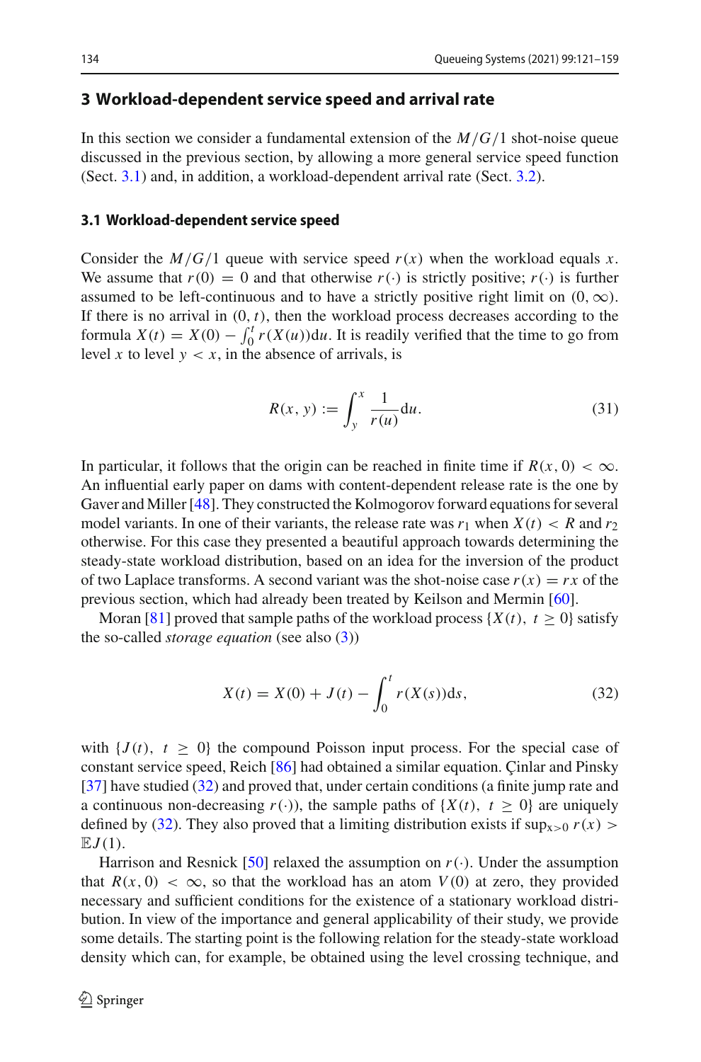## 3 Workload-dependent service speed and arrival rate

In this section we consider a fundamental extension of the $M/G/1$ shot-noise queue discussed in the previous section, by allowing a more general service speed function (Sect. 3.1) and, in addition, a workload-dependent arrival rate (Sect. 3.2).

### 3.1 Workload-dependent service speed

Consider the $M/G/1$ queue with service speed $r(x)$ when the workload equals $x$. We assume that $r(0) = 0$ and that otherwise $r(\cdot)$ is strictly positive; $r(\cdot)$ is further assumed to be left-continuous and to have a strictly positive right limit on $(0, \infty)$. If there is no arrival in $(0, t)$, then the workload process decreases according to the formula $X(t) = X(0) - \int_0^t r(X(u))\mathrm{d}u$. It is readily verified that the time to go from level $x$ to level $y < x$, in the absence of arrivals, is

$$R(x, y) := \int_y^x \frac{1}{r(u)}\mathrm{d}u. \tag{31}$$

In particular, it follows that the origin can be reached in finite time if $R(x, 0) < \infty$. An influential early paper on dams with content-dependent release rate is the one by Gaver and Miller [48]. They constructed the Kolmogorov forward equations for several model variants. In one of their variants, the release rate was $r_1$ when $X(t) < R$ and $r_2$ otherwise. For this case they presented a beautiful approach towards determining the steady-state workload distribution, based on an idea for the inversion of the product of two Laplace transforms. A second variant was the shot-noise case $r(x) = rx$ of the previous section, which had already been treated by Keilson and Mermin [60].

Moran [81] proved that sample paths of the workload process $\{X(t),\ t \geq 0\}$ satisfy the so-called *storage equation* (see also (3))

$$X(t) = X(0) + J(t) - \int_0^t r(X(s))\mathrm{d}s, \tag{32}$$

with $\{J(t),\ t \geq 0\}$ the compound Poisson input process. For the special case of constant service speed, Reich [86] had obtained a similar equation. Çinlar and Pinsky [37] have studied (32) and proved that, under certain conditions (a finite jump rate and a continuous non-decreasing $r(\cdot)$), the sample paths of $\{X(t),\ t \geq 0\}$ are uniquely defined by (32). They also proved that a limiting distribution exists if $\sup_{x>0} r(x) > \mathbb{E}J(1)$.

Harrison and Resnick [50] relaxed the assumption on $r(\cdot)$. Under the assumption that $R(x, 0) < \infty$, so that the workload has an atom $V(0)$ at zero, they provided necessary and sufficient conditions for the existence of a stationary workload distribution. In view of the importance and general applicability of their study, we provide some details. The starting point is the following relation for the steady-state workload density which can, for example, be obtained using the level crossing technique, and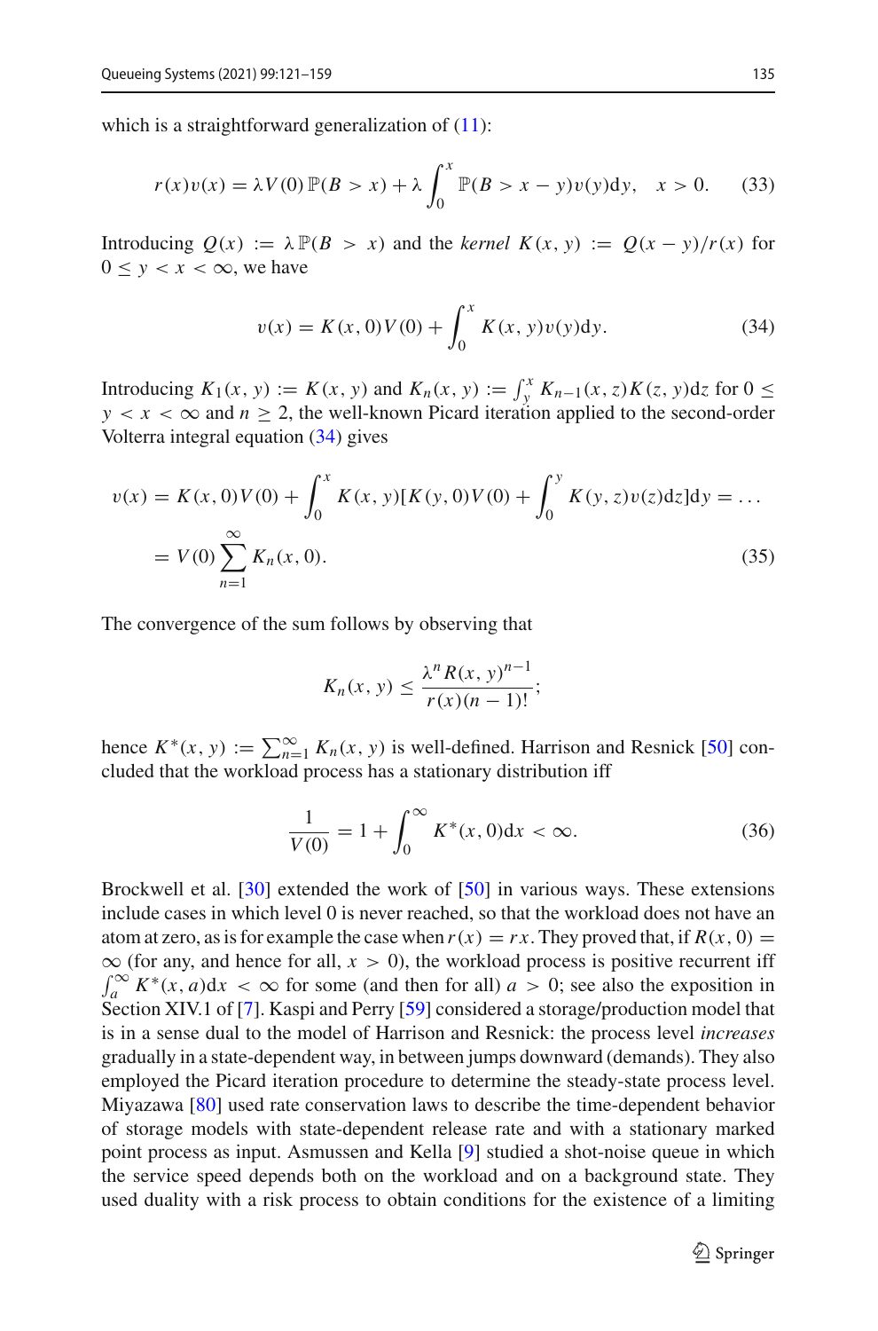which is a straightforward generalization of (11):

$$r(x)v(x) = \lambda V(0)\,\mathbb{P}(B > x) + \lambda \int_0^x \mathbb{P}(B > x - y)v(y)\mathrm{d}y, \quad x > 0. \tag{33}$$

Introducing $Q(x) := \lambda\,\mathbb{P}(B > x)$ and the *kernel* $K(x, y) := Q(x - y)/r(x)$ for $0 \le y < x < \infty$, we have

$$v(x) = K(x, 0)V(0) + \int_0^x K(x, y)v(y)\mathrm{d}y. \tag{34}$$

Introducing $K_1(x, y) := K(x, y)$ and $K_n(x, y) := \int_y^x K_{n-1}(x, z)K(z, y)\mathrm{d}z$ for $0 \le y < x < \infty$ and $n \ge 2$, the well-known Picard iteration applied to the second-order Volterra integral equation (34) gives

$$\begin{aligned} v(x) &= K(x, 0)V(0) + \int_0^x K(x, y)[K(y, 0)V(0) + \int_0^y K(y, z)v(z)\mathrm{d}z]\mathrm{d}y = \ldots \\ &= V(0)\sum_{n=1}^{\infty} K_n(x, 0). \end{aligned} \tag{35}$$

The convergence of the sum follows by observing that

$$K_n(x, y) \le \frac{\lambda^n R(x, y)^{n-1}}{r(x)(n-1)!};$$

hence $K^*(x, y) := \sum_{n=1}^{\infty} K_n(x, y)$ is well-defined. Harrison and Resnick [50] concluded that the workload process has a stationary distribution iff

$$\frac{1}{V(0)} = 1 + \int_0^{\infty} K^*(x, 0)\mathrm{d}x < \infty. \tag{36}$$

Brockwell et al. [30] extended the work of [50] in various ways. These extensions include cases in which level 0 is never reached, so that the workload does not have an atom at zero, as is for example the case when $r(x) = rx$. They proved that, if $R(x, 0) = \infty$ (for any, and hence for all, $x > 0$), the workload process is positive recurrent iff $\int_a^{\infty} K^*(x, a)\mathrm{d}x < \infty$ for some (and then for all) $a > 0$; see also the exposition in Section XIV.1 of [7]. Kaspi and Perry [59] considered a storage/production model that is in a sense dual to the model of Harrison and Resnick: the process level *increases* gradually in a state-dependent way, in between jumps downward (demands). They also employed the Picard iteration procedure to determine the steady-state process level. Miyazawa [80] used rate conservation laws to describe the time-dependent behavior of storage models with state-dependent release rate and with a stationary marked point process as input. Asmussen and Kella [9] studied a shot-noise queue in which the service speed depends both on the workload and on a background state. They used duality with a risk process to obtain conditions for the existence of a limiting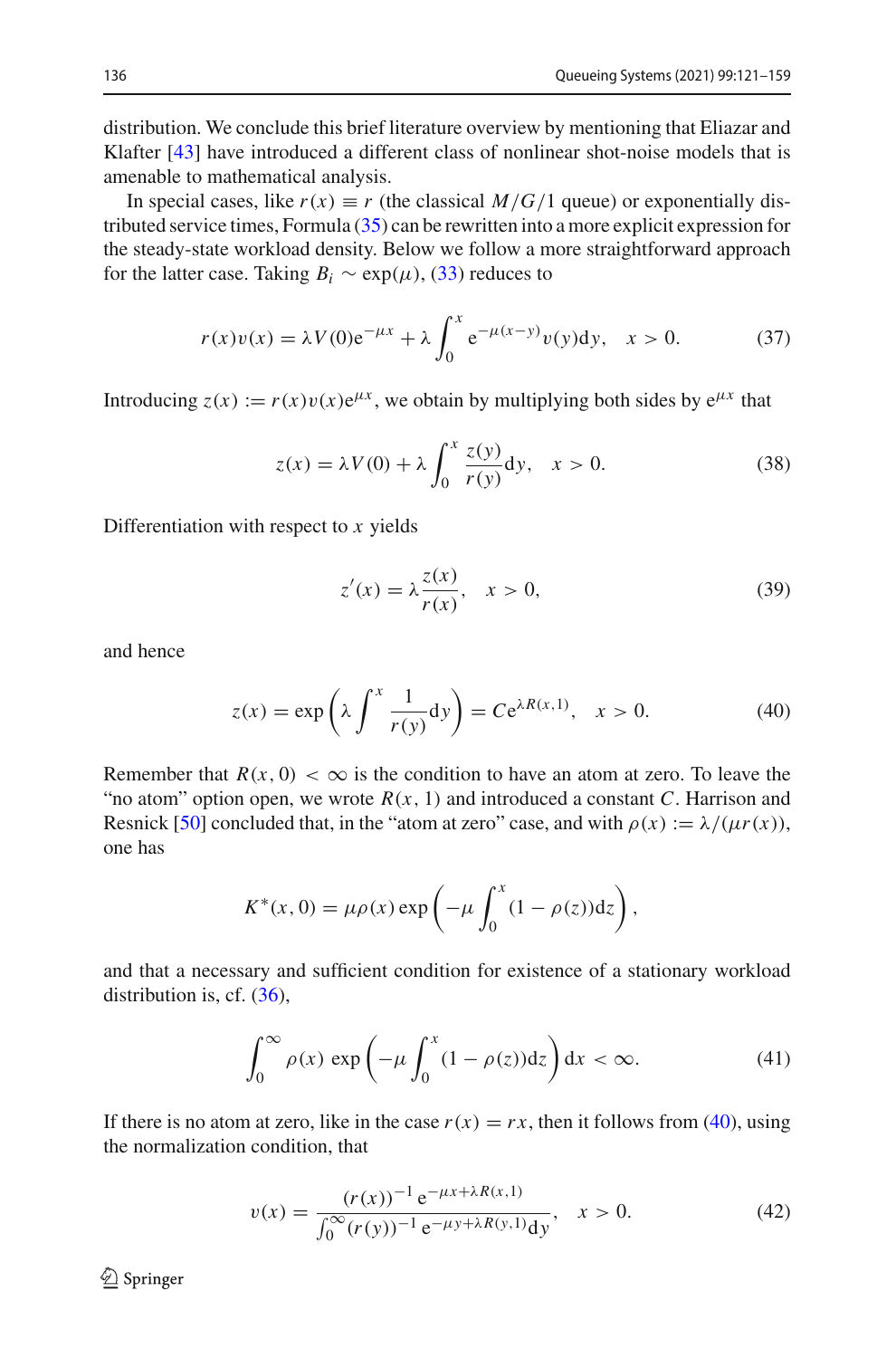distribution. We conclude this brief literature overview by mentioning that Eliazar and Klafter [43] have introduced a different class of nonlinear shot-noise models that is amenable to mathematical analysis.

In special cases, like $r(x) \equiv r$ (the classical $M/G/1$ queue) or exponentially distributed service times, Formula (35) can be rewritten into a more explicit expression for the steady-state workload density. Below we follow a more straightforward approach for the latter case. Taking $B_i \sim \exp(\mu)$, (33) reduces to

$$r(x)v(x) = \lambda V(0)\mathrm{e}^{-\mu x} + \lambda \int_0^x \mathrm{e}^{-\mu(x-y)} v(y)\mathrm{d}y, \quad x > 0. \tag{37}$$

Introducing $z(x) := r(x)v(x)\mathrm{e}^{\mu x}$, we obtain by multiplying both sides by $\mathrm{e}^{\mu x}$ that

$$z(x) = \lambda V(0) + \lambda \int_0^x \frac{z(y)}{r(y)}\mathrm{d}y, \quad x > 0. \tag{38}$$

Differentiation with respect to $x$ yields

$$z'(x) = \lambda \frac{z(x)}{r(x)}, \quad x > 0, \tag{39}$$

and hence

$$z(x) = \exp\left(\lambda \int^x \frac{1}{r(y)}\mathrm{d}y\right) = C\mathrm{e}^{\lambda R(x,1)}, \quad x > 0. \tag{40}$$

Remember that $R(x, 0) < \infty$ is the condition to have an atom at zero. To leave the "no atom" option open, we wrote $R(x, 1)$ and introduced a constant $C$. Harrison and Resnick [50] concluded that, in the "atom at zero" case, and with $\rho(x) := \lambda/(\mu r(x))$, one has

$$K^*(x, 0) = \mu\rho(x) \exp\left(-\mu \int_0^x (1 - \rho(z))\mathrm{d}z\right),$$

and that a necessary and sufficient condition for existence of a stationary workload distribution is, cf. (36),

$$\int_0^\infty \rho(x) \exp\left(-\mu \int_0^x (1 - \rho(z))\mathrm{d}z\right)\mathrm{d}x < \infty. \tag{41}$$

If there is no atom at zero, like in the case $r(x) = rx$, then it follows from (40), using the normalization condition, that

$$v(x) = \frac{(r(x))^{-1}\,\mathrm{e}^{-\mu x + \lambda R(x,1)}}{\int_0^\infty (r(y))^{-1}\,\mathrm{e}^{-\mu y + \lambda R(y,1)}\mathrm{d}y}, \quad x > 0. \tag{42}$$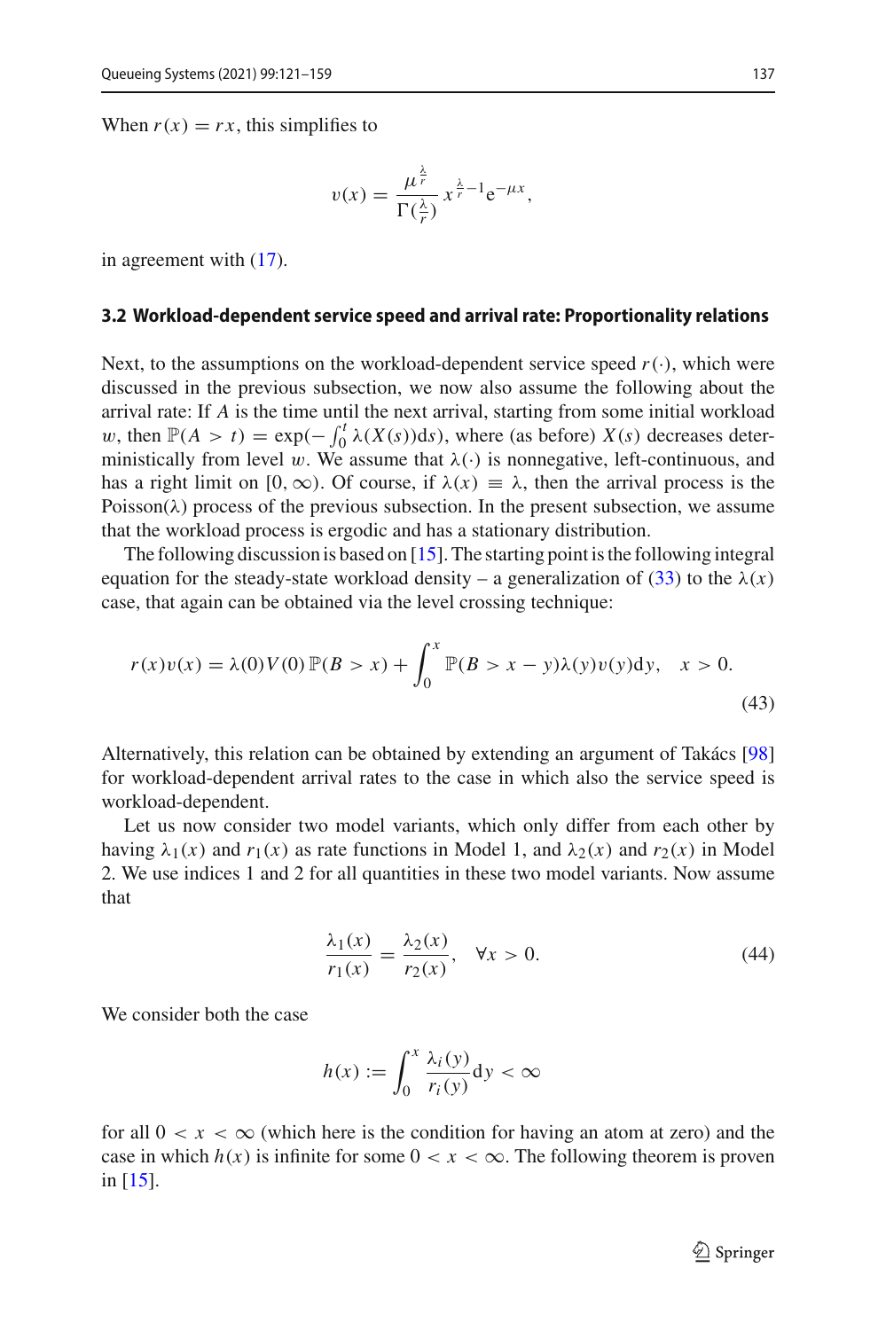When $r(x) = rx$, this simplifies to

$$v(x) = \frac{\mu^{\frac{\lambda}{r}}}{\Gamma(\frac{\lambda}{r})} x^{\frac{\lambda}{r}-1} \mathrm{e}^{-\mu x},$$

in agreement with (17).

### 3.2 Workload-dependent service speed and arrival rate: Proportionality relations

Next, to the assumptions on the workload-dependent service speed $r(\cdot)$, which were discussed in the previous subsection, we now also assume the following about the arrival rate: If $A$ is the time until the next arrival, starting from some initial workload $w$, then $\mathbb{P}(A > t) = \exp(-\int_0^t \lambda(X(s))\mathrm{d}s)$, where (as before) $X(s)$ decreases deterministically from level $w$. We assume that $\lambda(\cdot)$ is nonnegative, left-continuous, and has a right limit on $[0, \infty)$. Of course, if $\lambda(x) \equiv \lambda$, then the arrival process is the Poisson($\lambda$) process of the previous subsection. In the present subsection, we assume that the workload process is ergodic and has a stationary distribution.

The following discussion is based on [15]. The starting point is the following integral equation for the steady-state workload density – a generalization of (33) to the $\lambda(x)$ case, that again can be obtained via the level crossing technique:

$$r(x)v(x) = \lambda(0)V(0)\,\mathbb{P}(B > x) + \int_0^x \mathbb{P}(B > x - y)\lambda(y)v(y)\mathrm{d}y, \quad x > 0. \tag{43}$$

Alternatively, this relation can be obtained by extending an argument of Takács [98] for workload-dependent arrival rates to the case in which also the service speed is workload-dependent.

Let us now consider two model variants, which only differ from each other by having $\lambda_1(x)$ and $r_1(x)$ as rate functions in Model 1, and $\lambda_2(x)$ and $r_2(x)$ in Model 2. We use indices 1 and 2 for all quantities in these two model variants. Now assume that

$$\frac{\lambda_1(x)}{r_1(x)} = \frac{\lambda_2(x)}{r_2(x)}, \quad \forall x > 0. \tag{44}$$

We consider both the case

$$h(x) := \int_0^x \frac{\lambda_i(y)}{r_i(y)}\mathrm{d}y < \infty$$

for all $0 < x < \infty$ (which here is the condition for having an atom at zero) and the case in which $h(x)$ is infinite for some $0 < x < \infty$. The following theorem is proven in [15].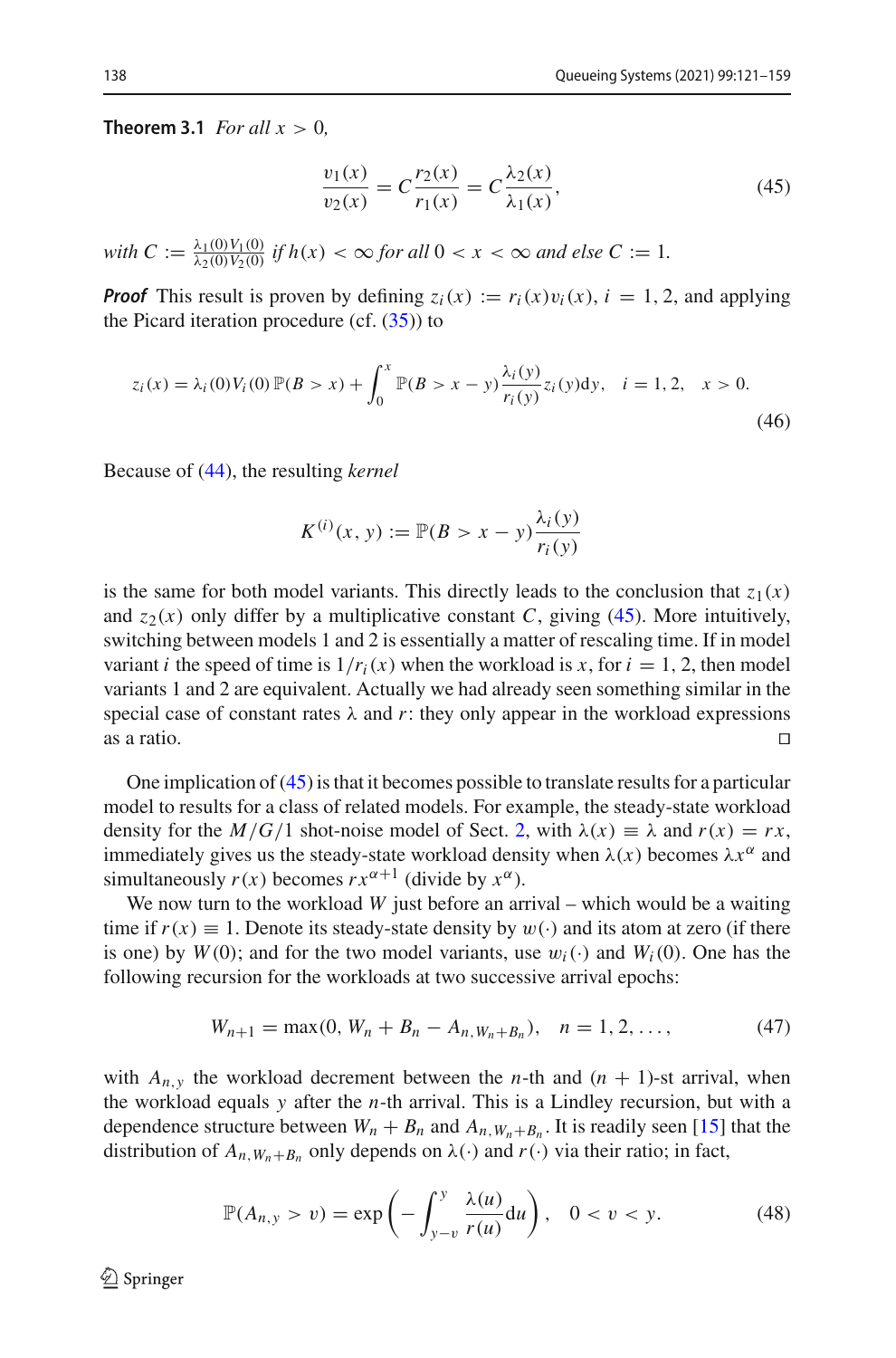**Theorem 3.1** *For all $x > 0$,*

$$\frac{v_1(x)}{v_2(x)} = C\frac{r_2(x)}{r_1(x)} = C\frac{\lambda_2(x)}{\lambda_1(x)}, \tag{45}$$

*with $C := \frac{\lambda_1(0)V_1(0)}{\lambda_2(0)V_2(0)}$ if $h(x) < \infty$ for all $0 < x < \infty$ and else $C := 1$.*

***Proof*** This result is proven by defining $z_i(x) := r_i(x)v_i(x)$, $i = 1, 2$, and applying the Picard iteration procedure (cf. (35)) to

$$z_i(x) = \lambda_i(0)V_i(0)\,\mathbb{P}(B > x) + \int_0^x \mathbb{P}(B > x - y)\frac{\lambda_i(y)}{r_i(y)}z_i(y)\mathrm{d}y, \quad i = 1, 2, \quad x > 0. \tag{46}$$

Because of (44), the resulting *kernel*

$$K^{(i)}(x, y) := \mathbb{P}(B > x - y)\frac{\lambda_i(y)}{r_i(y)}$$

is the same for both model variants. This directly leads to the conclusion that $z_1(x)$ and $z_2(x)$ only differ by a multiplicative constant $C$, giving (45). More intuitively, switching between models 1 and 2 is essentially a matter of rescaling time. If in model variant $i$ the speed of time is $1/r_i(x)$ when the workload is $x$, for $i = 1, 2$, then model variants 1 and 2 are equivalent. Actually we had already seen something similar in the special case of constant rates $\lambda$ and $r$: they only appear in the workload expressions as a ratio. □

One implication of (45) is that it becomes possible to translate results for a particular model to results for a class of related models. For example, the steady-state workload density for the $M/G/1$ shot-noise model of Sect. 2, with $\lambda(x) \equiv \lambda$ and $r(x) = rx$, immediately gives us the steady-state workload density when $\lambda(x)$ becomes $\lambda x^{\alpha}$ and simultaneously $r(x)$ becomes $rx^{\alpha+1}$ (divide by $x^{\alpha}$).

We now turn to the workload $W$ just before an arrival – which would be a waiting time if $r(x) \equiv 1$. Denote its steady-state density by $w(\cdot)$ and its atom at zero (if there is one) by $W(0)$; and for the two model variants, use $w_i(\cdot)$ and $W_i(0)$. One has the following recursion for the workloads at two successive arrival epochs:

$$W_{n+1} = \max(0, W_n + B_n - A_{n,W_n+B_n}), \quad n = 1, 2, \ldots, \tag{47}$$

with $A_{n,y}$ the workload decrement between the $n$-th and $(n + 1)$-st arrival, when the workload equals $y$ after the $n$-th arrival. This is a Lindley recursion, but with a dependence structure between $W_n + B_n$ and $A_{n,W_n+B_n}$. It is readily seen [15] that the distribution of $A_{n,W_n+B_n}$ only depends on $\lambda(\cdot)$ and $r(\cdot)$ via their ratio; in fact,

$$\mathbb{P}(A_{n,y} > v) = \exp\left(-\int_{y-v}^{y} \frac{\lambda(u)}{r(u)}\mathrm{d}u\right), \quad 0 < v < y. \tag{48}$$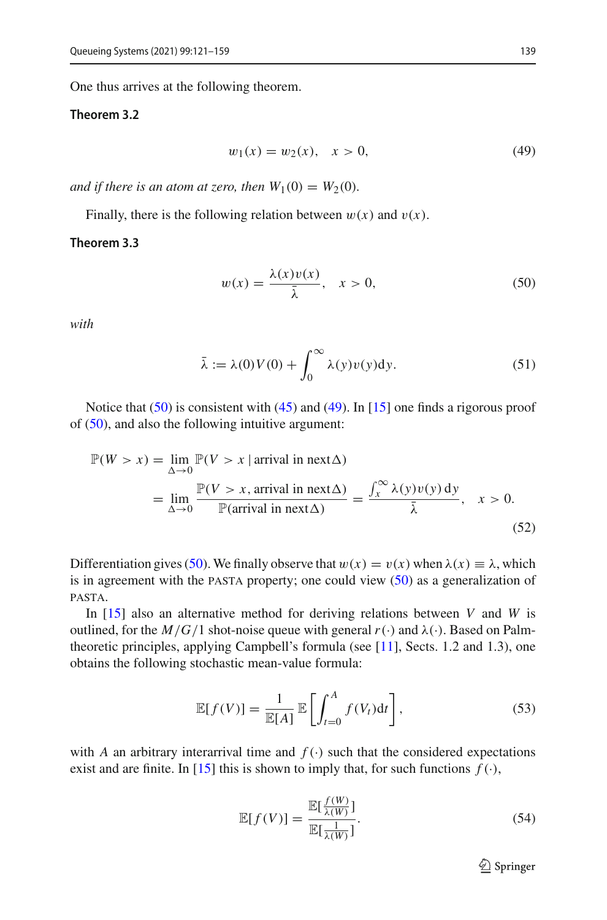One thus arrives at the following theorem.

**Theorem 3.2**

$$w_1(x) = w_2(x), \quad x > 0, \tag{49}$$

*and if there is an atom at zero, then* $W_1(0) = W_2(0)$.

Finally, there is the following relation between $w(x)$ and $v(x)$.

**Theorem 3.3**

$$w(x) = \frac{\lambda(x)v(x)}{\bar{\lambda}}, \quad x > 0, \tag{50}$$

*with*

$$\bar{\lambda} := \lambda(0)V(0) + \int_0^\infty \lambda(y)v(y)\mathrm{d}y. \tag{51}$$

Notice that (50) is consistent with (45) and (49). In [15] one finds a rigorous proof of (50), and also the following intuitive argument:

$$\begin{aligned}
\mathbb{P}(W > x) &= \lim_{\Delta \to 0} \mathbb{P}(V > x \mid \text{arrival in next}\Delta) \\
&= \lim_{\Delta \to 0} \frac{\mathbb{P}(V > x, \text{arrival in next}\Delta)}{\mathbb{P}(\text{arrival in next}\Delta)} = \frac{\int_x^\infty \lambda(y)v(y)\,\mathrm{d}y}{\bar{\lambda}}, \quad x > 0.
\end{aligned} \tag{52}$$

Differentiation gives (50). We finally observe that $w(x) = v(x)$ when $\lambda(x) \equiv \lambda$, which is in agreement with the PASTA property; one could view (50) as a generalization of PASTA.

In [15] also an alternative method for deriving relations between $V$ and $W$ is outlined, for the $M/G/1$ shot-noise queue with general $r(\cdot)$ and $\lambda(\cdot)$. Based on Palm-theoretic principles, applying Campbell's formula (see [11], Sects. 1.2 and 1.3), one obtains the following stochastic mean-value formula:

$$\mathbb{E}[f(V)] = \frac{1}{\mathbb{E}[A]}\,\mathbb{E}\left[\int_{t=0}^{A} f(V_t)\mathrm{d}t\right], \tag{53}$$

with $A$ an arbitrary interarrival time and $f(\cdot)$ such that the considered expectations exist and are finite. In [15] this is shown to imply that, for such functions $f(\cdot)$,

$$\mathbb{E}[f(V)] = \frac{\mathbb{E}[\frac{f(W)}{\lambda(W)}]}{\mathbb{E}[\frac{1}{\lambda(W)}]}. \tag{54}$$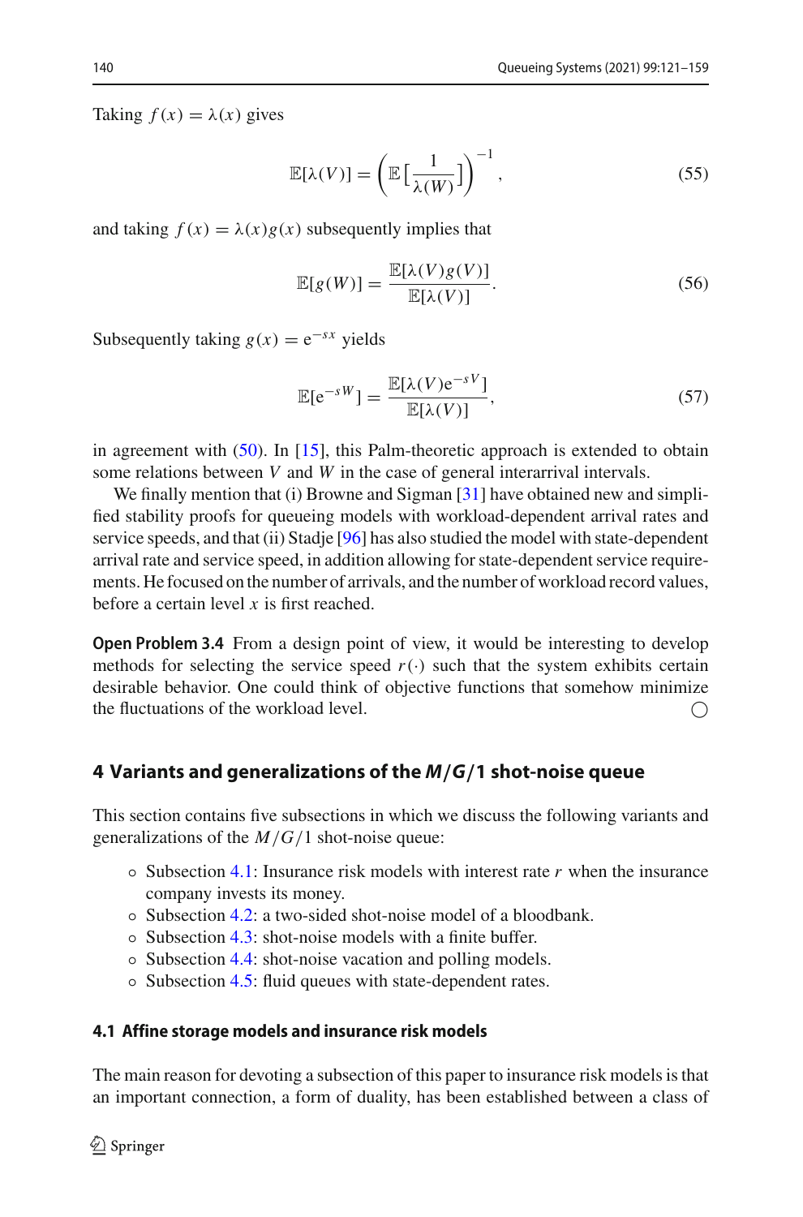Taking $f(x) = \lambda(x)$ gives

$$\mathbb{E}[\lambda(V)] = \left(\mathbb{E}\left[\frac{1}{\lambda(W)}\right]\right)^{-1}, \tag{55}$$

and taking $f(x) = \lambda(x)g(x)$ subsequently implies that

$$\mathbb{E}[g(W)] = \frac{\mathbb{E}[\lambda(V)g(V)]}{\mathbb{E}[\lambda(V)]}. \tag{56}$$

Subsequently taking $g(x) = \mathrm{e}^{-sx}$ yields

$$\mathbb{E}[\mathrm{e}^{-sW}] = \frac{\mathbb{E}[\lambda(V)\mathrm{e}^{-sV}]}{\mathbb{E}[\lambda(V)]}, \tag{57}$$

in agreement with (50). In [15], this Palm-theoretic approach is extended to obtain some relations between $V$ and $W$ in the case of general interarrival intervals.

We finally mention that (i) Browne and Sigman [31] have obtained new and simplified stability proofs for queueing models with workload-dependent arrival rates and service speeds, and that (ii) Stadje [96] has also studied the model with state-dependent arrival rate and service speed, in addition allowing for state-dependent service requirements. He focused on the number of arrivals, and the number of workload record values, before a certain level $x$ is first reached.

**Open Problem 3.4** From a design point of view, it would be interesting to develop methods for selecting the service speed $r(\cdot)$ such that the system exhibits certain desirable behavior. One could think of objective functions that somehow minimize the fluctuations of the workload level. ○

## 4 Variants and generalizations of the *M*/*G*/1 shot-noise queue

This section contains five subsections in which we discuss the following variants and generalizations of the $M/G/1$ shot-noise queue:

- Subsection 4.1: Insurance risk models with interest rate $r$ when the insurance company invests its money.
- Subsection 4.2: a two-sided shot-noise model of a bloodbank.
- Subsection 4.3: shot-noise models with a finite buffer.
- Subsection 4.4: shot-noise vacation and polling models.
- Subsection 4.5: fluid queues with state-dependent rates.

### 4.1 Affine storage models and insurance risk models

The main reason for devoting a subsection of this paper to insurance risk models is that an important connection, a form of duality, has been established between a class of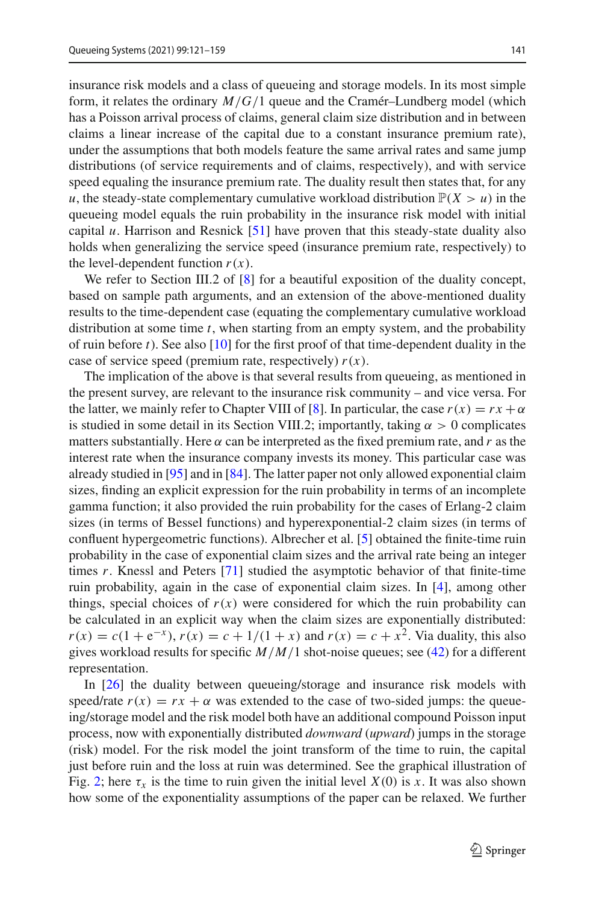insurance risk models and a class of queueing and storage models. In its most simple form, it relates the ordinary $M/G/1$ queue and the Cramér–Lundberg model (which has a Poisson arrival process of claims, general claim size distribution and in between claims a linear increase of the capital due to a constant insurance premium rate), under the assumptions that both models feature the same arrival rates and same jump distributions (of service requirements and of claims, respectively), and with service speed equaling the insurance premium rate. The duality result then states that, for any $u$, the steady-state complementary cumulative workload distribution $\mathbb{P}(X > u)$ in the queueing model equals the ruin probability in the insurance risk model with initial capital $u$. Harrison and Resnick [51] have proven that this steady-state duality also holds when generalizing the service speed (insurance premium rate, respectively) to the level-dependent function $r(x)$.

We refer to Section III.2 of [8] for a beautiful exposition of the duality concept, based on sample path arguments, and an extension of the above-mentioned duality results to the time-dependent case (equating the complementary cumulative workload distribution at some time $t$, when starting from an empty system, and the probability of ruin before $t$). See also [10] for the first proof of that time-dependent duality in the case of service speed (premium rate, respectively) $r(x)$.

The implication of the above is that several results from queueing, as mentioned in the present survey, are relevant to the insurance risk community – and vice versa. For the latter, we mainly refer to Chapter VIII of [8]. In particular, the case $r(x) = rx + \alpha$ is studied in some detail in its Section VIII.2; importantly, taking $\alpha > 0$ complicates matters substantially. Here $\alpha$ can be interpreted as the fixed premium rate, and $r$ as the interest rate when the insurance company invests its money. This particular case was already studied in [95] and in [84]. The latter paper not only allowed exponential claim sizes, finding an explicit expression for the ruin probability in terms of an incomplete gamma function; it also provided the ruin probability for the cases of Erlang-2 claim sizes (in terms of Bessel functions) and hyperexponential-2 claim sizes (in terms of confluent hypergeometric functions). Albrecher et al. [5] obtained the finite-time ruin probability in the case of exponential claim sizes and the arrival rate being an integer times $r$. Knessl and Peters [71] studied the asymptotic behavior of that finite-time ruin probability, again in the case of exponential claim sizes. In [4], among other things, special choices of $r(x)$ were considered for which the ruin probability can be calculated in an explicit way when the claim sizes are exponentially distributed: $r(x) = c(1 + \mathrm{e}^{-x})$, $r(x) = c + 1/(1 + x)$ and $r(x) = c + x^2$. Via duality, this also gives workload results for specific $M/M/1$ shot-noise queues; see (42) for a different representation.

In [26] the duality between queueing/storage and insurance risk models with speed/rate $r(x) = rx + \alpha$ was extended to the case of two-sided jumps: the queueing/storage model and the risk model both have an additional compound Poisson input process, now with exponentially distributed *downward* (*upward*) jumps in the storage (risk) model. For the risk model the joint transform of the time to ruin, the capital just before ruin and the loss at ruin was determined. See the graphical illustration of Fig. 2; here $\tau_x$ is the time to ruin given the initial level $X(0)$ is $x$. It was also shown how some of the exponentiality assumptions of the paper can be relaxed. We further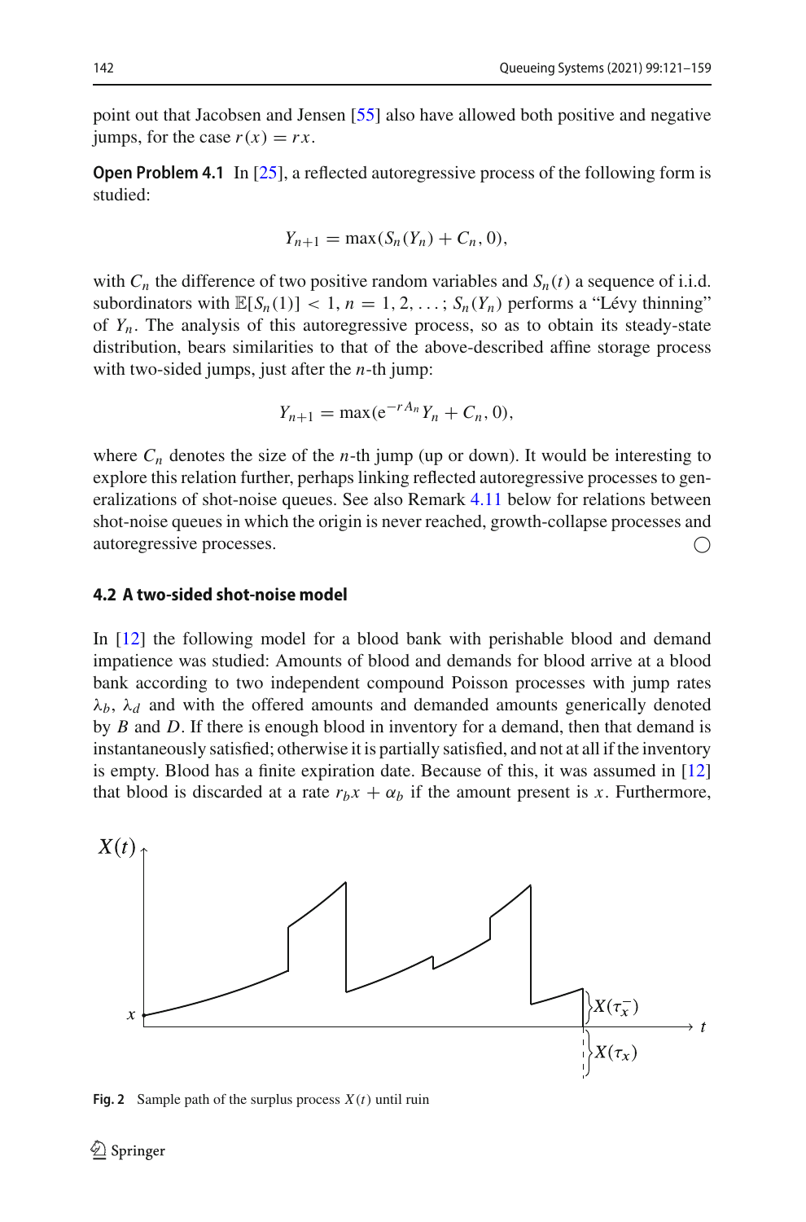point out that Jacobsen and Jensen [55] also have allowed both positive and negative jumps, for the case $r(x) = rx$.

**Open Problem 4.1** In [25], a reflected autoregressive process of the following form is studied:

$$Y_{n+1} = \max(S_n(Y_n) + C_n, 0),$$

with $C_n$ the difference of two positive random variables and $S_n(t)$ a sequence of i.i.d. subordinators with $\mathbb{E}[S_n(1)] < 1$, $n = 1, 2, \ldots$; $S_n(Y_n)$ performs a "Lévy thinning" of $Y_n$. The analysis of this autoregressive process, so as to obtain its steady-state distribution, bears similarities to that of the above-described affine storage process with two-sided jumps, just after the $n$-th jump:

$$Y_{n+1} = \max(\mathrm{e}^{-rA_n} Y_n + C_n, 0),$$

where $C_n$ denotes the size of the $n$-th jump (up or down). It would be interesting to explore this relation further, perhaps linking reflected autoregressive processes to generalizations of shot-noise queues. See also Remark 4.11 below for relations between shot-noise queues in which the origin is never reached, growth-collapse processes and autoregressive processes. ○

### 4.2 A two-sided shot-noise model

In [12] the following model for a blood bank with perishable blood and demand impatience was studied: Amounts of blood and demands for blood arrive at a blood bank according to two independent compound Poisson processes with jump rates $\lambda_b$, $\lambda_d$ and with the offered amounts and demanded amounts generically denoted by $B$ and $D$. If there is enough blood in inventory for a demand, then that demand is instantaneously satisfied; otherwise it is partially satisfied, and not at all if the inventory is empty. Blood has a finite expiration date. Because of this, it was assumed in [12] that blood is discarded at a rate $r_b x + \alpha_b$ if the amount present is $x$. Furthermore,

**Fig. 2** Sample path of the surplus process $X(t)$ until ruin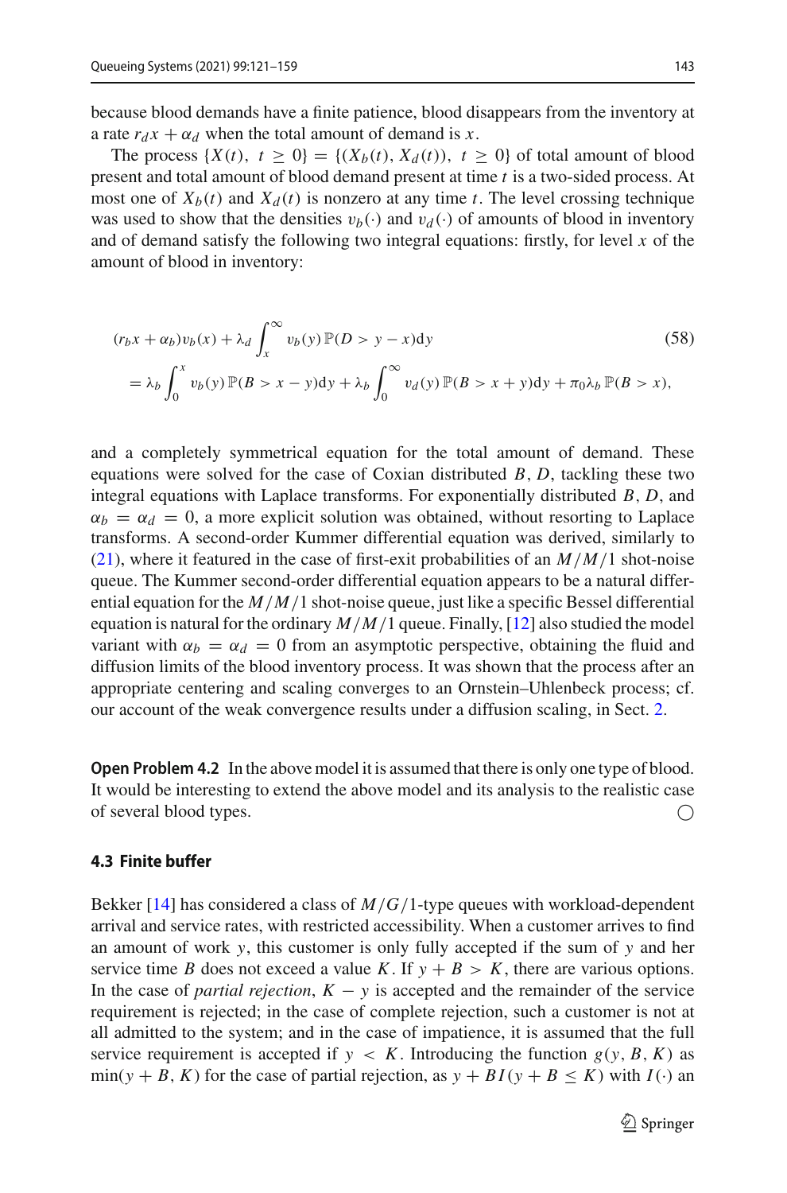because blood demands have a finite patience, blood disappears from the inventory at a rate $r_d x + \alpha_d$ when the total amount of demand is $x$.

The process $\{X(t),\ t \geq 0\} = \{(X_b(t), X_d(t)),\ t \geq 0\}$ of total amount of blood present and total amount of blood demand present at time $t$ is a two-sided process. At most one of $X_b(t)$ and $X_d(t)$ is nonzero at any time $t$. The level crossing technique was used to show that the densities $v_b(\cdot)$ and $v_d(\cdot)$ of amounts of blood in inventory and of demand satisfy the following two integral equations: firstly, for level $x$ of the amount of blood in inventory:

$$
\begin{aligned}
&(r_b x + \alpha_b) v_b(x) + \lambda_d \int_x^\infty v_b(y)\, \mathbb{P}(D > y - x)\mathrm{d}y \\
&\quad = \lambda_b \int_0^x v_b(y)\, \mathbb{P}(B > x - y)\mathrm{d}y + \lambda_b \int_0^\infty v_d(y)\, \mathbb{P}(B > x + y)\mathrm{d}y + \pi_0 \lambda_b\, \mathbb{P}(B > x),
\end{aligned} \tag{58}
$$

and a completely symmetrical equation for the total amount of demand. These equations were solved for the case of Coxian distributed $B$, $D$, tackling these two integral equations with Laplace transforms. For exponentially distributed $B$, $D$, and $\alpha_b = \alpha_d = 0$, a more explicit solution was obtained, without resorting to Laplace transforms. A second-order Kummer differential equation was derived, similarly to (21), where it featured in the case of first-exit probabilities of an $M/M/1$ shot-noise queue. The Kummer second-order differential equation appears to be a natural differential equation for the $M/M/1$ shot-noise queue, just like a specific Bessel differential equation is natural for the ordinary $M/M/1$ queue. Finally, [12] also studied the model variant with $\alpha_b = \alpha_d = 0$ from an asymptotic perspective, obtaining the fluid and diffusion limits of the blood inventory process. It was shown that the process after an appropriate centering and scaling converges to an Ornstein–Uhlenbeck process; cf. our account of the weak convergence results under a diffusion scaling, in Sect. 2.

**Open Problem 4.2** In the above model it is assumed that there is only one type of blood. It would be interesting to extend the above model and its analysis to the realistic case of several blood types. ○

### 4.3 Finite buffer

Bekker [14] has considered a class of $M/G/1$-type queues with workload-dependent arrival and service rates, with restricted accessibility. When a customer arrives to find an amount of work $y$, this customer is only fully accepted if the sum of $y$ and her service time $B$ does not exceed a value $K$. If $y + B > K$, there are various options. In the case of *partial rejection*, $K - y$ is accepted and the remainder of the service requirement is rejected; in the case of complete rejection, such a customer is not at all admitted to the system; and in the case of impatience, it is assumed that the full service requirement is accepted if $y < K$. Introducing the function $g(y, B, K)$ as $\min(y + B, K)$ for the case of partial rejection, as $y + BI(y + B \leq K)$ with $I(\cdot)$ an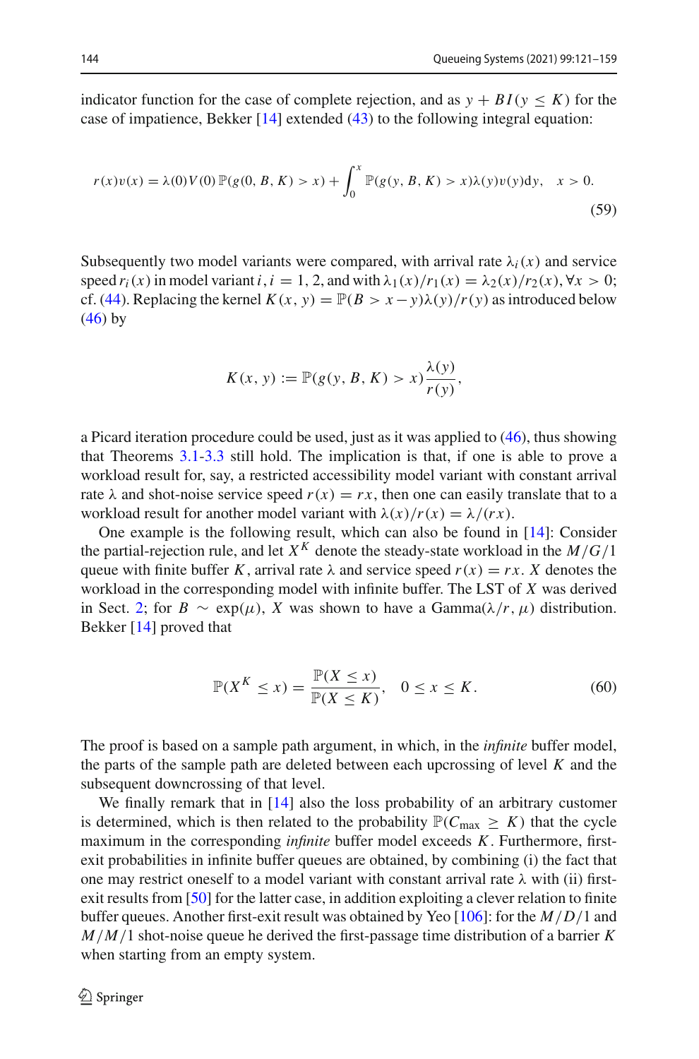indicator function for the case of complete rejection, and as $y + BI(y \leq K)$ for the case of impatience, Bekker [14] extended (43) to the following integral equation:

$$r(x)v(x) = \lambda(0)V(0)\,\mathbb{P}(g(0, B, K) > x) + \int_0^x \mathbb{P}(g(y, B, K) > x)\lambda(y)v(y)\mathrm{d}y, \quad x > 0. \tag{59}$$

Subsequently two model variants were compared, with arrival rate $\lambda_i(x)$ and service speed $r_i(x)$ in model variant $i$, $i = 1, 2$, and with $\lambda_1(x)/r_1(x) = \lambda_2(x)/r_2(x), \forall x > 0$; cf. (44). Replacing the kernel $K(x, y) = \mathbb{P}(B > x - y)\lambda(y)/r(y)$ as introduced below (46) by

$$K(x, y) := \mathbb{P}(g(y, B, K) > x)\frac{\lambda(y)}{r(y)},$$

a Picard iteration procedure could be used, just as it was applied to (46), thus showing that Theorems 3.1-3.3 still hold. The implication is that, if one is able to prove a workload result for, say, a restricted accessibility model variant with constant arrival rate $\lambda$ and shot-noise service speed $r(x) = rx$, then one can easily translate that to a workload result for another model variant with $\lambda(x)/r(x) = \lambda/(rx)$.

One example is the following result, which can also be found in [14]: Consider the partial-rejection rule, and let $X^K$ denote the steady-state workload in the $M/G/1$ queue with finite buffer $K$, arrival rate $\lambda$ and service speed $r(x) = rx$. $X$ denotes the workload in the corresponding model with infinite buffer. The LST of $X$ was derived in Sect. 2; for $B \sim \exp(\mu)$, $X$ was shown to have a Gamma$(\lambda/r, \mu)$ distribution. Bekker [14] proved that

$$\mathbb{P}(X^K \leq x) = \frac{\mathbb{P}(X \leq x)}{\mathbb{P}(X \leq K)}, \quad 0 \leq x \leq K. \tag{60}$$

The proof is based on a sample path argument, in which, in the *infinite* buffer model, the parts of the sample path are deleted between each upcrossing of level $K$ and the subsequent downcrossing of that level.

We finally remark that in [14] also the loss probability of an arbitrary customer is determined, which is then related to the probability $\mathbb{P}(C_{\max} \geq K)$ that the cycle maximum in the corresponding *infinite* buffer model exceeds $K$. Furthermore, first-exit probabilities in infinite buffer queues are obtained, by combining (i) the fact that one may restrict oneself to a model variant with constant arrival rate $\lambda$ with (ii) first-exit results from [50] for the latter case, in addition exploiting a clever relation to finite buffer queues. Another first-exit result was obtained by Yeo [106]: for the $M/D/1$ and $M/M/1$ shot-noise queue he derived the first-passage time distribution of a barrier $K$ when starting from an empty system.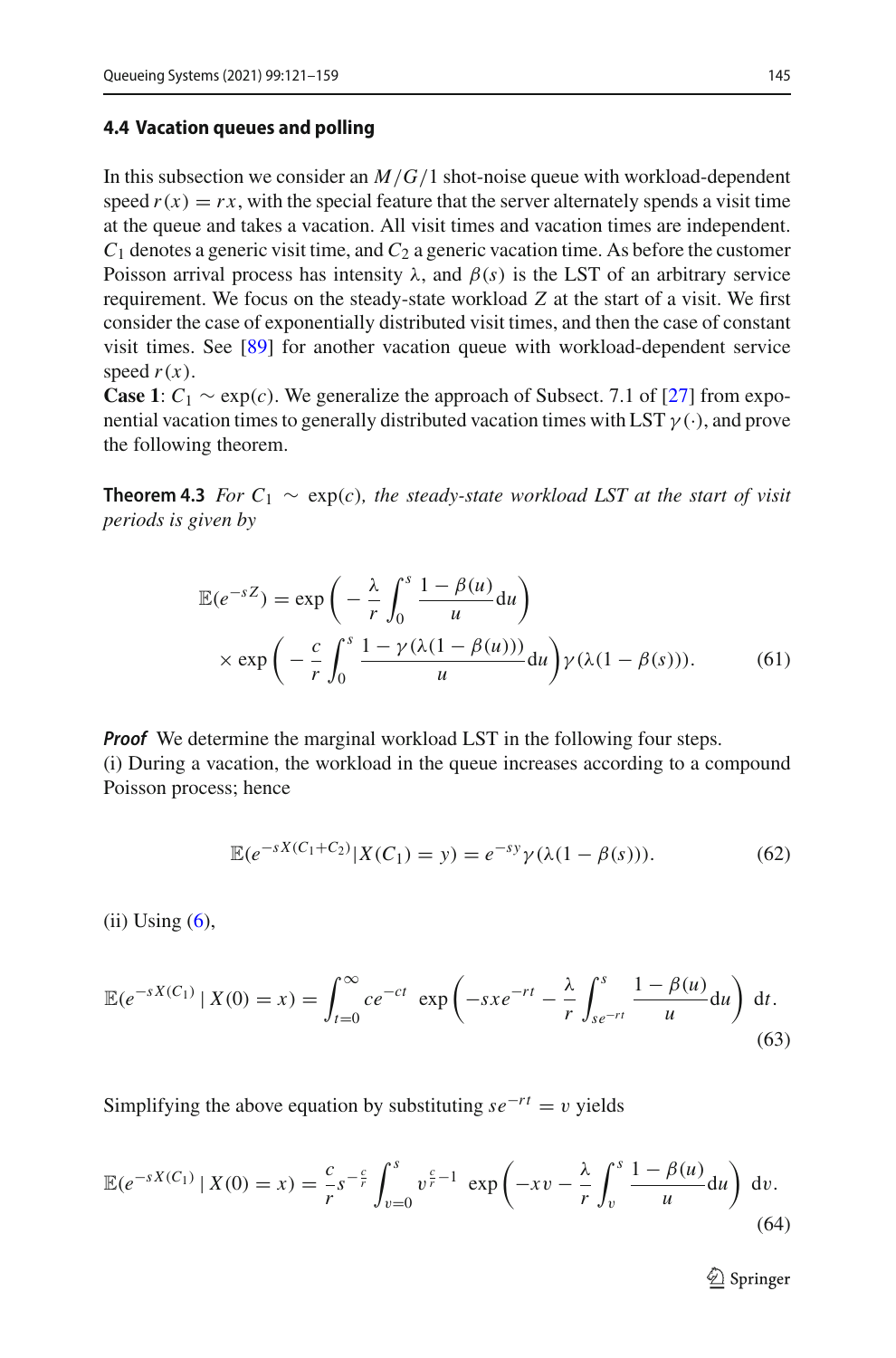### 4.4 Vacation queues and polling

In this subsection we consider an $M/G/1$ shot-noise queue with workload-dependent speed $r(x) = rx$, with the special feature that the server alternately spends a visit time at the queue and takes a vacation. All visit times and vacation times are independent. $C_1$ denotes a generic visit time, and $C_2$ a generic vacation time. As before the customer Poisson arrival process has intensity $\lambda$, and $\beta(s)$ is the LST of an arbitrary service requirement. We focus on the steady-state workload $Z$ at the start of a visit. We first consider the case of exponentially distributed visit times, and then the case of constant visit times. See [89] for another vacation queue with workload-dependent service speed $r(x)$.

**Case 1**: $C_1 \sim \exp(c)$. We generalize the approach of Subsect. 7.1 of [27] from exponential vacation times to generally distributed vacation times with LST $\gamma(\cdot)$, and prove the following theorem.

**Theorem 4.3** *For $C_1 \sim \exp(c)$, the steady-state workload LST at the start of visit periods is given by*

$$\mathbb{E}(e^{-sZ}) = \exp\left( -\frac{\lambda}{r} \int_0^s \frac{1-\beta(u)}{u} \mathrm{d}u \right) \times \exp\left( -\frac{c}{r} \int_0^s \frac{1-\gamma(\lambda(1-\beta(u)))}{u} \mathrm{d}u \right) \gamma(\lambda(1-\beta(s))). \tag{61}$$

*Proof* We determine the marginal workload LST in the following four steps.
(i) During a vacation, the workload in the queue increases according to a compound Poisson process; hence

$$\mathbb{E}(e^{-sX(C_1+C_2)} | X(C_1) = y) = e^{-sy} \gamma(\lambda(1-\beta(s))). \tag{62}$$

(ii) Using (6),

$$\mathbb{E}(e^{-sX(C_1)} \mid X(0) = x) = \int_{t=0}^{\infty} ce^{-ct} \exp\left( -sxe^{-rt} - \frac{\lambda}{r} \int_{se^{-rt}}^{s} \frac{1-\beta(u)}{u} \mathrm{d}u \right) \mathrm{d}t. \tag{63}$$

Simplifying the above equation by substituting $se^{-rt} = v$ yields

$$\mathbb{E}(e^{-sX(C_1)} \mid X(0) = x) = \frac{c}{r} s^{-\frac{c}{r}} \int_{v=0}^{s} v^{\frac{c}{r}-1} \exp\left( -xv - \frac{\lambda}{r} \int_{v}^{s} \frac{1-\beta(u)}{u} \mathrm{d}u \right) \mathrm{d}v. \tag{64}$$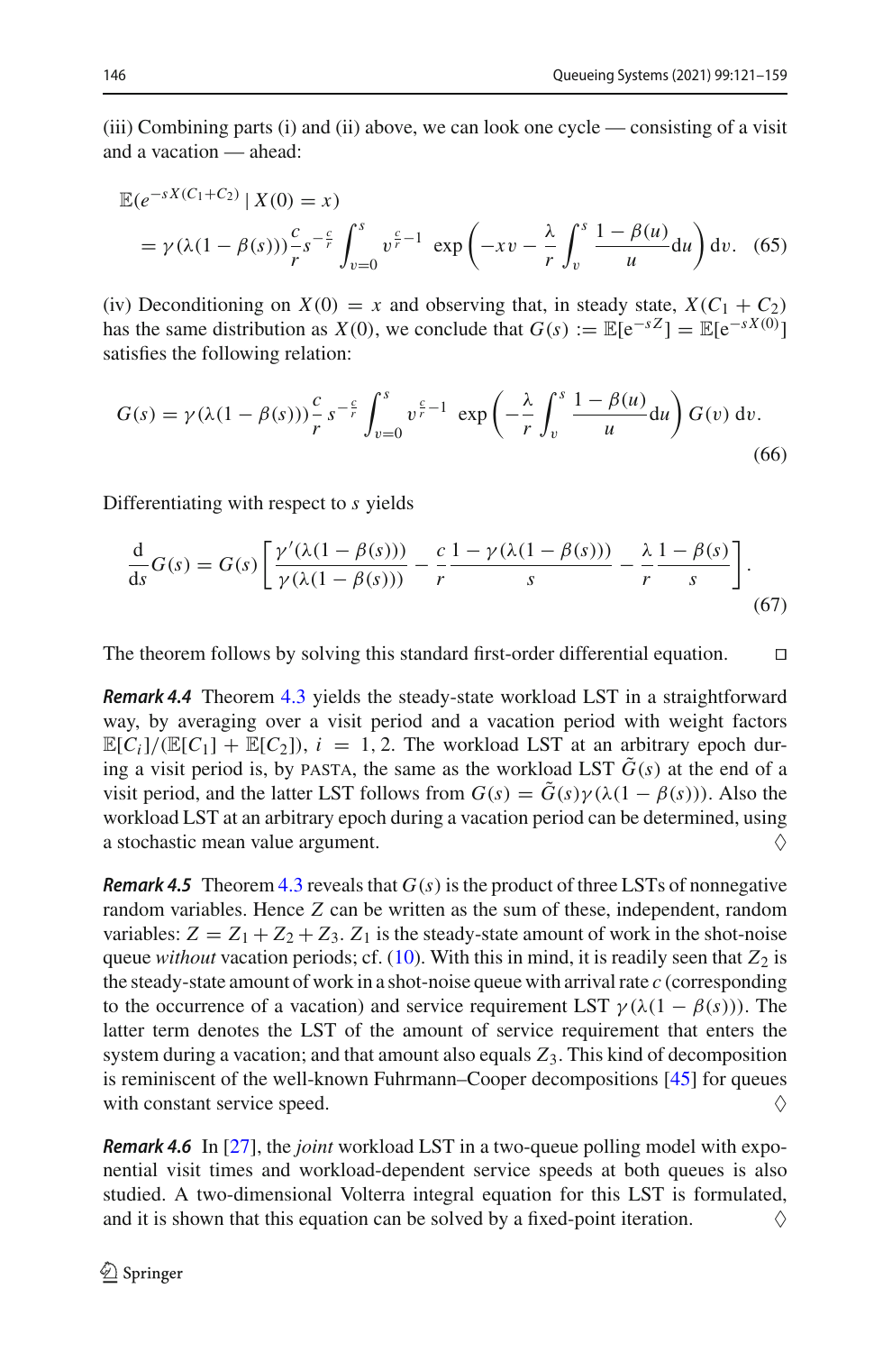(iii) Combining parts (i) and (ii) above, we can look one cycle — consisting of a visit and a vacation — ahead:

$$\mathbb{E}(e^{-sX(C_1+C_2)} \mid X(0)=x) = \gamma(\lambda(1-\beta(s)))\frac{c}{r}s^{-\frac{c}{r}}\int_{v=0}^{s} v^{\frac{c}{r}-1}\,\exp\left(-xv-\frac{\lambda}{r}\int_v^s \frac{1-\beta(u)}{u}\mathrm{d}u\right)\mathrm{d}v. \quad (65)$$

(iv) Deconditioning on $X(0)=x$ and observing that, in steady state, $X(C_1+C_2)$ has the same distribution as $X(0)$, we conclude that $G(s) := \mathbb{E}[\mathrm{e}^{-sZ}] = \mathbb{E}[\mathrm{e}^{-sX(0)}]$ satisfies the following relation:

$$G(s) = \gamma(\lambda(1-\beta(s)))\frac{c}{r}\,s^{-\frac{c}{r}}\int_{v=0}^{s} v^{\frac{c}{r}-1}\,\exp\left(-\frac{\lambda}{r}\int_v^s \frac{1-\beta(u)}{u}\mathrm{d}u\right)G(v)\,\mathrm{d}v. \quad (66)$$

Differentiating with respect to $s$ yields

$$\frac{\mathrm{d}}{\mathrm{d}s}G(s) = G(s)\left[\frac{\gamma'(\lambda(1-\beta(s)))}{\gamma(\lambda(1-\beta(s)))} - \frac{c}{r}\frac{1-\gamma(\lambda(1-\beta(s)))}{s} - \frac{\lambda}{r}\frac{1-\beta(s)}{s}\right]. \quad (67)$$

The theorem follows by solving this standard first-order differential equation. □

***Remark 4.4*** Theorem 4.3 yields the steady-state workload LST in a straightforward way, by averaging over a visit period and a vacation period with weight factors $\mathbb{E}[C_i]/(\mathbb{E}[C_1]+\mathbb{E}[C_2])$, $i=1,2$. The workload LST at an arbitrary epoch during a visit period is, by PASTA, the same as the workload LST $\tilde{G}(s)$ at the end of a visit period, and the latter LST follows from $G(s)=\tilde{G}(s)\gamma(\lambda(1-\beta(s)))$. Also the workload LST at an arbitrary epoch during a vacation period can be determined, using a stochastic mean value argument. ♢

***Remark 4.5*** Theorem 4.3 reveals that $G(s)$ is the product of three LSTs of nonnegative random variables. Hence $Z$ can be written as the sum of these, independent, random variables: $Z = Z_1 + Z_2 + Z_3$. $Z_1$ is the steady-state amount of work in the shot-noise queue *without* vacation periods; cf. (10). With this in mind, it is readily seen that $Z_2$ is the steady-state amount of work in a shot-noise queue with arrival rate $c$ (corresponding to the occurrence of a vacation) and service requirement LST $\gamma(\lambda(1-\beta(s)))$. The latter term denotes the LST of the amount of service requirement that enters the system during a vacation; and that amount also equals $Z_3$. This kind of decomposition is reminiscent of the well-known Fuhrmann–Cooper decompositions [45] for queues with constant service speed. ♢

***Remark 4.6*** In [27], the *joint* workload LST in a two-queue polling model with exponential visit times and workload-dependent service speeds at both queues is also studied. A two-dimensional Volterra integral equation for this LST is formulated, and it is shown that this equation can be solved by a fixed-point iteration. ♢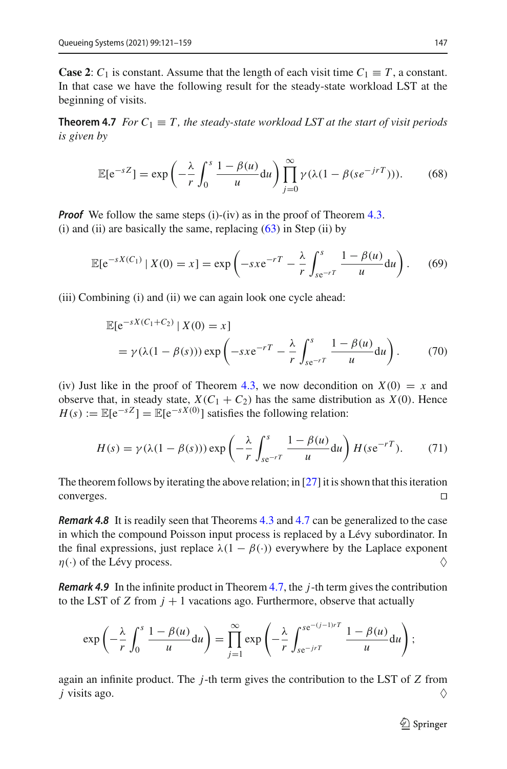**Case 2**: $C_1$ is constant. Assume that the length of each visit time $C_1 \equiv T$, a constant. In that case we have the following result for the steady-state workload LST at the beginning of visits.

**Theorem 4.7** *For $C_1 \equiv T$, the steady-state workload LST at the start of visit periods is given by*

$$\mathbb{E}[\mathrm{e}^{-sZ}] = \exp\left(-\frac{\lambda}{r}\int_0^s \frac{1-\beta(u)}{u}\mathrm{d}u\right)\prod_{j=0}^{\infty}\gamma(\lambda(1-\beta(s\mathrm{e}^{-jrT}))). \tag{68}$$

***Proof*** We follow the same steps (i)-(iv) as in the proof of Theorem 4.3.
(i) and (ii) are basically the same, replacing (63) in Step (ii) by

$$\mathbb{E}[\mathrm{e}^{-sX(C_1)} \mid X(0) = x] = \exp\left(-sx\mathrm{e}^{-rT} - \frac{\lambda}{r}\int_{s\mathrm{e}^{-rT}}^{s} \frac{1-\beta(u)}{u}\mathrm{d}u\right). \tag{69}$$

(iii) Combining (i) and (ii) we can again look one cycle ahead:

$$\begin{aligned}
&\mathbb{E}[\mathrm{e}^{-sX(C_1+C_2)} \mid X(0) = x] \\
&\quad = \gamma(\lambda(1-\beta(s)))\exp\left(-sx\mathrm{e}^{-rT} - \frac{\lambda}{r}\int_{s\mathrm{e}^{-rT}}^{s} \frac{1-\beta(u)}{u}\mathrm{d}u\right).
\end{aligned} \tag{70}$$

(iv) Just like in the proof of Theorem 4.3, we now decondition on $X(0) = x$ and observe that, in steady state, $X(C_1 + C_2)$ has the same distribution as $X(0)$. Hence $H(s) := \mathbb{E}[\mathrm{e}^{-sZ}] = \mathbb{E}[\mathrm{e}^{-sX(0)}]$ satisfies the following relation:

$$H(s) = \gamma(\lambda(1-\beta(s)))\exp\left(-\frac{\lambda}{r}\int_{s\mathrm{e}^{-rT}}^{s} \frac{1-\beta(u)}{u}\mathrm{d}u\right)H(s\mathrm{e}^{-rT}). \tag{71}$$

The theorem follows by iterating the above relation; in [27] it is shown that this iteration converges. □

***Remark 4.8*** It is readily seen that Theorems 4.3 and 4.7 can be generalized to the case in which the compound Poisson input process is replaced by a Lévy subordinator. In the final expressions, just replace $\lambda(1-\beta(\cdot))$ everywhere by the Laplace exponent $\eta(\cdot)$ of the Lévy process. ♢

***Remark 4.9*** In the infinite product in Theorem 4.7, the $j$-th term gives the contribution to the LST of $Z$ from $j+1$ vacations ago. Furthermore, observe that actually

$$\exp\left(-\frac{\lambda}{r}\int_0^s \frac{1-\beta(u)}{u}\mathrm{d}u\right) = \prod_{j=1}^{\infty}\exp\left(-\frac{\lambda}{r}\int_{s\mathrm{e}^{-jrT}}^{s\mathrm{e}^{-(j-1)rT}} \frac{1-\beta(u)}{u}\mathrm{d}u\right);$$

again an infinite product. The $j$-th term gives the contribution to the LST of $Z$ from $j$ visits ago. ♢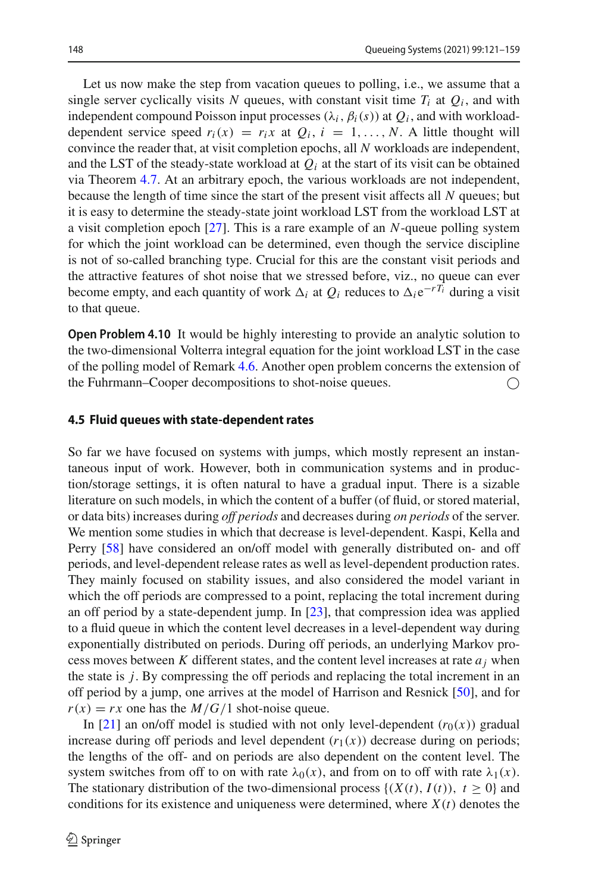Let us now make the step from vacation queues to polling, i.e., we assume that a single server cyclically visits $N$ queues, with constant visit time $T_i$ at $Q_i$, and with independent compound Poisson input processes $(\lambda_i, \beta_i(s))$ at $Q_i$, and with workload-dependent service speed $r_i(x) = r_i x$ at $Q_i$, $i = 1, \ldots, N$. A little thought will convince the reader that, at visit completion epochs, all $N$ workloads are independent, and the LST of the steady-state workload at $Q_i$ at the start of its visit can be obtained via Theorem 4.7. At an arbitrary epoch, the various workloads are not independent, because the length of time since the start of the present visit affects all $N$ queues; but it is easy to determine the steady-state joint workload LST from the workload LST at a visit completion epoch [27]. This is a rare example of an $N$-queue polling system for which the joint workload can be determined, even though the service discipline is not of so-called branching type. Crucial for this are the constant visit periods and the attractive features of shot noise that we stressed before, viz., no queue can ever become empty, and each quantity of work $\Delta_i$ at $Q_i$ reduces to $\Delta_i \mathrm{e}^{-rT_i}$ during a visit to that queue.

**Open Problem 4.10** It would be highly interesting to provide an analytic solution to the two-dimensional Volterra integral equation for the joint workload LST in the case of the polling model of Remark 4.6. Another open problem concerns the extension of the Fuhrmann–Cooper decompositions to shot-noise queues. ◯

### 4.5 Fluid queues with state-dependent rates

So far we have focused on systems with jumps, which mostly represent an instantaneous input of work. However, both in communication systems and in production/storage settings, it is often natural to have a gradual input. There is a sizable literature on such models, in which the content of a buffer (of fluid, or stored material, or data bits) increases during *off periods* and decreases during *on periods* of the server. We mention some studies in which that decrease is level-dependent. Kaspi, Kella and Perry [58] have considered an on/off model with generally distributed on- and off periods, and level-dependent release rates as well as level-dependent production rates. They mainly focused on stability issues, and also considered the model variant in which the off periods are compressed to a point, replacing the total increment during an off period by a state-dependent jump. In [23], that compression idea was applied to a fluid queue in which the content level decreases in a level-dependent way during exponentially distributed on periods. During off periods, an underlying Markov process moves between $K$ different states, and the content level increases at rate $a_j$ when the state is $j$. By compressing the off periods and replacing the total increment in an off period by a jump, one arrives at the model of Harrison and Resnick [50], and for $r(x) = rx$ one has the $M/G/1$ shot-noise queue.

In [21] an on/off model is studied with not only level-dependent ($r_0(x)$) gradual increase during off periods and level dependent ($r_1(x)$) decrease during on periods; the lengths of the off- and on periods are also dependent on the content level. The system switches from off to on with rate $\lambda_0(x)$, and from on to off with rate $\lambda_1(x)$. The stationary distribution of the two-dimensional process $\{(X(t), I(t)),\ t \geq 0\}$ and conditions for its existence and uniqueness were determined, where $X(t)$ denotes the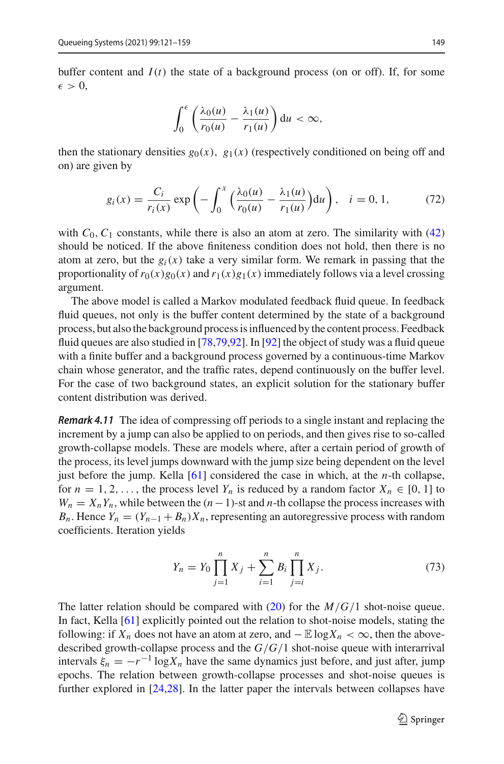buffer content and $I(t)$ the state of a background process (on or off). If, for some $\epsilon > 0$,

$$\int_0^{\epsilon} \left( \frac{\lambda_0(u)}{r_0(u)} - \frac{\lambda_1(u)}{r_1(u)} \right) \mathrm{d}u < \infty,$$

then the stationary densities $g_0(x)$, $g_1(x)$ (respectively conditioned on being off and on) are given by

$$g_i(x) = \frac{C_i}{r_i(x)} \exp\left( - \int_0^x \left( \frac{\lambda_0(u)}{r_0(u)} - \frac{\lambda_1(u)}{r_1(u)} \right) \mathrm{d}u \right), \quad i = 0, 1, \tag{72}$$

with $C_0, C_1$ constants, while there is also an atom at zero. The similarity with (42) should be noticed. If the above finiteness condition does not hold, then there is no atom at zero, but the $g_i(x)$ take a very similar form. We remark in passing that the proportionality of $r_0(x)g_0(x)$ and $r_1(x)g_1(x)$ immediately follows via a level crossing argument.

The above model is called a Markov modulated feedback fluid queue. In feedback fluid queues, not only is the buffer content determined by the state of a background process, but also the background process is influenced by the content process. Feedback fluid queues are also studied in [78,79,92]. In [92] the object of study was a fluid queue with a finite buffer and a background process governed by a continuous-time Markov chain whose generator, and the traffic rates, depend continuously on the buffer level. For the case of two background states, an explicit solution for the stationary buffer content distribution was derived.

***Remark 4.11*** The idea of compressing off periods to a single instant and replacing the increment by a jump can also be applied to on periods, and then gives rise to so-called growth-collapse models. These are models where, after a certain period of growth of the process, its level jumps downward with the jump size being dependent on the level just before the jump. Kella [61] considered the case in which, at the $n$-th collapse, for $n = 1, 2, \ldots$, the process level $Y_n$ is reduced by a random factor $X_n \in [0, 1]$ to $W_n = X_n Y_n$, while between the $(n-1)$-st and $n$-th collapse the process increases with $B_n$. Hence $Y_n = (Y_{n-1} + B_n)X_n$, representing an autoregressive process with random coefficients. Iteration yields

$$Y_n = Y_0 \prod_{j=1}^{n} X_j + \sum_{i=1}^{n} B_i \prod_{j=i}^{n} X_j. \tag{73}$$

The latter relation should be compared with (20) for the $M/G/1$ shot-noise queue. In fact, Kella [61] explicitly pointed out the relation to shot-noise models, stating the following: if $X_n$ does not have an atom at zero, and $-\mathbb{E}\log X_n < \infty$, then the above-described growth-collapse process and the $G/G/1$ shot-noise queue with interarrival intervals $\xi_n = -r^{-1}\log X_n$ have the same dynamics just before, and just after, jump epochs. The relation between growth-collapse processes and shot-noise queues is further explored in [24,28]. In the latter paper the intervals between collapses have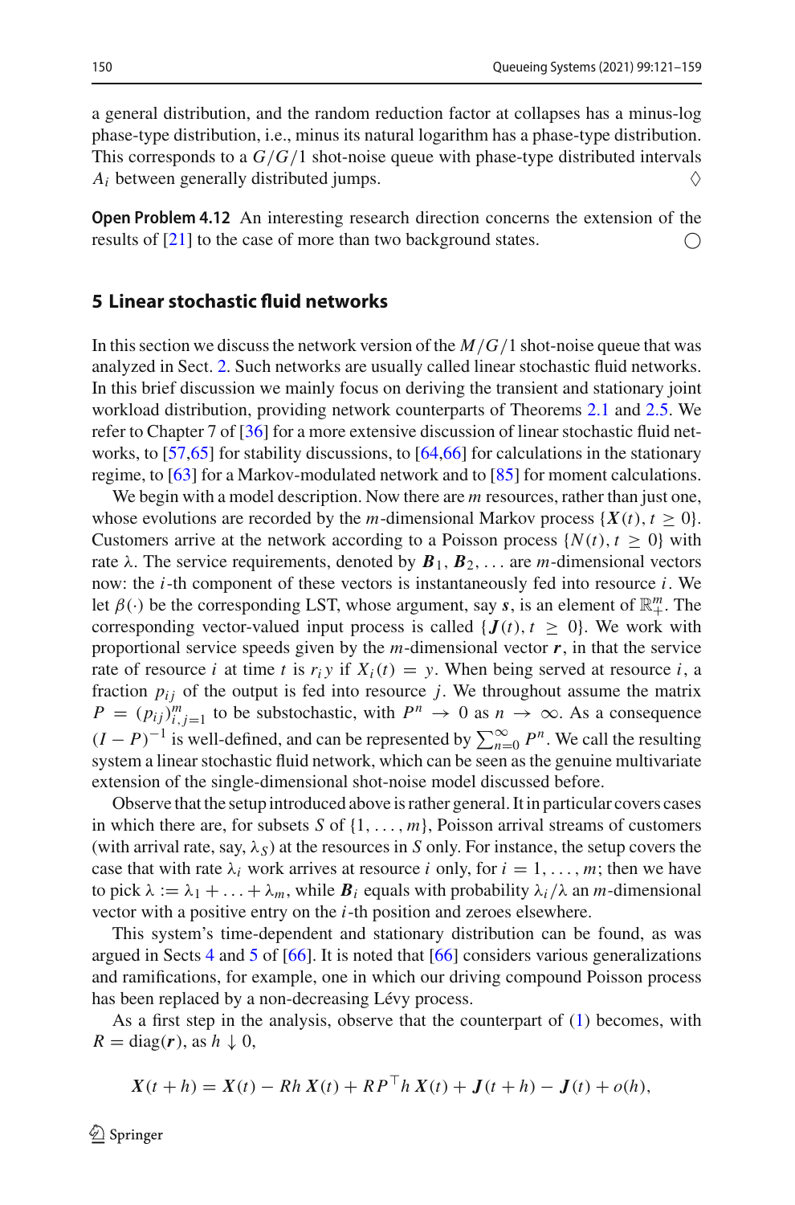a general distribution, and the random reduction factor at collapses has a minus-log phase-type distribution, i.e., minus its natural logarithm has a phase-type distribution. This corresponds to a $G/G/1$ shot-noise queue with phase-type distributed intervals $A_i$ between generally distributed jumps. ♢

**Open Problem 4.12** An interesting research direction concerns the extension of the results of [21] to the case of more than two background states. ○

## 5 Linear stochastic fluid networks

In this section we discuss the network version of the $M/G/1$ shot-noise queue that was analyzed in Sect. 2. Such networks are usually called linear stochastic fluid networks. In this brief discussion we mainly focus on deriving the transient and stationary joint workload distribution, providing network counterparts of Theorems 2.1 and 2.5. We refer to Chapter 7 of [36] for a more extensive discussion of linear stochastic fluid networks, to [57,65] for stability discussions, to [64,66] for calculations in the stationary regime, to [63] for a Markov-modulated network and to [85] for moment calculations.

We begin with a model description. Now there are $m$ resources, rather than just one, whose evolutions are recorded by the $m$-dimensional Markov process $\{\boldsymbol{X}(t), t \geq 0\}$. Customers arrive at the network according to a Poisson process $\{N(t), t \geq 0\}$ with rate $\lambda$. The service requirements, denoted by $\boldsymbol{B}_1, \boldsymbol{B}_2, \ldots$ are $m$-dimensional vectors now: the $i$-th component of these vectors is instantaneously fed into resource $i$. We let $\beta(\cdot)$ be the corresponding LST, whose argument, say $\boldsymbol{s}$, is an element of $\mathbb{R}_+^m$. The corresponding vector-valued input process is called $\{\boldsymbol{J}(t), t \geq 0\}$. We work with proportional service speeds given by the $m$-dimensional vector $\boldsymbol{r}$, in that the service rate of resource $i$ at time $t$ is $r_i y$ if $X_i(t) = y$. When being served at resource $i$, a fraction $p_{ij}$ of the output is fed into resource $j$. We throughout assume the matrix $P = (p_{ij})_{i,j=1}^m$ to be substochastic, with $P^n \to 0$ as $n \to \infty$. As a consequence $(I - P)^{-1}$ is well-defined, and can be represented by $\sum_{n=0}^{\infty} P^n$. We call the resulting system a linear stochastic fluid network, which can be seen as the genuine multivariate extension of the single-dimensional shot-noise model discussed before.

Observe that the setup introduced above is rather general. It in particular covers cases in which there are, for subsets $S$ of $\{1, \ldots, m\}$, Poisson arrival streams of customers (with arrival rate, say, $\lambda_S$) at the resources in $S$ only. For instance, the setup covers the case that with rate $\lambda_i$ work arrives at resource $i$ only, for $i = 1, \ldots, m$; then we have to pick $\lambda := \lambda_1 + \ldots + \lambda_m$, while $\boldsymbol{B}_i$ equals with probability $\lambda_i/\lambda$ an $m$-dimensional vector with a positive entry on the $i$-th position and zeroes elsewhere.

This system's time-dependent and stationary distribution can be found, as was argued in Sects 4 and 5 of [66]. It is noted that [66] considers various generalizations and ramifications, for example, one in which our driving compound Poisson process has been replaced by a non-decreasing Lévy process.

As a first step in the analysis, observe that the counterpart of (1) becomes, with $R = \text{diag}(\boldsymbol{r})$, as $h \downarrow 0$,

$$\boldsymbol{X}(t+h) = \boldsymbol{X}(t) - Rh\, \boldsymbol{X}(t) + RP^{\top} h\, \boldsymbol{X}(t) + \boldsymbol{J}(t+h) - \boldsymbol{J}(t) + o(h),$$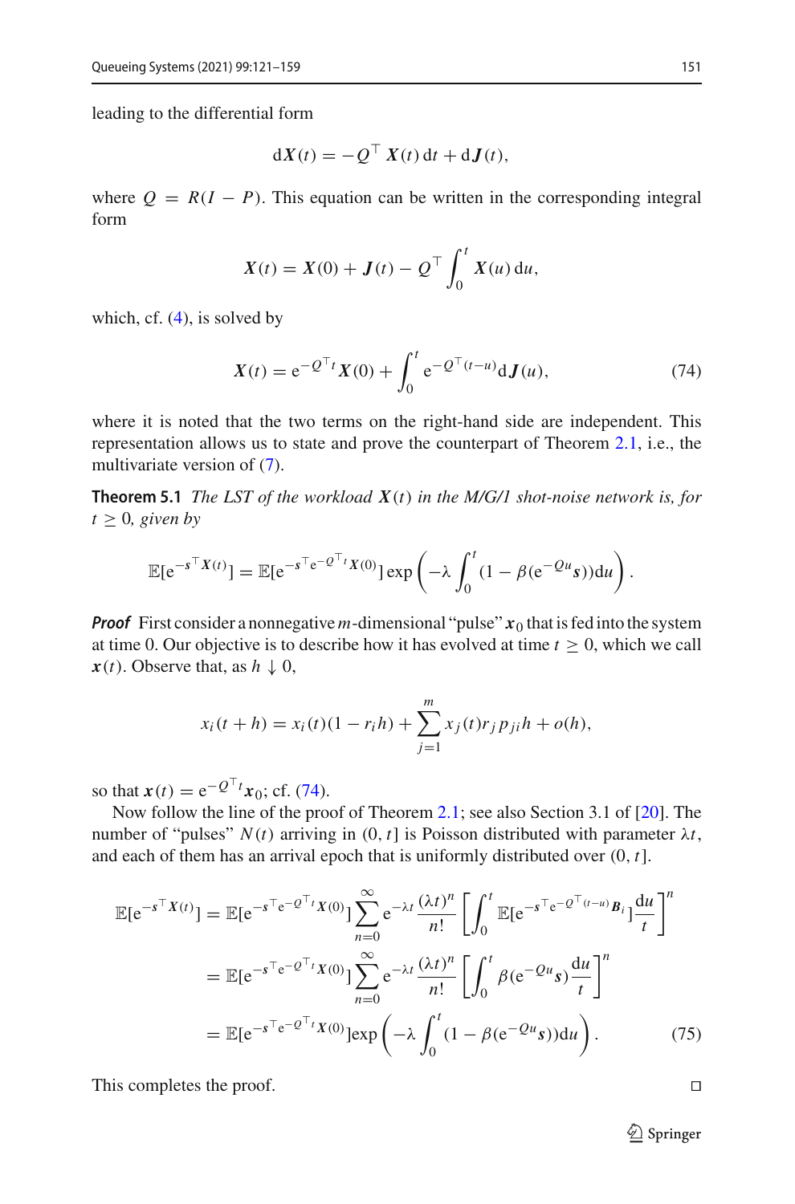leading to the differential form

$$\mathrm{d}\boldsymbol{X}(t) = -Q^{\top}\boldsymbol{X}(t)\,\mathrm{d}t + \mathrm{d}\boldsymbol{J}(t),$$

where $Q = R(I - P)$. This equation can be written in the corresponding integral form

$$\boldsymbol{X}(t) = \boldsymbol{X}(0) + \boldsymbol{J}(t) - Q^{\top}\int_0^t \boldsymbol{X}(u)\,\mathrm{d}u,$$

which, cf. (4), is solved by

$$\boldsymbol{X}(t) = \mathrm{e}^{-Q^{\top}t}\boldsymbol{X}(0) + \int_0^t \mathrm{e}^{-Q^{\top}(t-u)}\mathrm{d}\boldsymbol{J}(u), \tag{74}$$

where it is noted that the two terms on the right-hand side are independent. This representation allows us to state and prove the counterpart of Theorem 2.1, i.e., the multivariate version of (7).

**Theorem 5.1** *The LST of the workload $\boldsymbol{X}(t)$ in the M/G/1 shot-noise network is, for $t \geq 0$, given by*

$$\mathbb{E}[\mathrm{e}^{-\boldsymbol{s}^{\top}\boldsymbol{X}(t)}] = \mathbb{E}[\mathrm{e}^{-\boldsymbol{s}^{\top}\mathrm{e}^{-Q^{\top}t}\boldsymbol{X}(0)}]\exp\left(-\lambda\int_0^t(1-\beta(\mathrm{e}^{-Qu}\boldsymbol{s}))\mathrm{d}u\right).$$

***Proof*** First consider a nonnegative $m$-dimensional "pulse" $\boldsymbol{x}_0$ that is fed into the system at time 0. Our objective is to describe how it has evolved at time $t \geq 0$, which we call $\boldsymbol{x}(t)$. Observe that, as $h \downarrow 0$,

$$x_i(t+h) = x_i(t)(1 - r_i h) + \sum_{j=1}^m x_j(t) r_j p_{ji} h + o(h),$$

so that $\boldsymbol{x}(t) = \mathrm{e}^{-Q^{\top}t}\boldsymbol{x}_0$; cf. (74).

Now follow the line of the proof of Theorem 2.1; see also Section 3.1 of [20]. The number of "pulses" $N(t)$ arriving in $(0, t]$ is Poisson distributed with parameter $\lambda t$, and each of them has an arrival epoch that is uniformly distributed over $(0, t]$.

$$\begin{aligned}
\mathbb{E}[\mathrm{e}^{-\boldsymbol{s}^{\top}\boldsymbol{X}(t)}] &= \mathbb{E}[\mathrm{e}^{-\boldsymbol{s}^{\top}\mathrm{e}^{-Q^{\top}t}\boldsymbol{X}(0)}]\sum_{n=0}^{\infty}\mathrm{e}^{-\lambda t}\frac{(\lambda t)^n}{n!}\left[\int_0^t \mathbb{E}[\mathrm{e}^{-\boldsymbol{s}^{\top}\mathrm{e}^{-Q^{\top}(t-u)}\boldsymbol{B}_i}]\frac{\mathrm{d}u}{t}\right]^n \\
&= \mathbb{E}[\mathrm{e}^{-\boldsymbol{s}^{\top}\mathrm{e}^{-Q^{\top}t}\boldsymbol{X}(0)}]\sum_{n=0}^{\infty}\mathrm{e}^{-\lambda t}\frac{(\lambda t)^n}{n!}\left[\int_0^t \beta(\mathrm{e}^{-Qu}\boldsymbol{s})\frac{\mathrm{d}u}{t}\right]^n \\
&= \mathbb{E}[\mathrm{e}^{-\boldsymbol{s}^{\top}\mathrm{e}^{-Q^{\top}t}\boldsymbol{X}(0)}]\exp\left(-\lambda\int_0^t(1-\beta(\mathrm{e}^{-Qu}\boldsymbol{s}))\mathrm{d}u\right).
\end{aligned} \tag{75}$$

This completes the proof. $\square$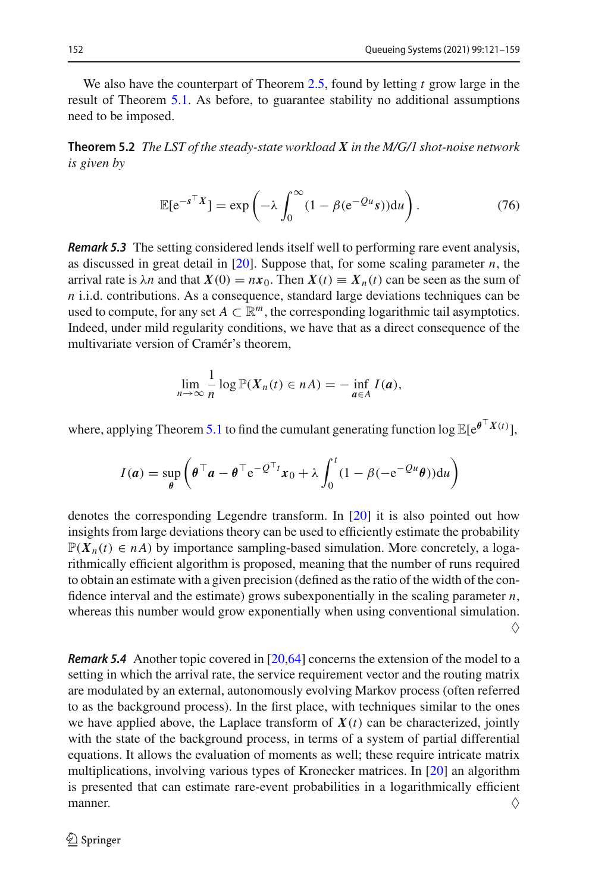We also have the counterpart of Theorem 2.5, found by letting $t$ grow large in the result of Theorem 5.1. As before, to guarantee stability no additional assumptions need to be imposed.

**Theorem 5.2** *The LST of the steady-state workload $\boldsymbol{X}$ in the M/G/1 shot-noise network is given by*

$$\mathbb{E}[\mathrm{e}^{-\boldsymbol{s}^\top \boldsymbol{X}}] = \exp\left(-\lambda \int_0^\infty (1 - \beta(\mathrm{e}^{-Qu}\boldsymbol{s}))\mathrm{d}u\right). \tag{76}$$

***Remark 5.3*** The setting considered lends itself well to performing rare event analysis, as discussed in great detail in [20]. Suppose that, for some scaling parameter $n$, the arrival rate is $\lambda n$ and that $\boldsymbol{X}(0) = n\boldsymbol{x}_0$. Then $\boldsymbol{X}(t) \equiv \boldsymbol{X}_n(t)$ can be seen as the sum of $n$ i.i.d. contributions. As a consequence, standard large deviations techniques can be used to compute, for any set $A \subset \mathbb{R}^m$, the corresponding logarithmic tail asymptotics. Indeed, under mild regularity conditions, we have that as a direct consequence of the multivariate version of Cramér's theorem,

$$\lim_{n\to\infty} \frac{1}{n} \log \mathbb{P}(\boldsymbol{X}_n(t) \in nA) = -\inf_{\boldsymbol{a}\in A} I(\boldsymbol{a}),$$

where, applying Theorem 5.1 to find the cumulant generating function $\log \mathbb{E}[\mathrm{e}^{\boldsymbol{\theta}^\top \boldsymbol{X}(t)}]$,

$$I(\boldsymbol{a}) = \sup_{\boldsymbol{\theta}} \left(\boldsymbol{\theta}^\top \boldsymbol{a} - \boldsymbol{\theta}^\top \mathrm{e}^{-Q^\top t}\boldsymbol{x}_0 + \lambda \int_0^t (1 - \beta(-\mathrm{e}^{-Qu}\boldsymbol{\theta}))\mathrm{d}u\right)$$

denotes the corresponding Legendre transform. In [20] it is also pointed out how insights from large deviations theory can be used to efficiently estimate the probability $\mathbb{P}(\boldsymbol{X}_n(t) \in nA)$ by importance sampling-based simulation. More concretely, a logarithmically efficient algorithm is proposed, meaning that the number of runs required to obtain an estimate with a given precision (defined as the ratio of the width of the confidence interval and the estimate) grows subexponentially in the scaling parameter $n$, whereas this number would grow exponentially when using conventional simulation. ♢

***Remark 5.4*** Another topic covered in [20,64] concerns the extension of the model to a setting in which the arrival rate, the service requirement vector and the routing matrix are modulated by an external, autonomously evolving Markov process (often referred to as the background process). In the first place, with techniques similar to the ones we have applied above, the Laplace transform of $\boldsymbol{X}(t)$ can be characterized, jointly with the state of the background process, in terms of a system of partial differential equations. It allows the evaluation of moments as well; these require intricate matrix multiplications, involving various types of Kronecker matrices. In [20] an algorithm is presented that can estimate rare-event probabilities in a logarithmically efficient manner. ♢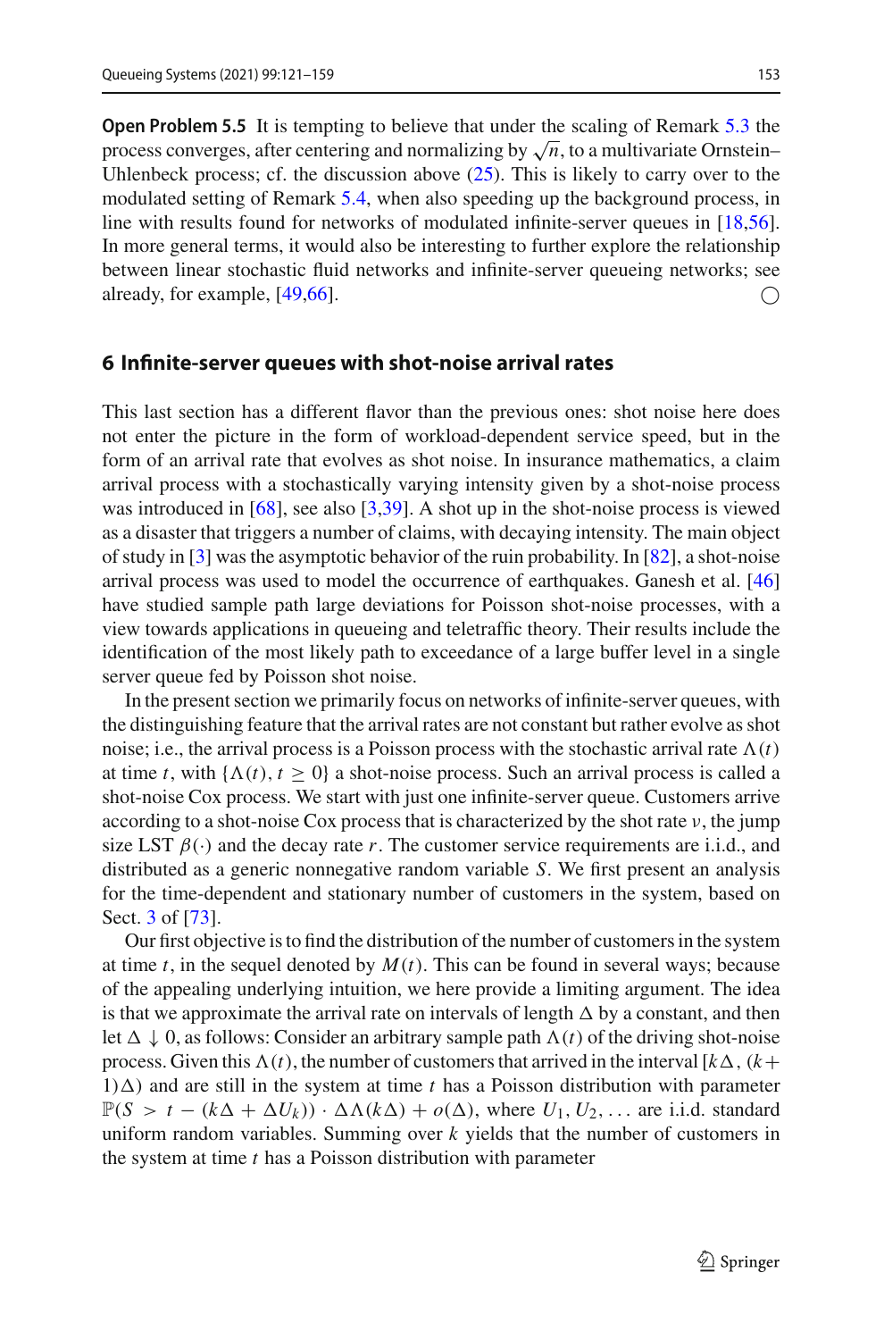**Open Problem 5.5** It is tempting to believe that under the scaling of Remark 5.3 the process converges, after centering and normalizing by $\sqrt{n}$, to a multivariate Ornstein–Uhlenbeck process; cf. the discussion above (25). This is likely to carry over to the modulated setting of Remark 5.4, when also speeding up the background process, in line with results found for networks of modulated infinite-server queues in [18,56]. In more general terms, it would also be interesting to further explore the relationship between linear stochastic fluid networks and infinite-server queueing networks; see already, for example, [49,66]. ◯

## 6 Infinite-server queues with shot-noise arrival rates

This last section has a different flavor than the previous ones: shot noise here does not enter the picture in the form of workload-dependent service speed, but in the form of an arrival rate that evolves as shot noise. In insurance mathematics, a claim arrival process with a stochastically varying intensity given by a shot-noise process was introduced in [68], see also [3,39]. A shot up in the shot-noise process is viewed as a disaster that triggers a number of claims, with decaying intensity. The main object of study in [3] was the asymptotic behavior of the ruin probability. In [82], a shot-noise arrival process was used to model the occurrence of earthquakes. Ganesh et al. [46] have studied sample path large deviations for Poisson shot-noise processes, with a view towards applications in queueing and teletraffic theory. Their results include the identification of the most likely path to exceedance of a large buffer level in a single server queue fed by Poisson shot noise.

In the present section we primarily focus on networks of infinite-server queues, with the distinguishing feature that the arrival rates are not constant but rather evolve as shot noise; i.e., the arrival process is a Poisson process with the stochastic arrival rate $\Lambda(t)$ at time $t$, with $\{\Lambda(t), t \geq 0\}$ a shot-noise process. Such an arrival process is called a shot-noise Cox process. We start with just one infinite-server queue. Customers arrive according to a shot-noise Cox process that is characterized by the shot rate $\nu$, the jump size LST $\beta(\cdot)$ and the decay rate $r$. The customer service requirements are i.i.d., and distributed as a generic nonnegative random variable $S$. We first present an analysis for the time-dependent and stationary number of customers in the system, based on Sect. 3 of [73].

Our first objective is to find the distribution of the number of customers in the system at time $t$, in the sequel denoted by $M(t)$. This can be found in several ways; because of the appealing underlying intuition, we here provide a limiting argument. The idea is that we approximate the arrival rate on intervals of length $\Delta$ by a constant, and then let $\Delta \downarrow 0$, as follows: Consider an arbitrary sample path $\Lambda(t)$ of the driving shot-noise process. Given this $\Lambda(t)$, the number of customers that arrived in the interval $[k\Delta, (k+1)\Delta)$ and are still in the system at time $t$ has a Poisson distribution with parameter $\mathbb{P}(S > t - (k\Delta + \Delta U_k)) \cdot \Delta\Lambda(k\Delta) + o(\Delta)$, where $U_1, U_2, \ldots$ are i.i.d. standard uniform random variables. Summing over $k$ yields that the number of customers in the system at time $t$ has a Poisson distribution with parameter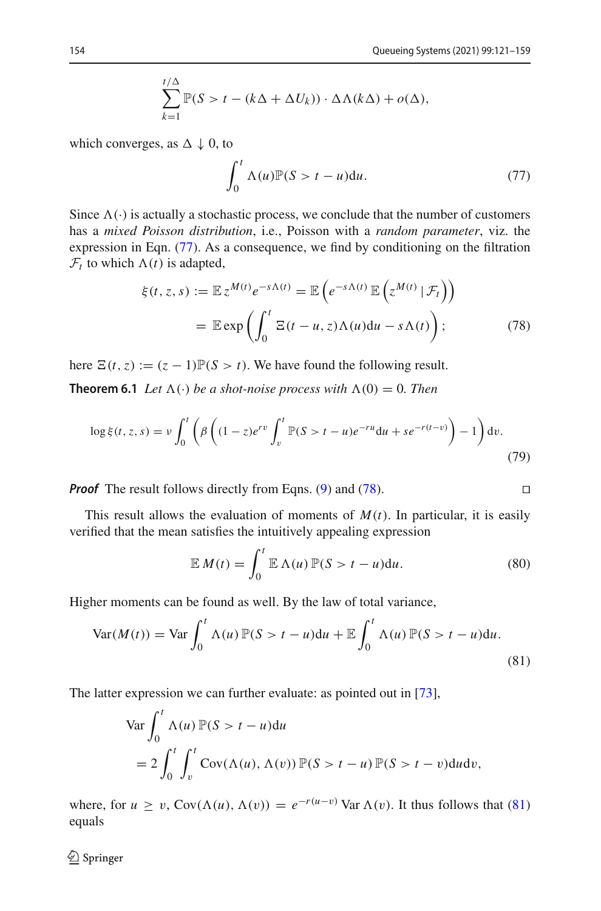$$\sum_{k=1}^{t/\Delta} \mathbb{P}(S > t - (k\Delta + \Delta U_k)) \cdot \Delta \Lambda(k\Delta) + o(\Delta),$$

which converges, as $\Delta \downarrow 0$, to

$$\int_0^t \Lambda(u) \mathbb{P}(S > t - u) \mathrm{d}u. \tag{77}$$

Since $\Lambda(\cdot)$ is actually a stochastic process, we conclude that the number of customers has a *mixed Poisson distribution*, i.e., Poisson with a *random parameter*, viz. the expression in Eqn. (77). As a consequence, we find by conditioning on the filtration $\mathcal{F}_t$ to which $\Lambda(t)$ is adapted,

$$\begin{aligned}
\xi(t, z, s) &:= \mathbb{E}\, z^{M(t)} e^{-s\Lambda(t)} = \mathbb{E}\left(e^{-s\Lambda(t)}\, \mathbb{E}\left(z^{M(t)} \mid \mathcal{F}_t\right)\right) \\
&= \mathbb{E} \exp\left(\int_0^t \Xi(t-u, z)\Lambda(u)\mathrm{d}u - s\Lambda(t)\right);
\end{aligned} \tag{78}$$

here $\Xi(t, z) := (z-1)\mathbb{P}(S > t)$. We have found the following result.

**Theorem 6.1** *Let $\Lambda(\cdot)$ be a shot-noise process with $\Lambda(0) = 0$. Then*

$$\log \xi(t, z, s) = \nu \int_0^t \left(\beta\left((1-z)e^{rv} \int_v^t \mathbb{P}(S > t-u)e^{-ru}\mathrm{d}u + se^{-r(t-v)}\right) - 1\right) \mathrm{d}v. \tag{79}$$

***Proof*** The result follows directly from Eqns. (9) and (78). $\square$

This result allows the evaluation of moments of $M(t)$. In particular, it is easily verified that the mean satisfies the intuitively appealing expression

$$\mathbb{E}\, M(t) = \int_0^t \mathbb{E}\, \Lambda(u)\, \mathbb{P}(S > t-u)\mathrm{d}u. \tag{80}$$

Higher moments can be found as well. By the law of total variance,

$$\mathrm{Var}(M(t)) = \mathrm{Var} \int_0^t \Lambda(u)\, \mathbb{P}(S > t-u)\mathrm{d}u + \mathbb{E} \int_0^t \Lambda(u)\, \mathbb{P}(S > t-u)\mathrm{d}u. \tag{81}$$

The latter expression we can further evaluate: as pointed out in [73],

$$\begin{aligned}
&\mathrm{Var} \int_0^t \Lambda(u)\, \mathbb{P}(S > t-u)\mathrm{d}u \\
&= 2\int_0^t \int_v^t \mathrm{Cov}(\Lambda(u), \Lambda(v))\, \mathbb{P}(S > t-u)\, \mathbb{P}(S > t-v)\mathrm{d}u\mathrm{d}v,
\end{aligned}$$

where, for $u \geq v$, $\mathrm{Cov}(\Lambda(u), \Lambda(v)) = e^{-r(u-v)}\, \mathrm{Var}\, \Lambda(v)$. It thus follows that (81) equals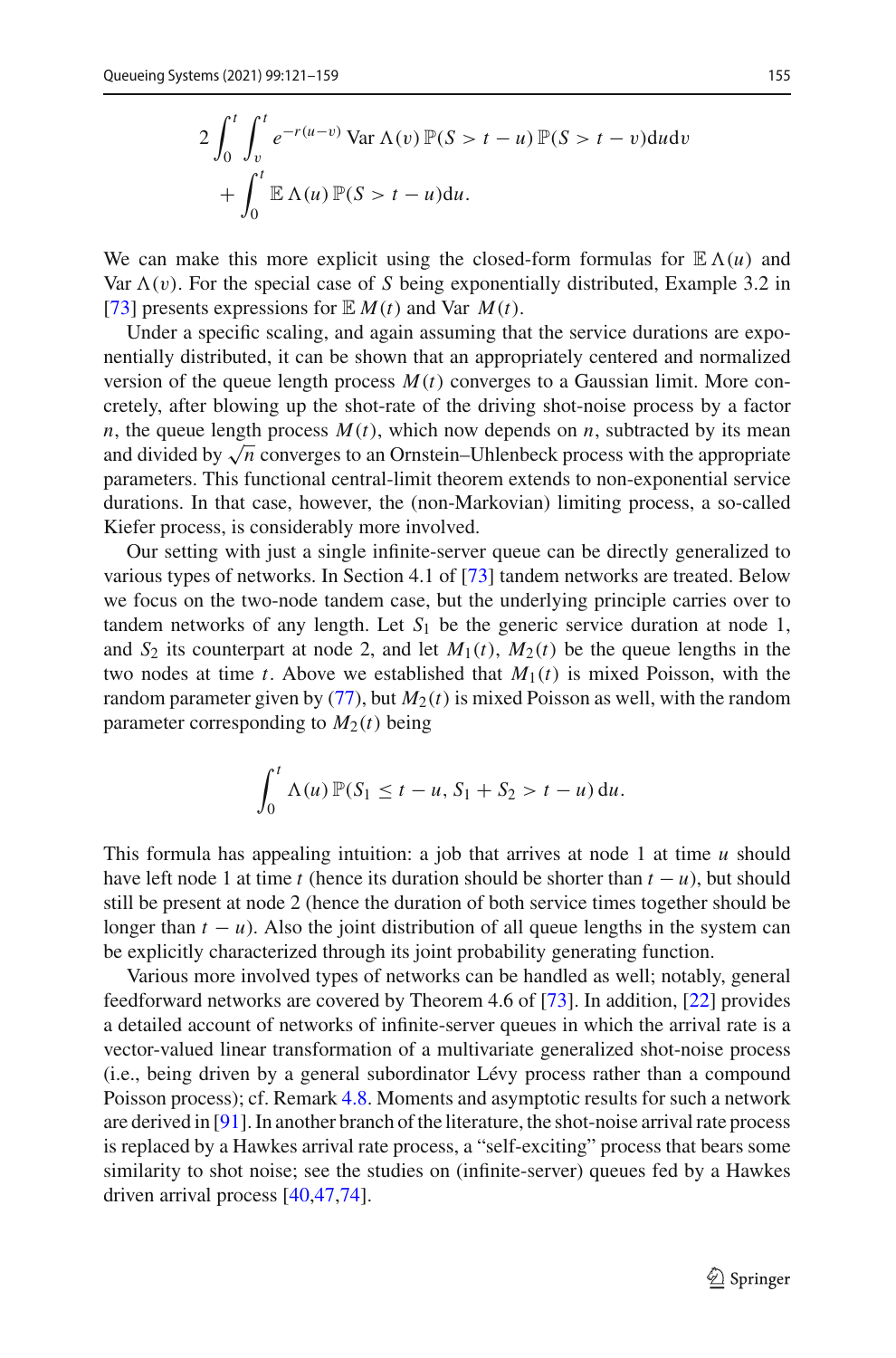$$
2\int_0^t \int_v^t e^{-r(u-v)} \operatorname{Var} \Lambda(v)\, \mathbb{P}(S > t-u)\, \mathbb{P}(S > t-v) \mathrm{d}u \mathrm{d}v
$$
$$
+ \int_0^t \mathbb{E}\, \Lambda(u)\, \mathbb{P}(S > t-u) \mathrm{d}u.
$$

We can make this more explicit using the closed-form formulas for $\mathbb{E}\,\Lambda(u)$ and $\operatorname{Var} \Lambda(v)$. For the special case of $S$ being exponentially distributed, Example 3.2 in [73] presents expressions for $\mathbb{E}\,M(t)$ and $\operatorname{Var}\,M(t)$.

Under a specific scaling, and again assuming that the service durations are exponentially distributed, it can be shown that an appropriately centered and normalized version of the queue length process $M(t)$ converges to a Gaussian limit. More concretely, after blowing up the shot-rate of the driving shot-noise process by a factor $n$, the queue length process $M(t)$, which now depends on $n$, subtracted by its mean and divided by $\sqrt{n}$ converges to an Ornstein–Uhlenbeck process with the appropriate parameters. This functional central-limit theorem extends to non-exponential service durations. In that case, however, the (non-Markovian) limiting process, a so-called Kiefer process, is considerably more involved.

Our setting with just a single infinite-server queue can be directly generalized to various types of networks. In Section 4.1 of [73] tandem networks are treated. Below we focus on the two-node tandem case, but the underlying principle carries over to tandem networks of any length. Let $S_1$ be the generic service duration at node 1, and $S_2$ its counterpart at node 2, and let $M_1(t)$, $M_2(t)$ be the queue lengths in the two nodes at time $t$. Above we established that $M_1(t)$ is mixed Poisson, with the random parameter given by (77), but $M_2(t)$ is mixed Poisson as well, with the random parameter corresponding to $M_2(t)$ being

$$
\int_0^t \Lambda(u)\, \mathbb{P}(S_1 \leq t-u,\, S_1 + S_2 > t-u)\, \mathrm{d}u.
$$

This formula has appealing intuition: a job that arrives at node 1 at time $u$ should have left node 1 at time $t$ (hence its duration should be shorter than $t-u$), but should still be present at node 2 (hence the duration of both service times together should be longer than $t-u$). Also the joint distribution of all queue lengths in the system can be explicitly characterized through its joint probability generating function.

Various more involved types of networks can be handled as well; notably, general feedforward networks are covered by Theorem 4.6 of [73]. In addition, [22] provides a detailed account of networks of infinite-server queues in which the arrival rate is a vector-valued linear transformation of a multivariate generalized shot-noise process (i.e., being driven by a general subordinator Lévy process rather than a compound Poisson process); cf. Remark 4.8. Moments and asymptotic results for such a network are derived in [91]. In another branch of the literature, the shot-noise arrival rate process is replaced by a Hawkes arrival rate process, a "self-exciting" process that bears some similarity to shot noise; see the studies on (infinite-server) queues fed by a Hawkes driven arrival process [40,47,74].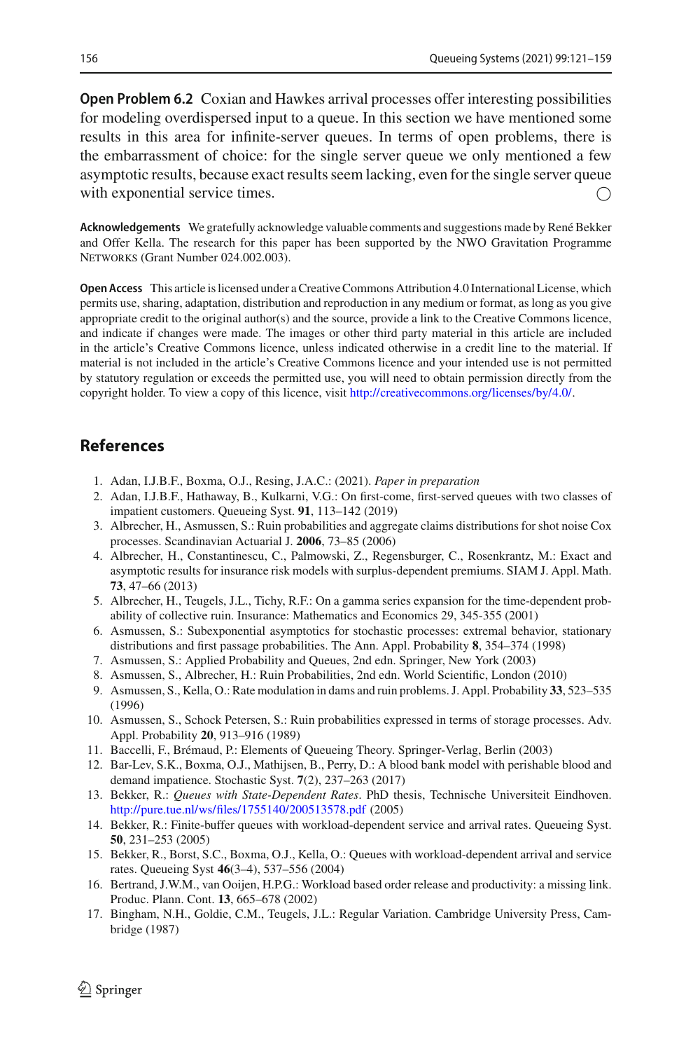**Open Problem 6.2** Coxian and Hawkes arrival processes offer interesting possibilities for modeling overdispersed input to a queue. In this section we have mentioned some results in this area for infinite-server queues. In terms of open problems, there is the embarrassment of choice: for the single server queue we only mentioned a few asymptotic results, because exact results seem lacking, even for the single server queue with exponential service times. ◯

**Acknowledgements** We gratefully acknowledge valuable comments and suggestions made by René Bekker and Offer Kella. The research for this paper has been supported by the NWO Gravitation Programme NETWORKS (Grant Number 024.002.003).

**Open Access** This article is licensed under a Creative Commons Attribution 4.0 International License, which permits use, sharing, adaptation, distribution and reproduction in any medium or format, as long as you give appropriate credit to the original author(s) and the source, provide a link to the Creative Commons licence, and indicate if changes were made. The images or other third party material in this article are included in the article's Creative Commons licence, unless indicated otherwise in a credit line to the material. If material is not included in the article's Creative Commons licence and your intended use is not permitted by statutory regulation or exceeds the permitted use, you will need to obtain permission directly from the copyright holder. To view a copy of this licence, visit http://creativecommons.org/licenses/by/4.0/.

## References

1. Adan, I.J.B.F., Boxma, O.J., Resing, J.A.C.: (2021). *Paper in preparation*
2. Adan, I.J.B.F., Hathaway, B., Kulkarni, V.G.: On first-come, first-served queues with two classes of impatient customers. Queueing Syst. **91**, 113–142 (2019)
3. Albrecher, H., Asmussen, S.: Ruin probabilities and aggregate claims distributions for shot noise Cox processes. Scandinavian Actuarial J. **2006**, 73–85 (2006)
4. Albrecher, H., Constantinescu, C., Palmowski, Z., Regensburger, C., Rosenkrantz, M.: Exact and asymptotic results for insurance risk models with surplus-dependent premiums. SIAM J. Appl. Math. **73**, 47–66 (2013)
5. Albrecher, H., Teugels, J.L., Tichy, R.F.: On a gamma series expansion for the time-dependent probability of collective ruin. Insurance: Mathematics and Economics 29, 345-355 (2001)
6. Asmussen, S.: Subexponential asymptotics for stochastic processes: extremal behavior, stationary distributions and first passage probabilities. The Ann. Appl. Probability **8**, 354–374 (1998)
7. Asmussen, S.: Applied Probability and Queues, 2nd edn. Springer, New York (2003)
8. Asmussen, S., Albrecher, H.: Ruin Probabilities, 2nd edn. World Scientific, London (2010)
9. Asmussen, S., Kella, O.: Rate modulation in dams and ruin problems. J. Appl. Probability **33**, 523–535 (1996)
10. Asmussen, S., Schock Petersen, S.: Ruin probabilities expressed in terms of storage processes. Adv. Appl. Probability **20**, 913–916 (1989)
11. Baccelli, F., Brémaud, P.: Elements of Queueing Theory. Springer-Verlag, Berlin (2003)
12. Bar-Lev, S.K., Boxma, O.J., Mathijsen, B., Perry, D.: A blood bank model with perishable blood and demand impatience. Stochastic Syst. **7**(2), 237–263 (2017)
13. Bekker, R.: *Queues with State-Dependent Rates*. PhD thesis, Technische Universiteit Eindhoven. http://pure.tue.nl/ws/files/1755140/200513578.pdf (2005)
14. Bekker, R.: Finite-buffer queues with workload-dependent service and arrival rates. Queueing Syst. **50**, 231–253 (2005)
15. Bekker, R., Borst, S.C., Boxma, O.J., Kella, O.: Queues with workload-dependent arrival and service rates. Queueing Syst **46**(3–4), 537–556 (2004)
16. Bertrand, J.W.M., van Ooijen, H.P.G.: Workload based order release and productivity: a missing link. Produc. Plann. Cont. **13**, 665–678 (2002)
17. Bingham, N.H., Goldie, C.M., Teugels, J.L.: Regular Variation. Cambridge University Press, Cambridge (1987)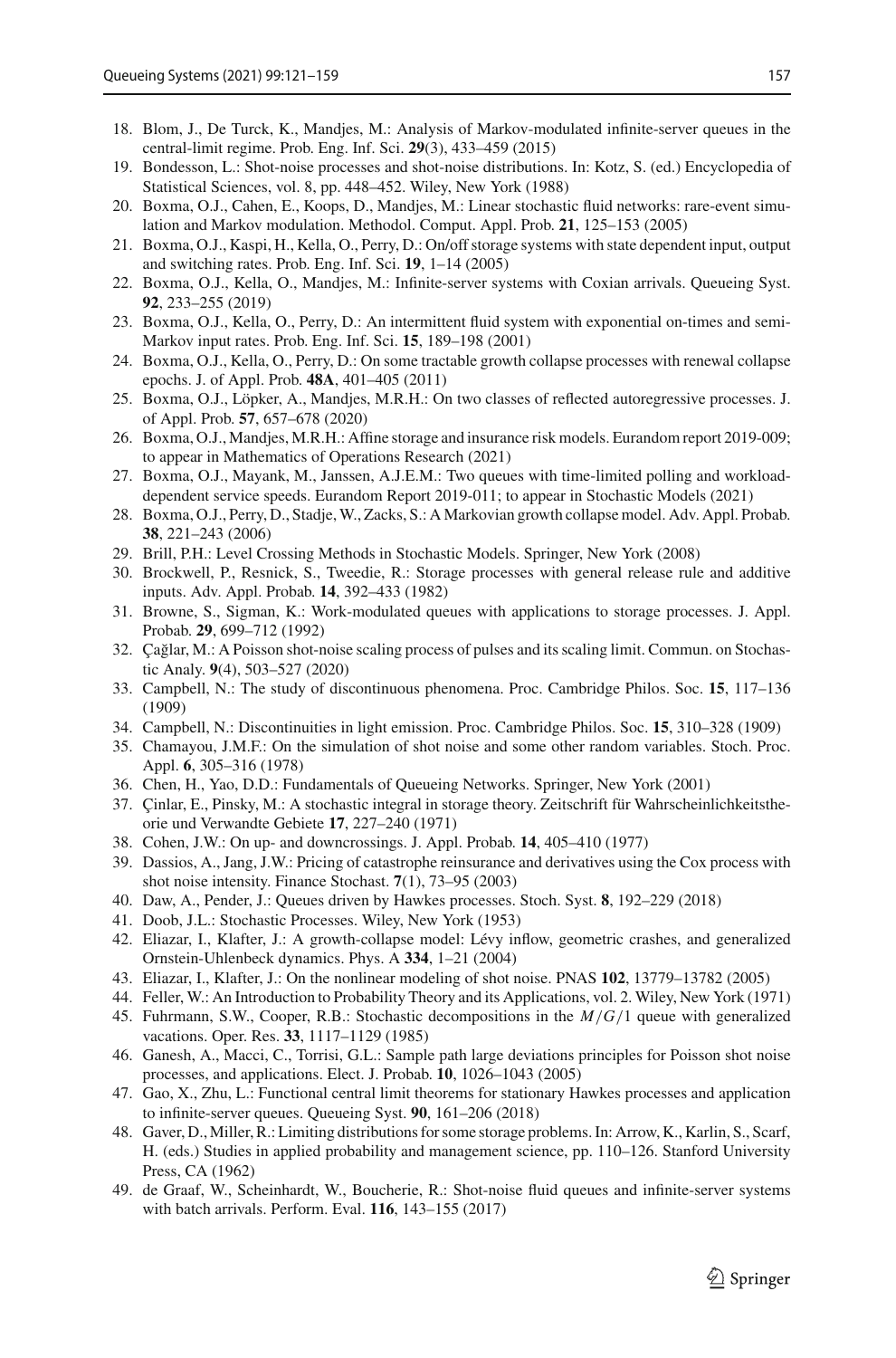18. Blom, J., De Turck, K., Mandjes, M.: Analysis of Markov-modulated infinite-server queues in the central-limit regime. Prob. Eng. Inf. Sci. **29**(3), 433–459 (2015)
19. Bondesson, L.: Shot-noise processes and shot-noise distributions. In: Kotz, S. (ed.) Encyclopedia of Statistical Sciences, vol. 8, pp. 448–452. Wiley, New York (1988)
20. Boxma, O.J., Cahen, E., Koops, D., Mandjes, M.: Linear stochastic fluid networks: rare-event simulation and Markov modulation. Methodol. Comput. Appl. Prob. **21**, 125–153 (2005)
21. Boxma, O.J., Kaspi, H., Kella, O., Perry, D.: On/off storage systems with state dependent input, output and switching rates. Prob. Eng. Inf. Sci. **19**, 1–14 (2005)
22. Boxma, O.J., Kella, O., Mandjes, M.: Infinite-server systems with Coxian arrivals. Queueing Syst. **92**, 233–255 (2019)
23. Boxma, O.J., Kella, O., Perry, D.: An intermittent fluid system with exponential on-times and semi-Markov input rates. Prob. Eng. Inf. Sci. **15**, 189–198 (2001)
24. Boxma, O.J., Kella, O., Perry, D.: On some tractable growth collapse processes with renewal collapse epochs. J. of Appl. Prob. **48A**, 401–405 (2011)
25. Boxma, O.J., Löpker, A., Mandjes, M.R.H.: On two classes of reflected autoregressive processes. J. of Appl. Prob. **57**, 657–678 (2020)
26. Boxma, O.J., Mandjes, M.R.H.: Affine storage and insurance risk models. Eurandom report 2019-009; to appear in Mathematics of Operations Research (2021)
27. Boxma, O.J., Mayank, M., Janssen, A.J.E.M.: Two queues with time-limited polling and workload-dependent service speeds. Eurandom Report 2019-011; to appear in Stochastic Models (2021)
28. Boxma, O.J., Perry, D., Stadje, W., Zacks, S.: A Markovian growth collapse model. Adv. Appl. Probab. **38**, 221–243 (2006)
29. Brill, P.H.: Level Crossing Methods in Stochastic Models. Springer, New York (2008)
30. Brockwell, P., Resnick, S., Tweedie, R.: Storage processes with general release rule and additive inputs. Adv. Appl. Probab. **14**, 392–433 (1982)
31. Browne, S., Sigman, K.: Work-modulated queues with applications to storage processes. J. Appl. Probab. **29**, 699–712 (1992)
32. Çağlar, M.: A Poisson shot-noise scaling process of pulses and its scaling limit. Commun. on Stochastic Analy. **9**(4), 503–527 (2020)
33. Campbell, N.: The study of discontinuous phenomena. Proc. Cambridge Philos. Soc. **15**, 117–136 (1909)
34. Campbell, N.: Discontinuities in light emission. Proc. Cambridge Philos. Soc. **15**, 310–328 (1909)
35. Chamayou, J.M.F.: On the simulation of shot noise and some other random variables. Stoch. Proc. Appl. **6**, 305–316 (1978)
36. Chen, H., Yao, D.D.: Fundamentals of Queueing Networks. Springer, New York (2001)
37. Çinlar, E., Pinsky, M.: A stochastic integral in storage theory. Zeitschrift für Wahrscheinlichkeitstheorie und Verwandte Gebiete **17**, 227–240 (1971)
38. Cohen, J.W.: On up- and downcrossings. J. Appl. Probab. **14**, 405–410 (1977)
39. Dassios, A., Jang, J.W.: Pricing of catastrophe reinsurance and derivatives using the Cox process with shot noise intensity. Finance Stochast. **7**(1), 73–95 (2003)
40. Daw, A., Pender, J.: Queues driven by Hawkes processes. Stoch. Syst. **8**, 192–229 (2018)
41. Doob, J.L.: Stochastic Processes. Wiley, New York (1953)
42. Eliazar, I., Klafter, J.: A growth-collapse model: Lévy inflow, geometric crashes, and generalized Ornstein-Uhlenbeck dynamics. Phys. A **334**, 1–21 (2004)
43. Eliazar, I., Klafter, J.: On the nonlinear modeling of shot noise. PNAS **102**, 13779–13782 (2005)
44. Feller, W.: An Introduction to Probability Theory and its Applications, vol. 2. Wiley, New York (1971)
45. Fuhrmann, S.W., Cooper, R.B.: Stochastic decompositions in the $M/G/1$ queue with generalized vacations. Oper. Res. **33**, 1117–1129 (1985)
46. Ganesh, A., Macci, C., Torrisi, G.L.: Sample path large deviations principles for Poisson shot noise processes, and applications. Elect. J. Probab. **10**, 1026–1043 (2005)
47. Gao, X., Zhu, L.: Functional central limit theorems for stationary Hawkes processes and application to infinite-server queues. Queueing Syst. **90**, 161–206 (2018)
48. Gaver, D., Miller, R.: Limiting distributions for some storage problems. In: Arrow, K., Karlin, S., Scarf, H. (eds.) Studies in applied probability and management science, pp. 110–126. Stanford University Press, CA (1962)
49. de Graaf, W., Scheinhardt, W., Boucherie, R.: Shot-noise fluid queues and infinite-server systems with batch arrivals. Perform. Eval. **116**, 143–155 (2017)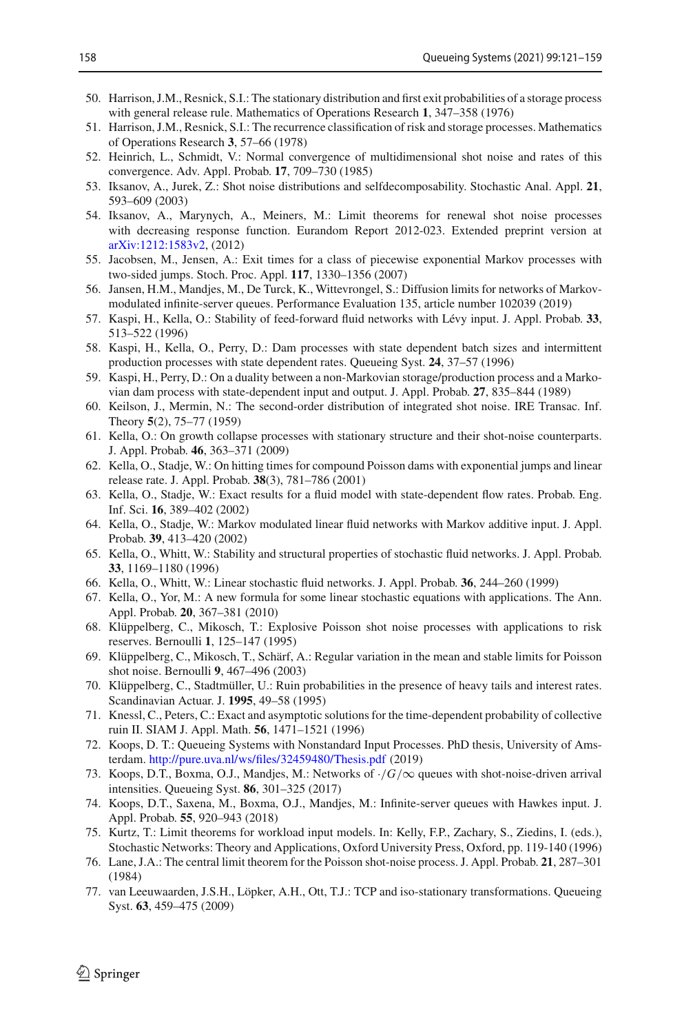50. Harrison, J.M., Resnick, S.I.: The stationary distribution and first exit probabilities of a storage process with general release rule. Mathematics of Operations Research **1**, 347–358 (1976)
51. Harrison, J.M., Resnick, S.I.: The recurrence classification of risk and storage processes. Mathematics of Operations Research **3**, 57–66 (1978)
52. Heinrich, L., Schmidt, V.: Normal convergence of multidimensional shot noise and rates of this convergence. Adv. Appl. Probab. **17**, 709–730 (1985)
53. Iksanov, A., Jurek, Z.: Shot noise distributions and selfdecomposability. Stochastic Anal. Appl. **21**, 593–609 (2003)
54. Iksanov, A., Marynych, A., Meiners, M.: Limit theorems for renewal shot noise processes with decreasing response function. Eurandom Report 2012-023. Extended preprint version at arXiv:1212:1583v2, (2012)
55. Jacobsen, M., Jensen, A.: Exit times for a class of piecewise exponential Markov processes with two-sided jumps. Stoch. Proc. Appl. **117**, 1330–1356 (2007)
56. Jansen, H.M., Mandjes, M., De Turck, K., Wittevrongel, S.: Diffusion limits for networks of Markov-modulated infinite-server queues. Performance Evaluation 135, article number 102039 (2019)
57. Kaspi, H., Kella, O.: Stability of feed-forward fluid networks with Lévy input. J. Appl. Probab. **33**, 513–522 (1996)
58. Kaspi, H., Kella, O., Perry, D.: Dam processes with state dependent batch sizes and intermittent production processes with state dependent rates. Queueing Syst. **24**, 37–57 (1996)
59. Kaspi, H., Perry, D.: On a duality between a non-Markovian storage/production process and a Markovian dam process with state-dependent input and output. J. Appl. Probab. **27**, 835–844 (1989)
60. Keilson, J., Mermin, N.: The second-order distribution of integrated shot noise. IRE Transac. Inf. Theory **5**(2), 75–77 (1959)
61. Kella, O.: On growth collapse processes with stationary structure and their shot-noise counterparts. J. Appl. Probab. **46**, 363–371 (2009)
62. Kella, O., Stadje, W.: On hitting times for compound Poisson dams with exponential jumps and linear release rate. J. Appl. Probab. **38**(3), 781–786 (2001)
63. Kella, O., Stadje, W.: Exact results for a fluid model with state-dependent flow rates. Probab. Eng. Inf. Sci. **16**, 389–402 (2002)
64. Kella, O., Stadje, W.: Markov modulated linear fluid networks with Markov additive input. J. Appl. Probab. **39**, 413–420 (2002)
65. Kella, O., Whitt, W.: Stability and structural properties of stochastic fluid networks. J. Appl. Probab. **33**, 1169–1180 (1996)
66. Kella, O., Whitt, W.: Linear stochastic fluid networks. J. Appl. Probab. **36**, 244–260 (1999)
67. Kella, O., Yor, M.: A new formula for some linear stochastic equations with applications. The Ann. Appl. Probab. **20**, 367–381 (2010)
68. Klüppelberg, C., Mikosch, T.: Explosive Poisson shot noise processes with applications to risk reserves. Bernoulli **1**, 125–147 (1995)
69. Klüppelberg, C., Mikosch, T., Schärf, A.: Regular variation in the mean and stable limits for Poisson shot noise. Bernoulli **9**, 467–496 (2003)
70. Klüppelberg, C., Stadtmüller, U.: Ruin probabilities in the presence of heavy tails and interest rates. Scandinavian Actuar. J. **1995**, 49–58 (1995)
71. Knessl, C., Peters, C.: Exact and asymptotic solutions for the time-dependent probability of collective ruin II. SIAM J. Appl. Math. **56**, 1471–1521 (1996)
72. Koops, D. T.: Queueing Systems with Nonstandard Input Processes. PhD thesis, University of Amsterdam. http://pure.uva.nl/ws/files/32459480/Thesis.pdf (2019)
73. Koops, D.T., Boxma, O.J., Mandjes, M.: Networks of $\cdot/G/\infty$ queues with shot-noise-driven arrival intensities. Queueing Syst. **86**, 301–325 (2017)
74. Koops, D.T., Saxena, M., Boxma, O.J., Mandjes, M.: Infinite-server queues with Hawkes input. J. Appl. Probab. **55**, 920–943 (2018)
75. Kurtz, T.: Limit theorems for workload input models. In: Kelly, F.P., Zachary, S., Ziedins, I. (eds.), Stochastic Networks: Theory and Applications, Oxford University Press, Oxford, pp. 119-140 (1996)
76. Lane, J.A.: The central limit theorem for the Poisson shot-noise process. J. Appl. Probab. **21**, 287–301 (1984)
77. van Leeuwaarden, J.S.H., Löpker, A.H., Ott, T.J.: TCP and iso-stationary transformations. Queueing Syst. **63**, 459–475 (2009)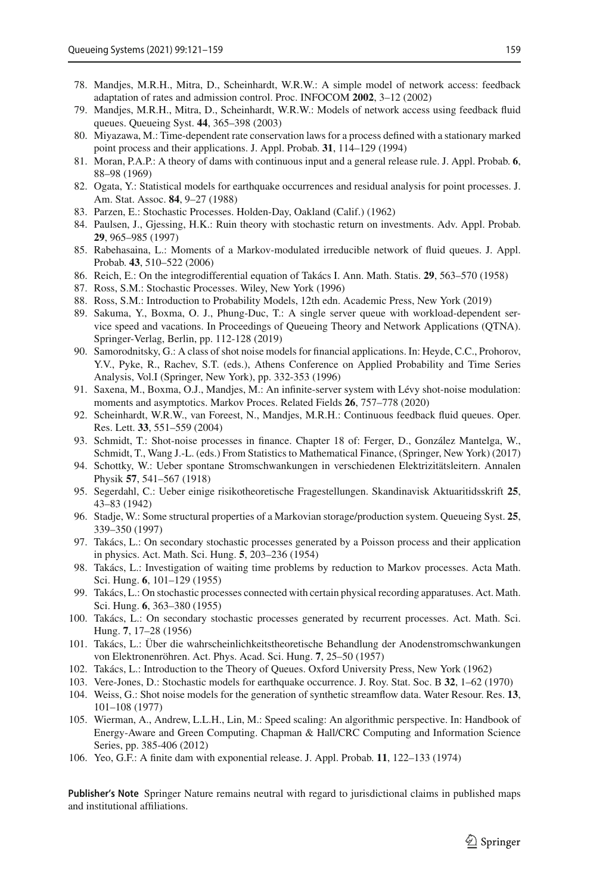78. Mandjes, M.R.H., Mitra, D., Scheinhardt, W.R.W.: A simple model of network access: feedback adaptation of rates and admission control. Proc. INFOCOM **2002**, 3–12 (2002)
79. Mandjes, M.R.H., Mitra, D., Scheinhardt, W.R.W.: Models of network access using feedback fluid queues. Queueing Syst. **44**, 365–398 (2003)
80. Miyazawa, M.: Time-dependent rate conservation laws for a process defined with a stationary marked point process and their applications. J. Appl. Probab. **31**, 114–129 (1994)
81. Moran, P.A.P.: A theory of dams with continuous input and a general release rule. J. Appl. Probab. **6**, 88–98 (1969)
82. Ogata, Y.: Statistical models for earthquake occurrences and residual analysis for point processes. J. Am. Stat. Assoc. **84**, 9–27 (1988)
83. Parzen, E.: Stochastic Processes. Holden-Day, Oakland (Calif.) (1962)
84. Paulsen, J., Gjessing, H.K.: Ruin theory with stochastic return on investments. Adv. Appl. Probab. **29**, 965–985 (1997)
85. Rabehasaina, L.: Moments of a Markov-modulated irreducible network of fluid queues. J. Appl. Probab. **43**, 510–522 (2006)
86. Reich, E.: On the integrodifferential equation of Takács I. Ann. Math. Statis. **29**, 563–570 (1958)
87. Ross, S.M.: Stochastic Processes. Wiley, New York (1996)
88. Ross, S.M.: Introduction to Probability Models, 12th edn. Academic Press, New York (2019)
89. Sakuma, Y., Boxma, O. J., Phung-Duc, T.: A single server queue with workload-dependent service speed and vacations. In Proceedings of Queueing Theory and Network Applications (QTNA). Springer-Verlag, Berlin, pp. 112-128 (2019)
90. Samorodnitsky, G.: A class of shot noise models for financial applications. In: Heyde, C.C., Prohorov, Y.V., Pyke, R., Rachev, S.T. (eds.), Athens Conference on Applied Probability and Time Series Analysis, Vol.I (Springer, New York), pp. 332-353 (1996)
91. Saxena, M., Boxma, O.J., Mandjes, M.: An infinite-server system with Lévy shot-noise modulation: moments and asymptotics. Markov Proces. Related Fields **26**, 757–778 (2020)
92. Scheinhardt, W.R.W., van Foreest, N., Mandjes, M.R.H.: Continuous feedback fluid queues. Oper. Res. Lett. **33**, 551–559 (2004)
93. Schmidt, T.: Shot-noise processes in finance. Chapter 18 of: Ferger, D., González Mantelga, W., Schmidt, T., Wang J.-L. (eds.) From Statistics to Mathematical Finance, (Springer, New York) (2017)
94. Schottky, W.: Ueber spontane Stromschwankungen in verschiedenen Elektrizitätsleitern. Annalen Physik **57**, 541–567 (1918)
95. Segerdahl, C.: Ueber einige risikotheoretische Fragestellungen. Skandinavisk Aktuaritidsskrift **25**, 43–83 (1942)
96. Stadje, W.: Some structural properties of a Markovian storage/production system. Queueing Syst. **25**, 339–350 (1997)
97. Takács, L.: On secondary stochastic processes generated by a Poisson process and their application in physics. Act. Math. Sci. Hung. **5**, 203–236 (1954)
98. Takács, L.: Investigation of waiting time problems by reduction to Markov processes. Acta Math. Sci. Hung. **6**, 101–129 (1955)
99. Takács, L.: On stochastic processes connected with certain physical recording apparatuses. Act. Math. Sci. Hung. **6**, 363–380 (1955)
100. Takács, L.: On secondary stochastic processes generated by recurrent processes. Act. Math. Sci. Hung. **7**, 17–28 (1956)
101. Takács, L.: Über die wahrscheinlichkeitstheoretische Behandlung der Anodenstromschwankungen von Elektronenröhren. Act. Phys. Acad. Sci. Hung. **7**, 25–50 (1957)
102. Takács, L.: Introduction to the Theory of Queues. Oxford University Press, New York (1962)
103. Vere-Jones, D.: Stochastic models for earthquake occurrence. J. Roy. Stat. Soc. B **32**, 1–62 (1970)
104. Weiss, G.: Shot noise models for the generation of synthetic streamflow data. Water Resour. Res. **13**, 101–108 (1977)
105. Wierman, A., Andrew, L.L.H., Lin, M.: Speed scaling: An algorithmic perspective. In: Handbook of Energy-Aware and Green Computing. Chapman & Hall/CRC Computing and Information Science Series, pp. 385-406 (2012)
106. Yeo, G.F.: A finite dam with exponential release. J. Appl. Probab. **11**, 122–133 (1974)

**Publisher's Note** Springer Nature remains neutral with regard to jurisdictional claims in published maps and institutional affiliations.